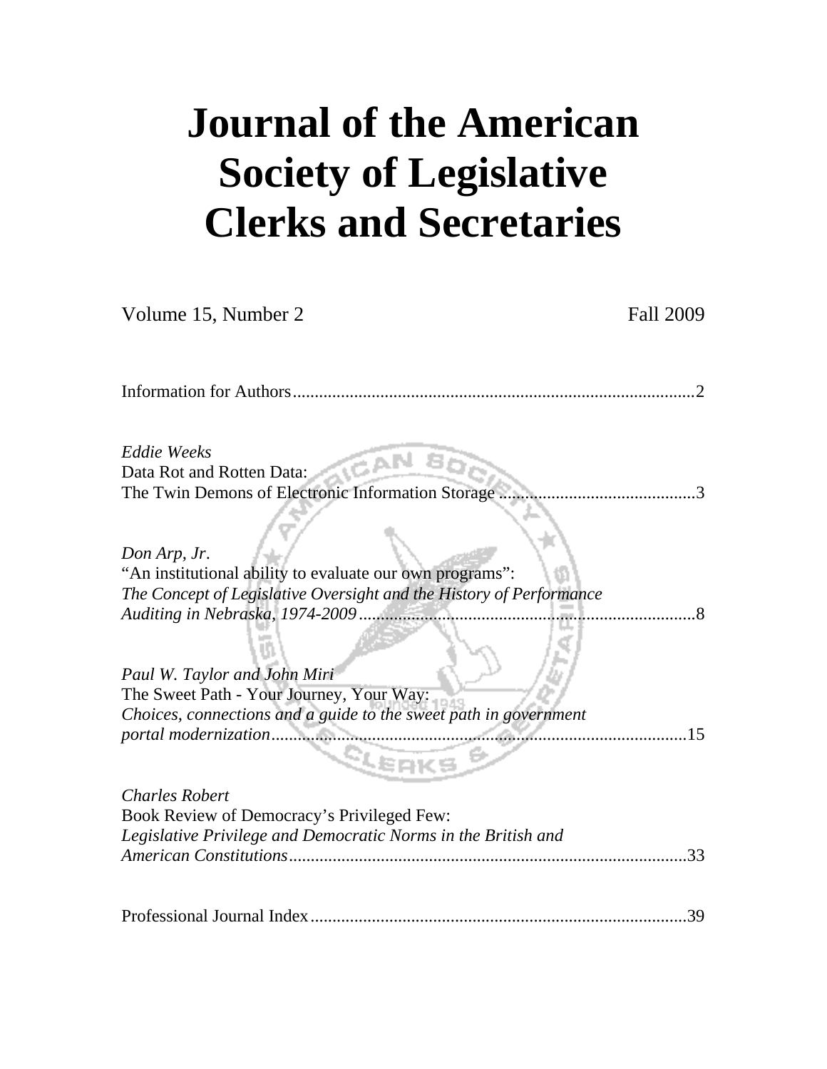# Journal of the American Society of Legislative Clerks and Secretaries

Volume 15, Number 2 | Fall 2009

Information for Authors....................................................................................2

*Eddie Weeks*
Data Rot and Rotten Data:
The Twin Demons of Electronic Information Storage .............................................3

*Don Arp, Jr*.
"An institutional ability to evaluate our own programs":
*The Concept of Legislative Oversight and the History of Performance Auditing in Nebraska, 1974-2009*..............................................................................8

*Paul W. Taylor and John Miri*
The Sweet Path - Your Journey, Your Way:
*Choices, connections and a guide to the sweet path in government portal modernization*.................................................................................................15

*Charles Robert*
Book Review of Democracy's Privileged Few:
*Legislative Privilege and Democratic Norms in the British and American Constitutions*...........................................................................................33

Professional Journal Index......................................................................................39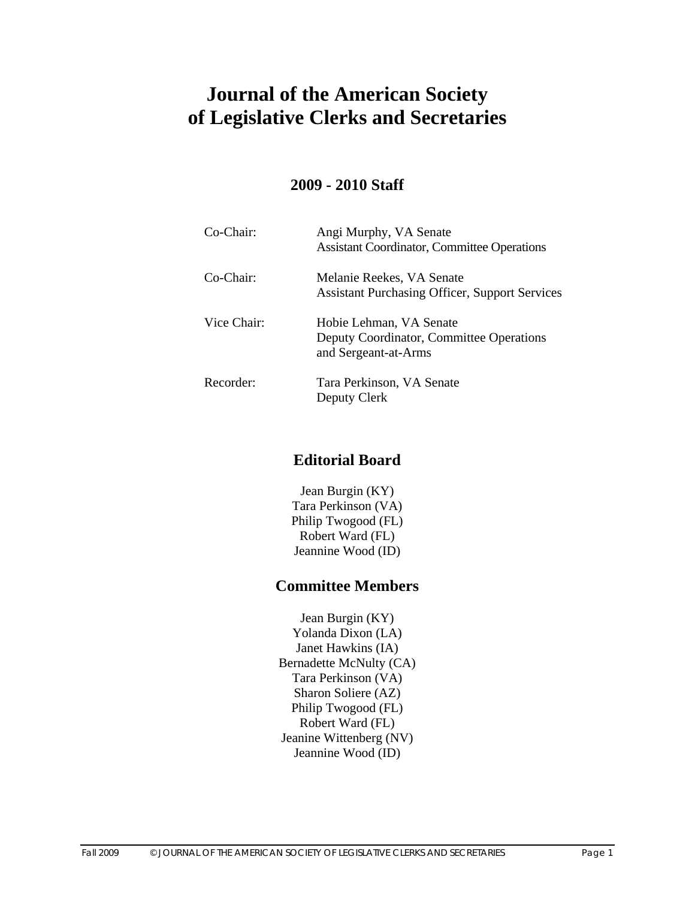# Journal of the American Society of Legislative Clerks and Secretaries

## 2009 - 2010 Staff

| | |
|---|---|
| Co-Chair: | Angi Murphy, VA Senate<br>Assistant Coordinator, Committee Operations |
| Co-Chair: | Melanie Reekes, VA Senate<br>Assistant Purchasing Officer, Support Services |
| Vice Chair: | Hobie Lehman, VA Senate<br>Deputy Coordinator, Committee Operations and Sergeant-at-Arms |
| Recorder: | Tara Perkinson, VA Senate<br>Deputy Clerk |

## Editorial Board

Jean Burgin (KY)
Tara Perkinson (VA)
Philip Twogood (FL)
Robert Ward (FL)
Jeannine Wood (ID)

## Committee Members

Jean Burgin (KY)
Yolanda Dixon (LA)
Janet Hawkins (IA)
Bernadette McNulty (CA)
Tara Perkinson (VA)
Sharon Soliere (AZ)
Philip Twogood (FL)
Robert Ward (FL)
Jeanine Wittenberg (NV)
Jeannine Wood (ID)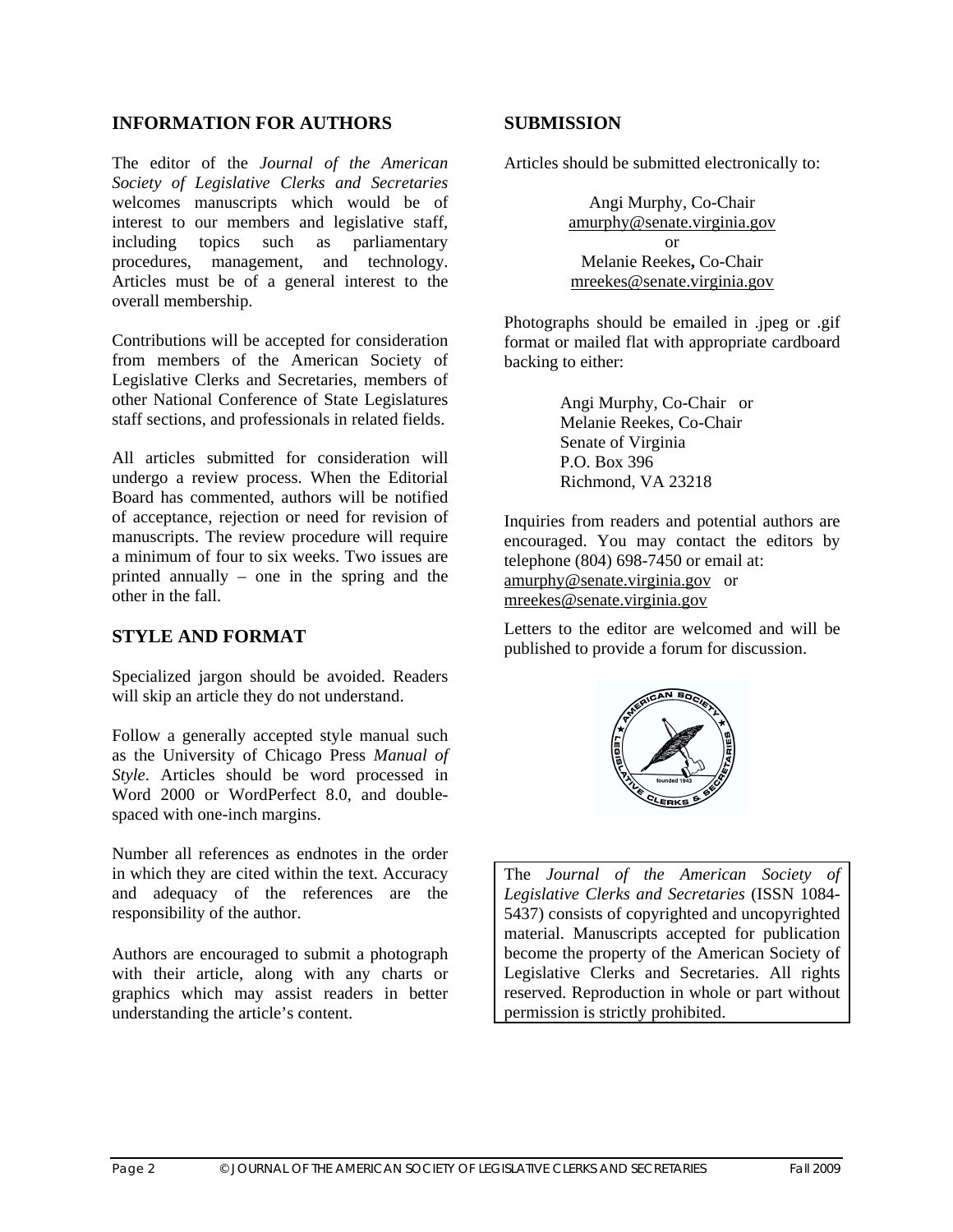## INFORMATION FOR AUTHORS

The editor of the *Journal of the American Society of Legislative Clerks and Secretaries* welcomes manuscripts which would be of interest to our members and legislative staff, including topics such as parliamentary procedures, management, and technology. Articles must be of a general interest to the overall membership.

Contributions will be accepted for consideration from members of the American Society of Legislative Clerks and Secretaries, members of other National Conference of State Legislatures staff sections, and professionals in related fields.

All articles submitted for consideration will undergo a review process. When the Editorial Board has commented, authors will be notified of acceptance, rejection or need for revision of manuscripts. The review procedure will require a minimum of four to six weeks. Two issues are printed annually – one in the spring and the other in the fall.

## STYLE AND FORMAT

Specialized jargon should be avoided. Readers will skip an article they do not understand.

Follow a generally accepted style manual such as the University of Chicago Press *Manual of Style*. Articles should be word processed in Word 2000 or WordPerfect 8.0, and double-spaced with one-inch margins.

Number all references as endnotes in the order in which they are cited within the text. Accuracy and adequacy of the references are the responsibility of the author.

Authors are encouraged to submit a photograph with their article, along with any charts or graphics which may assist readers in better understanding the article's content.

## SUBMISSION

Articles should be submitted electronically to:

Angi Murphy, Co-Chair
amurphy@senate.virginia.gov
or
Melanie Reekes**,** Co-Chair
mreekes@senate.virginia.gov

Photographs should be emailed in .jpeg or .gif format or mailed flat with appropriate cardboard backing to either:

Angi Murphy, Co-Chair or
Melanie Reekes, Co-Chair
Senate of Virginia
P.O. Box 396
Richmond, VA 23218

Inquiries from readers and potential authors are encouraged. You may contact the editors by telephone (804) 698-7450 or email at: amurphy@senate.virginia.gov or mreekes@senate.virginia.gov

Letters to the editor are welcomed and will be published to provide a forum for discussion.

The *Journal of the American Society of Legislative Clerks and Secretaries* (ISSN 1084-5437) consists of copyrighted and uncopyrighted material. Manuscripts accepted for publication become the property of the American Society of Legislative Clerks and Secretaries. All rights reserved. Reproduction in whole or part without permission is strictly prohibited.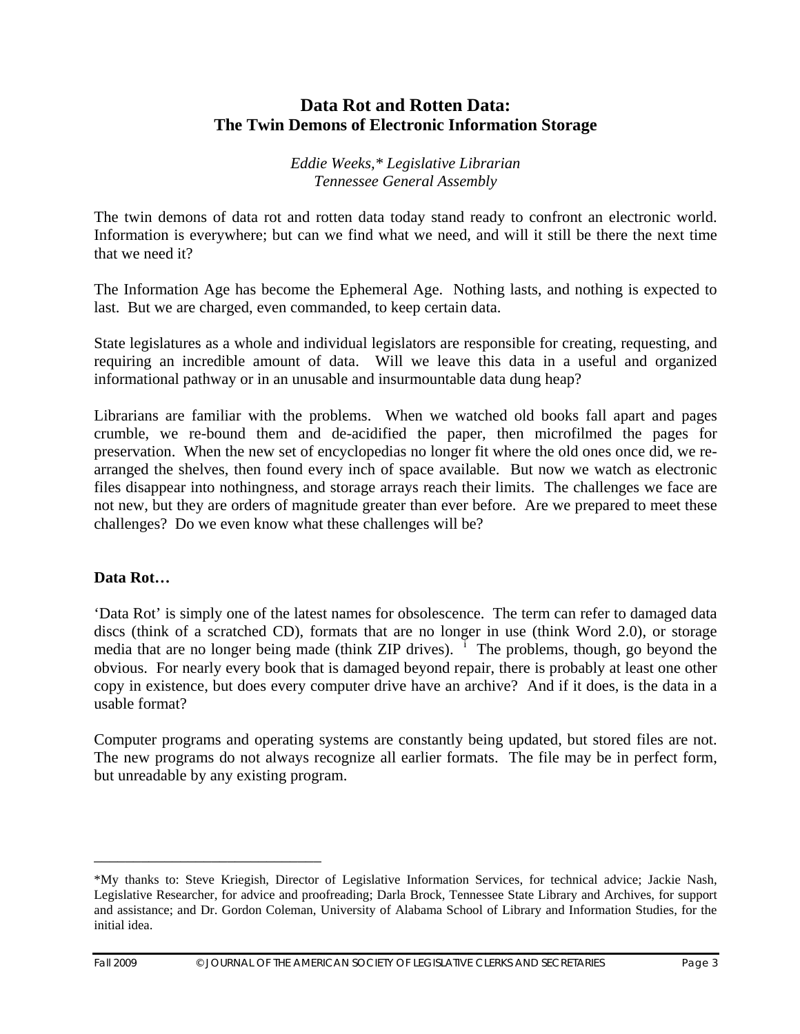## Data Rot and Rotten Data:
## The Twin Demons of Electronic Information Storage

*Eddie Weeks,\* Legislative Librarian*
*Tennessee General Assembly*

The twin demons of data rot and rotten data today stand ready to confront an electronic world. Information is everywhere; but can we find what we need, and will it still be there the next time that we need it?

The Information Age has become the Ephemeral Age. Nothing lasts, and nothing is expected to last. But we are charged, even commanded, to keep certain data.

State legislatures as a whole and individual legislators are responsible for creating, requesting, and requiring an incredible amount of data. Will we leave this data in a useful and organized informational pathway or in an unusable and insurmountable data dung heap?

Librarians are familiar with the problems. When we watched old books fall apart and pages crumble, we re-bound them and de-acidified the paper, then microfilmed the pages for preservation. When the new set of encyclopedias no longer fit where the old ones once did, we re-arranged the shelves, then found every inch of space available. But now we watch as electronic files disappear into nothingness, and storage arrays reach their limits. The challenges we face are not new, but they are orders of magnitude greater than ever before. Are we prepared to meet these challenges? Do we even know what these challenges will be?

**Data Rot…**

'Data Rot' is simply one of the latest names for obsolescence. The term can refer to damaged data discs (think of a scratched CD), formats that are no longer in use (think Word 2.0), or storage media that are no longer being made (think ZIP drives). [i] The problems, though, go beyond the obvious. For nearly every book that is damaged beyond repair, there is probably at least one other copy in existence, but does every computer drive have an archive? And if it does, is the data in a usable format?

Computer programs and operating systems are constantly being updated, but stored files are not. The new programs do not always recognize all earlier formats. The file may be in perfect form, but unreadable by any existing program.

---

\*My thanks to: Steve Kriegish, Director of Legislative Information Services, for technical advice; Jackie Nash, Legislative Researcher, for advice and proofreading; Darla Brock, Tennessee State Library and Archives, for support and assistance; and Dr. Gordon Coleman, University of Alabama School of Library and Information Studies, for the initial idea.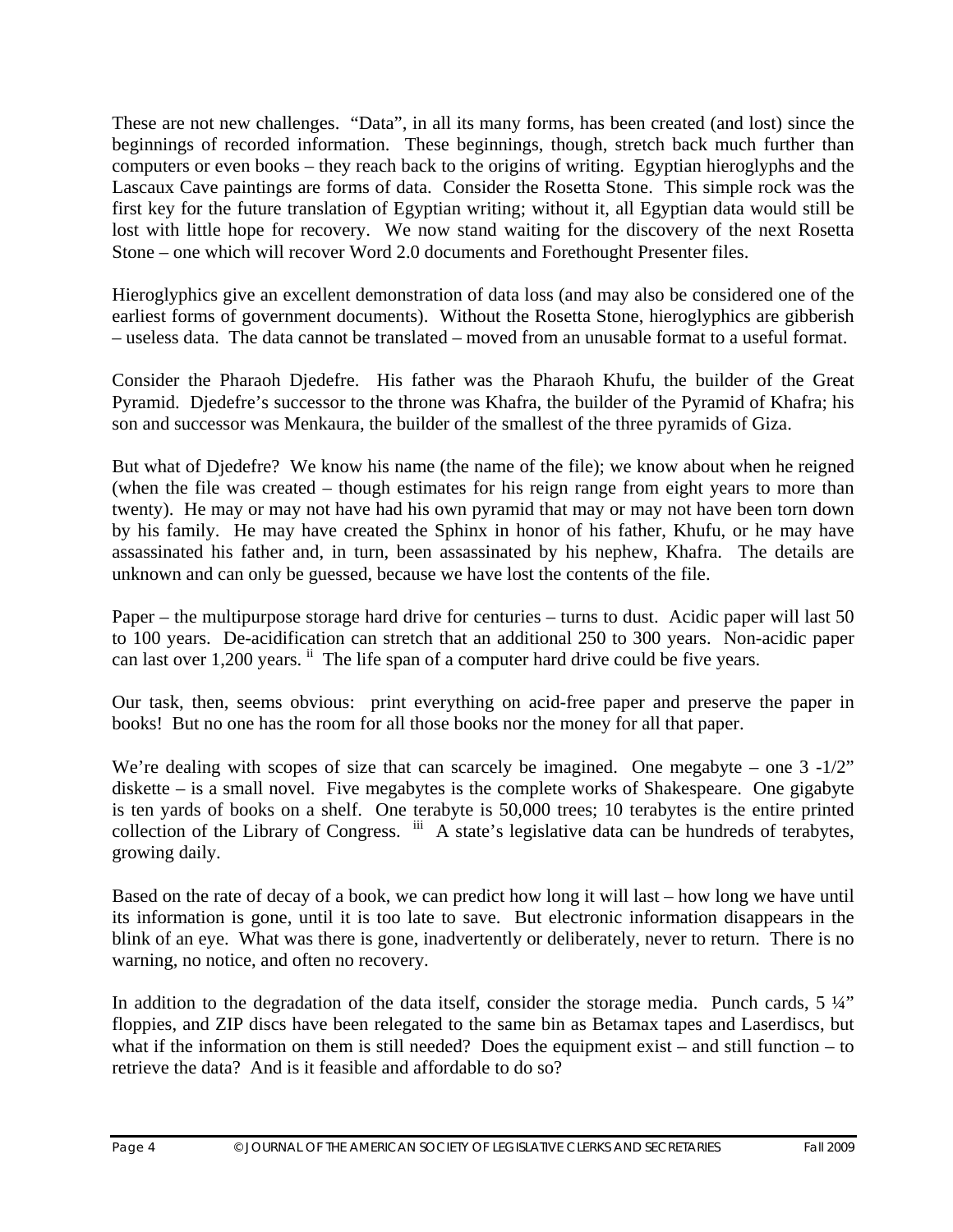These are not new challenges. "Data", in all its many forms, has been created (and lost) since the beginnings of recorded information. These beginnings, though, stretch back much further than computers or even books – they reach back to the origins of writing. Egyptian hieroglyphs and the Lascaux Cave paintings are forms of data. Consider the Rosetta Stone. This simple rock was the first key for the future translation of Egyptian writing; without it, all Egyptian data would still be lost with little hope for recovery. We now stand waiting for the discovery of the next Rosetta Stone – one which will recover Word 2.0 documents and Forethought Presenter files.

Hieroglyphics give an excellent demonstration of data loss (and may also be considered one of the earliest forms of government documents). Without the Rosetta Stone, hieroglyphics are gibberish – useless data. The data cannot be translated – moved from an unusable format to a useful format.

Consider the Pharaoh Djedefre. His father was the Pharaoh Khufu, the builder of the Great Pyramid. Djedefre's successor to the throne was Khafra, the builder of the Pyramid of Khafra; his son and successor was Menkaura, the builder of the smallest of the three pyramids of Giza.

But what of Djedefre? We know his name (the name of the file); we know about when he reigned (when the file was created – though estimates for his reign range from eight years to more than twenty). He may or may not have had his own pyramid that may or may not have been torn down by his family. He may have created the Sphinx in honor of his father, Khufu, or he may have assassinated his father and, in turn, been assassinated by his nephew, Khafra. The details are unknown and can only be guessed, because we have lost the contents of the file.

Paper – the multipurpose storage hard drive for centuries – turns to dust. Acidic paper will last 50 to 100 years. De-acidification can stretch that an additional 250 to 300 years. Non-acidic paper can last over 1,200 years. [ii] The life span of a computer hard drive could be five years.

Our task, then, seems obvious: print everything on acid-free paper and preserve the paper in books! But no one has the room for all those books nor the money for all that paper.

We're dealing with scopes of size that can scarcely be imagined. One megabyte – one 3 -1/2" diskette – is a small novel. Five megabytes is the complete works of Shakespeare. One gigabyte is ten yards of books on a shelf. One terabyte is 50,000 trees; 10 terabytes is the entire printed collection of the Library of Congress. [iii] A state's legislative data can be hundreds of terabytes, growing daily.

Based on the rate of decay of a book, we can predict how long it will last – how long we have until its information is gone, until it is too late to save. But electronic information disappears in the blink of an eye. What was there is gone, inadvertently or deliberately, never to return. There is no warning, no notice, and often no recovery.

In addition to the degradation of the data itself, consider the storage media. Punch cards, 5 ¼" floppies, and ZIP discs have been relegated to the same bin as Betamax tapes and Laserdiscs, but what if the information on them is still needed? Does the equipment exist – and still function – to retrieve the data? And is it feasible and affordable to do so?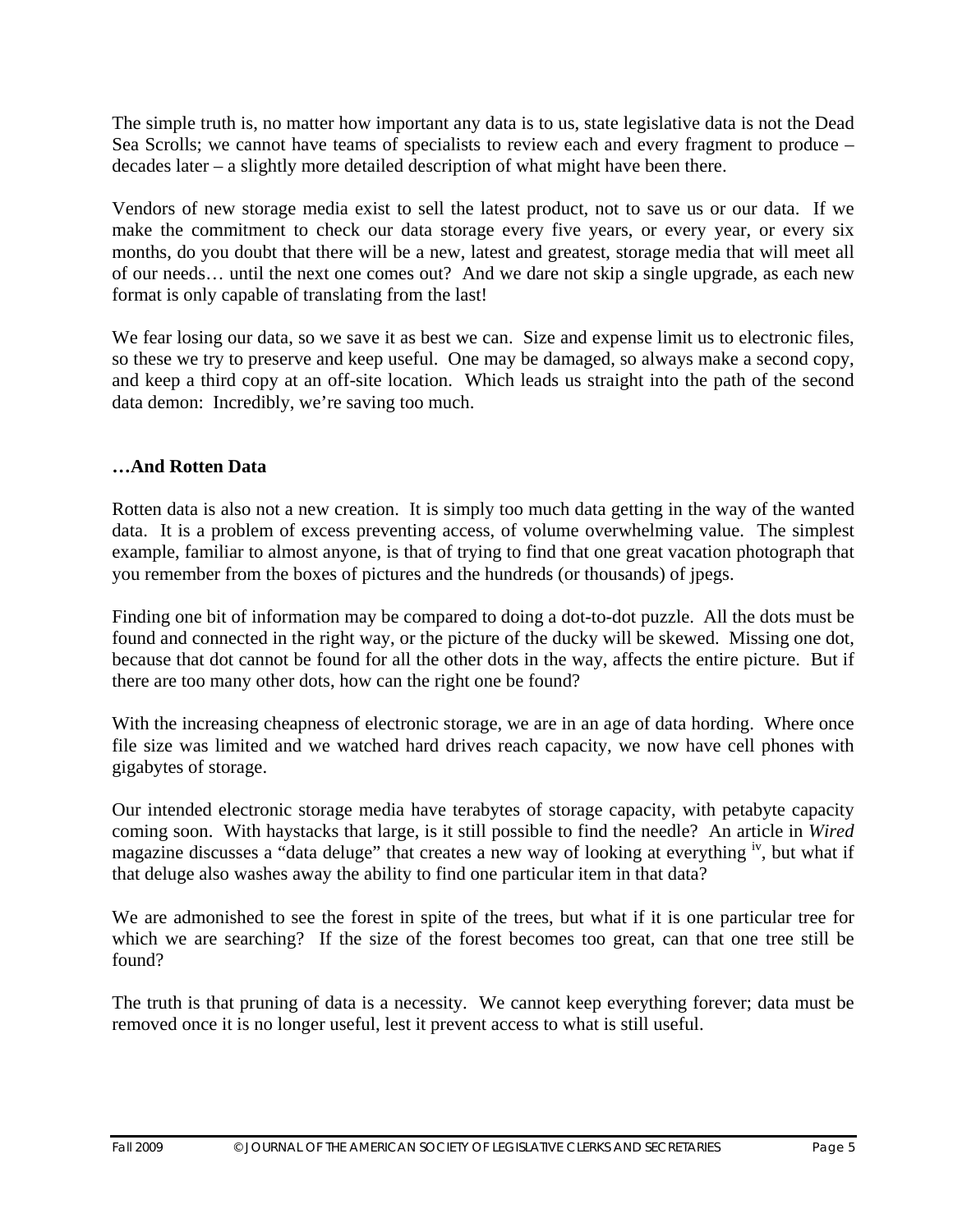The simple truth is, no matter how important any data is to us, state legislative data is not the Dead Sea Scrolls; we cannot have teams of specialists to review each and every fragment to produce – decades later – a slightly more detailed description of what might have been there.

Vendors of new storage media exist to sell the latest product, not to save us or our data. If we make the commitment to check our data storage every five years, or every year, or every six months, do you doubt that there will be a new, latest and greatest, storage media that will meet all of our needs… until the next one comes out? And we dare not skip a single upgrade, as each new format is only capable of translating from the last!

We fear losing our data, so we save it as best we can. Size and expense limit us to electronic files, so these we try to preserve and keep useful. One may be damaged, so always make a second copy, and keep a third copy at an off-site location. Which leads us straight into the path of the second data demon: Incredibly, we're saving too much.

### …And Rotten Data

Rotten data is also not a new creation. It is simply too much data getting in the way of the wanted data. It is a problem of excess preventing access, of volume overwhelming value. The simplest example, familiar to almost anyone, is that of trying to find that one great vacation photograph that you remember from the boxes of pictures and the hundreds (or thousands) of jpegs.

Finding one bit of information may be compared to doing a dot-to-dot puzzle. All the dots must be found and connected in the right way, or the picture of the ducky will be skewed. Missing one dot, because that dot cannot be found for all the other dots in the way, affects the entire picture. But if there are too many other dots, how can the right one be found?

With the increasing cheapness of electronic storage, we are in an age of data hording. Where once file size was limited and we watched hard drives reach capacity, we now have cell phones with gigabytes of storage.

Our intended electronic storage media have terabytes of storage capacity, with petabyte capacity coming soon. With haystacks that large, is it still possible to find the needle? An article in *Wired* magazine discusses a "data deluge" that creates a new way of looking at everything [iv], but what if that deluge also washes away the ability to find one particular item in that data?

We are admonished to see the forest in spite of the trees, but what if it is one particular tree for which we are searching? If the size of the forest becomes too great, can that one tree still be found?

The truth is that pruning of data is a necessity. We cannot keep everything forever; data must be removed once it is no longer useful, lest it prevent access to what is still useful.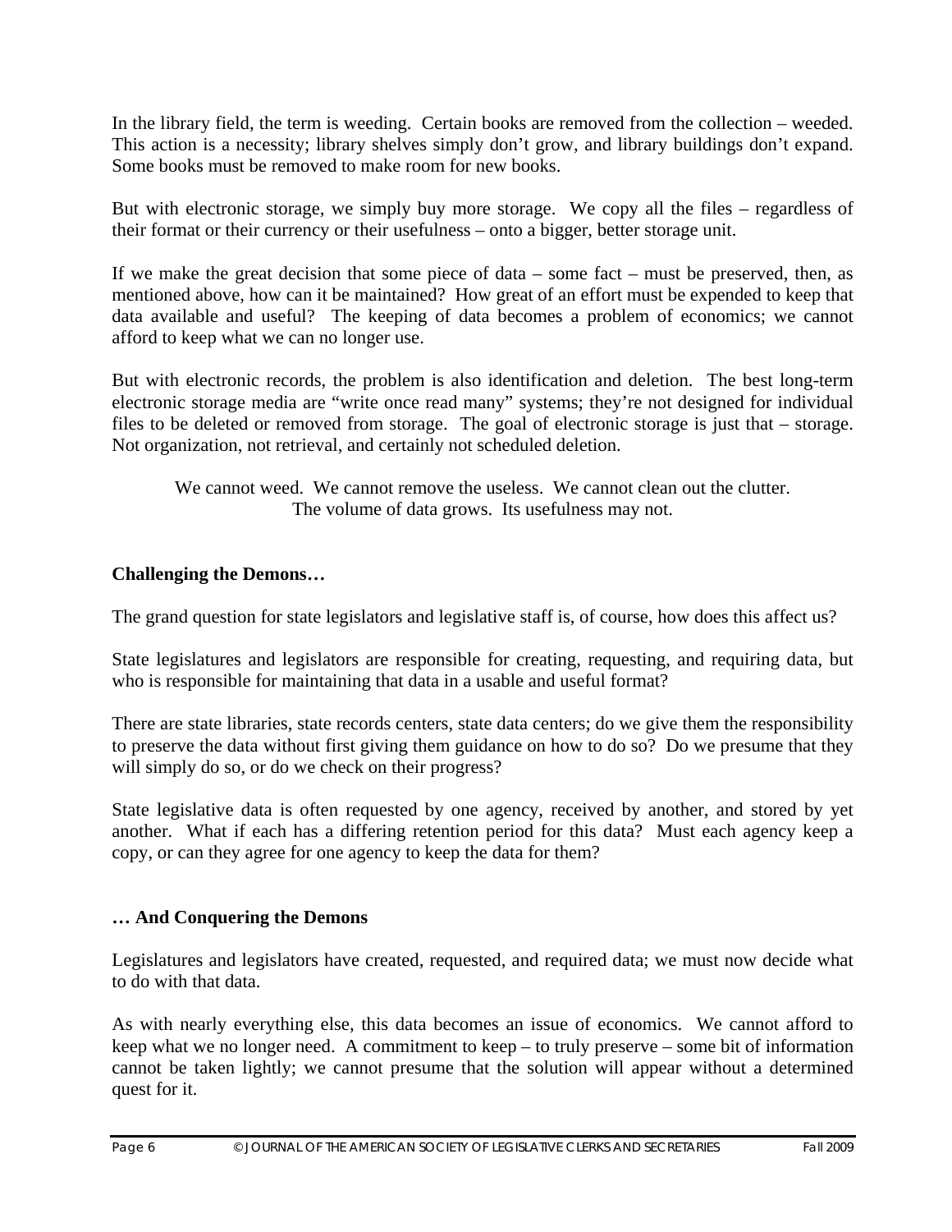In the library field, the term is weeding. Certain books are removed from the collection – weeded. This action is a necessity; library shelves simply don't grow, and library buildings don't expand. Some books must be removed to make room for new books.

But with electronic storage, we simply buy more storage. We copy all the files – regardless of their format or their currency or their usefulness – onto a bigger, better storage unit.

If we make the great decision that some piece of data – some fact – must be preserved, then, as mentioned above, how can it be maintained? How great of an effort must be expended to keep that data available and useful? The keeping of data becomes a problem of economics; we cannot afford to keep what we can no longer use.

But with electronic records, the problem is also identification and deletion. The best long-term electronic storage media are "write once read many" systems; they're not designed for individual files to be deleted or removed from storage. The goal of electronic storage is just that – storage. Not organization, not retrieval, and certainly not scheduled deletion.

> We cannot weed. We cannot remove the useless. We cannot clean out the clutter.
> The volume of data grows. Its usefulness may not.

**Challenging the Demons…**

The grand question for state legislators and legislative staff is, of course, how does this affect us?

State legislatures and legislators are responsible for creating, requesting, and requiring data, but who is responsible for maintaining that data in a usable and useful format?

There are state libraries, state records centers, state data centers; do we give them the responsibility to preserve the data without first giving them guidance on how to do so? Do we presume that they will simply do so, or do we check on their progress?

State legislative data is often requested by one agency, received by another, and stored by yet another. What if each has a differing retention period for this data? Must each agency keep a copy, or can they agree for one agency to keep the data for them?

**… And Conquering the Demons**

Legislatures and legislators have created, requested, and required data; we must now decide what to do with that data.

As with nearly everything else, this data becomes an issue of economics. We cannot afford to keep what we no longer need. A commitment to keep – to truly preserve – some bit of information cannot be taken lightly; we cannot presume that the solution will appear without a determined quest for it.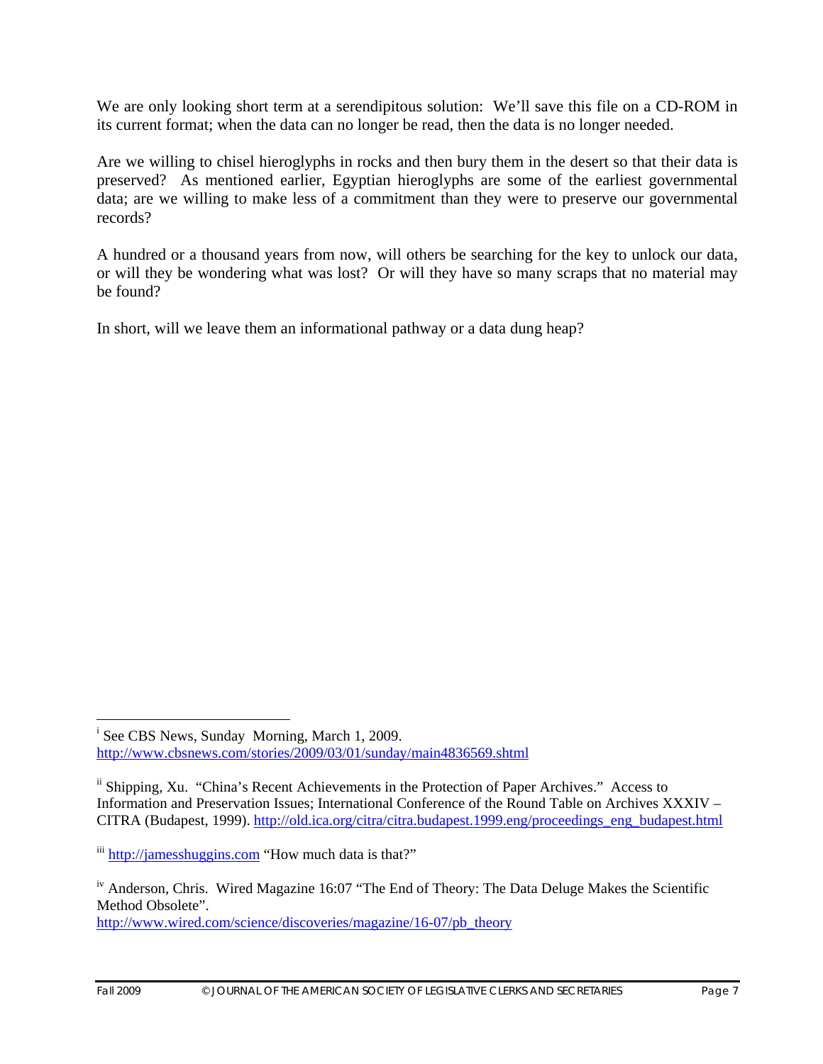We are only looking short term at a serendipitous solution: We'll save this file on a CD-ROM in its current format; when the data can no longer be read, then the data is no longer needed.

Are we willing to chisel hieroglyphs in rocks and then bury them in the desert so that their data is preserved? As mentioned earlier, Egyptian hieroglyphs are some of the earliest governmental data; are we willing to make less of a commitment than they were to preserve our governmental records?

A hundred or a thousand years from now, will others be searching for the key to unlock our data, or will they be wondering what was lost? Or will they have so many scraps that no material may be found?

In short, will we leave them an informational pathway or a data dung heap?

---

[i] See CBS News, Sunday Morning, March 1, 2009. http://www.cbsnews.com/stories/2009/03/01/sunday/main4836569.shtml

[ii] Shipping, Xu. "China's Recent Achievements in the Protection of Paper Archives." Access to Information and Preservation Issues; International Conference of the Round Table on Archives XXXIV – CITRA (Budapest, 1999). http://old.ica.org/citra/citra.budapest.1999.eng/proceedings_eng_budapest.html

[iii] http://jamesshuggins.com "How much data is that?"

[iv] Anderson, Chris. Wired Magazine 16:07 "The End of Theory: The Data Deluge Makes the Scientific Method Obsolete". http://www.wired.com/science/discoveries/magazine/16-07/pb_theory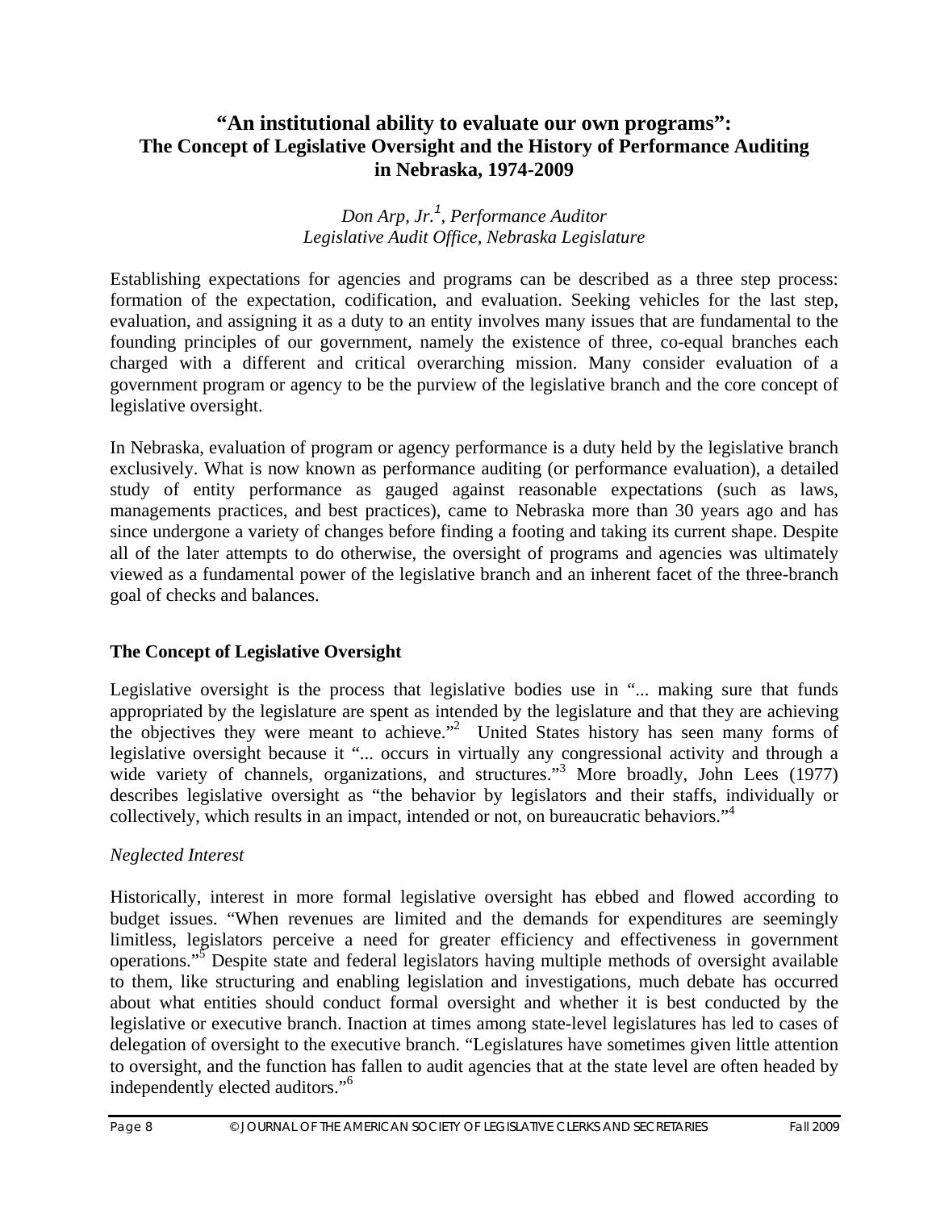# "An institutional ability to evaluate our own programs": The Concept of Legislative Oversight and the History of Performance Auditing in Nebraska, 1974-2009

*Don Arp, Jr.[1], Performance Auditor*
*Legislative Audit Office, Nebraska Legislature*

Establishing expectations for agencies and programs can be described as a three step process: formation of the expectation, codification, and evaluation. Seeking vehicles for the last step, evaluation, and assigning it as a duty to an entity involves many issues that are fundamental to the founding principles of our government, namely the existence of three, co-equal branches each charged with a different and critical overarching mission. Many consider evaluation of a government program or agency to be the purview of the legislative branch and the core concept of legislative oversight.

In Nebraska, evaluation of program or agency performance is a duty held by the legislative branch exclusively. What is now known as performance auditing (or performance evaluation), a detailed study of entity performance as gauged against reasonable expectations (such as laws, managements practices, and best practices), came to Nebraska more than 30 years ago and has since undergone a variety of changes before finding a footing and taking its current shape. Despite all of the later attempts to do otherwise, the oversight of programs and agencies was ultimately viewed as a fundamental power of the legislative branch and an inherent facet of the three-branch goal of checks and balances.

## The Concept of Legislative Oversight

Legislative oversight is the process that legislative bodies use in "... making sure that funds appropriated by the legislature are spent as intended by the legislature and that they are achieving the objectives they were meant to achieve."[2] United States history has seen many forms of legislative oversight because it "... occurs in virtually any congressional activity and through a wide variety of channels, organizations, and structures."[3] More broadly, John Lees (1977) describes legislative oversight as "the behavior by legislators and their staffs, individually or collectively, which results in an impact, intended or not, on bureaucratic behaviors."[4]

### *Neglected Interest*

Historically, interest in more formal legislative oversight has ebbed and flowed according to budget issues. "When revenues are limited and the demands for expenditures are seemingly limitless, legislators perceive a need for greater efficiency and effectiveness in government operations."[5] Despite state and federal legislators having multiple methods of oversight available to them, like structuring and enabling legislation and investigations, much debate has occurred about what entities should conduct formal oversight and whether it is best conducted by the legislative or executive branch. Inaction at times among state-level legislatures has led to cases of delegation of oversight to the executive branch. "Legislatures have sometimes given little attention to oversight, and the function has fallen to audit agencies that at the state level are often headed by independently elected auditors."[6]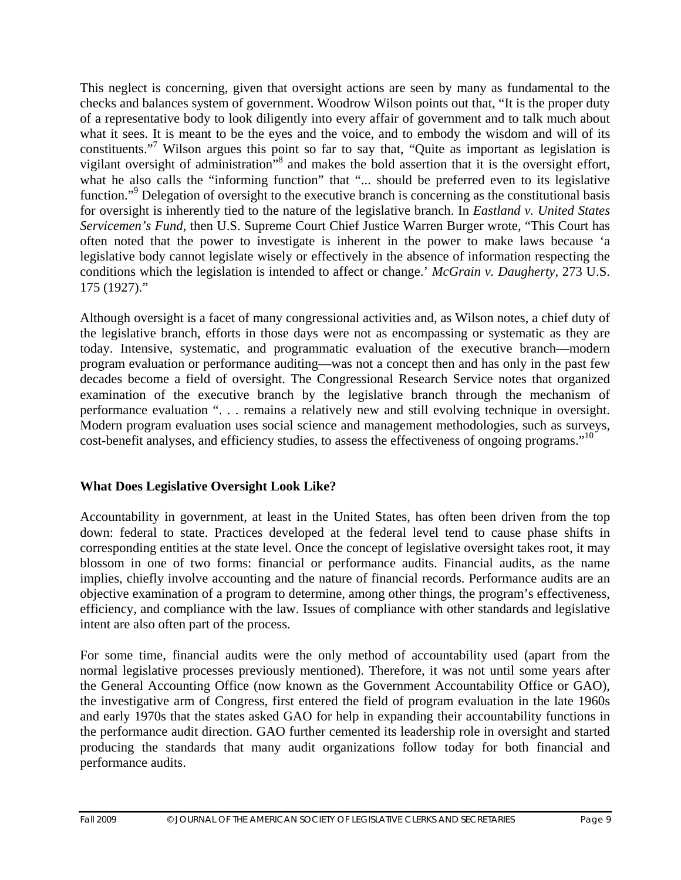This neglect is concerning, given that oversight actions are seen by many as fundamental to the checks and balances system of government. Woodrow Wilson points out that, "It is the proper duty of a representative body to look diligently into every affair of government and to talk much about what it sees. It is meant to be the eyes and the voice, and to embody the wisdom and will of its constituents."[7] Wilson argues this point so far to say that, "Quite as important as legislation is vigilant oversight of administration"[8] and makes the bold assertion that it is the oversight effort, what he also calls the "informing function" that "... should be preferred even to its legislative function."[9] Delegation of oversight to the executive branch is concerning as the constitutional basis for oversight is inherently tied to the nature of the legislative branch. In *Eastland v. United States Servicemen's Fund*, then U.S. Supreme Court Chief Justice Warren Burger wrote, "This Court has often noted that the power to investigate is inherent in the power to make laws because 'a legislative body cannot legislate wisely or effectively in the absence of information respecting the conditions which the legislation is intended to affect or change.' *McGrain v. Daugherty*, 273 U.S. 175 (1927)."

Although oversight is a facet of many congressional activities and, as Wilson notes, a chief duty of the legislative branch, efforts in those days were not as encompassing or systematic as they are today. Intensive, systematic, and programmatic evaluation of the executive branch—modern program evaluation or performance auditing—was not a concept then and has only in the past few decades become a field of oversight. The Congressional Research Service notes that organized examination of the executive branch by the legislative branch through the mechanism of performance evaluation ". . . remains a relatively new and still evolving technique in oversight. Modern program evaluation uses social science and management methodologies, such as surveys, cost-benefit analyses, and efficiency studies, to assess the effectiveness of ongoing programs."[10]

**What Does Legislative Oversight Look Like?**

Accountability in government, at least in the United States, has often been driven from the top down: federal to state. Practices developed at the federal level tend to cause phase shifts in corresponding entities at the state level. Once the concept of legislative oversight takes root, it may blossom in one of two forms: financial or performance audits. Financial audits, as the name implies, chiefly involve accounting and the nature of financial records. Performance audits are an objective examination of a program to determine, among other things, the program's effectiveness, efficiency, and compliance with the law. Issues of compliance with other standards and legislative intent are also often part of the process.

For some time, financial audits were the only method of accountability used (apart from the normal legislative processes previously mentioned). Therefore, it was not until some years after the General Accounting Office (now known as the Government Accountability Office or GAO), the investigative arm of Congress, first entered the field of program evaluation in the late 1960s and early 1970s that the states asked GAO for help in expanding their accountability functions in the performance audit direction. GAO further cemented its leadership role in oversight and started producing the standards that many audit organizations follow today for both financial and performance audits.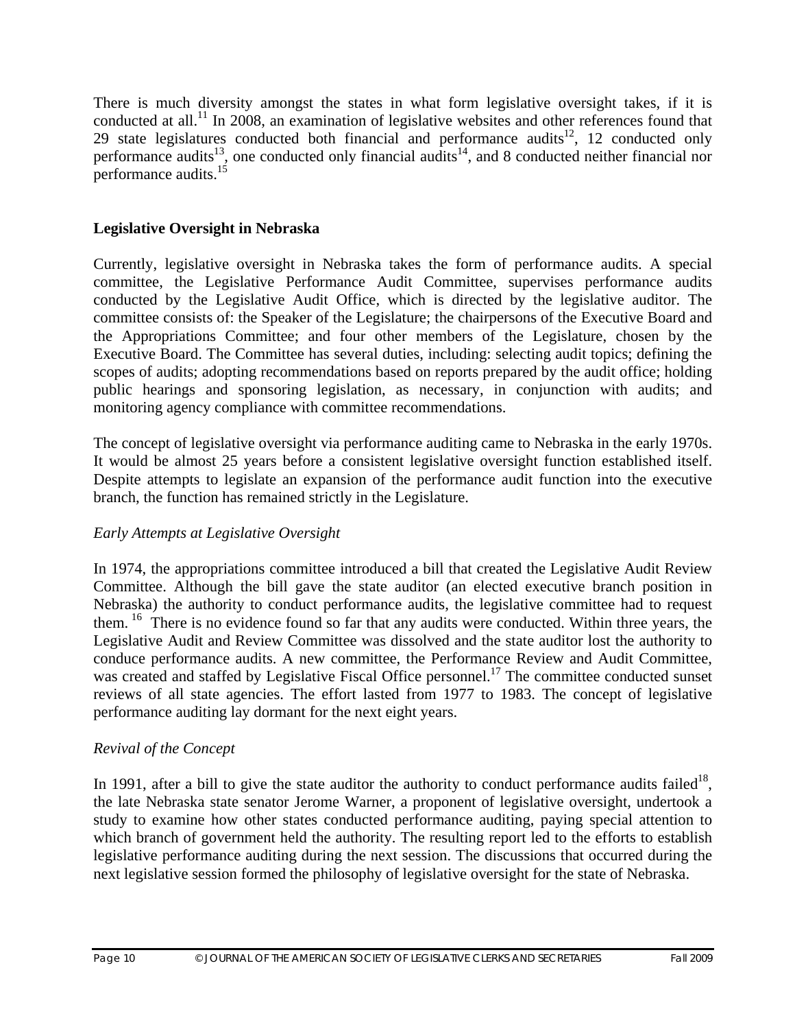There is much diversity amongst the states in what form legislative oversight takes, if it is conducted at all.[11] In 2008, an examination of legislative websites and other references found that 29 state legislatures conducted both financial and performance audits[12], 12 conducted only performance audits[13], one conducted only financial audits[14], and 8 conducted neither financial nor performance audits.[15]

## Legislative Oversight in Nebraska

Currently, legislative oversight in Nebraska takes the form of performance audits. A special committee, the Legislative Performance Audit Committee, supervises performance audits conducted by the Legislative Audit Office, which is directed by the legislative auditor. The committee consists of: the Speaker of the Legislature; the chairpersons of the Executive Board and the Appropriations Committee; and four other members of the Legislature, chosen by the Executive Board. The Committee has several duties, including: selecting audit topics; defining the scopes of audits; adopting recommendations based on reports prepared by the audit office; holding public hearings and sponsoring legislation, as necessary, in conjunction with audits; and monitoring agency compliance with committee recommendations.

The concept of legislative oversight via performance auditing came to Nebraska in the early 1970s. It would be almost 25 years before a consistent legislative oversight function established itself. Despite attempts to legislate an expansion of the performance audit function into the executive branch, the function has remained strictly in the Legislature.

### *Early Attempts at Legislative Oversight*

In 1974, the appropriations committee introduced a bill that created the Legislative Audit Review Committee. Although the bill gave the state auditor (an elected executive branch position in Nebraska) the authority to conduct performance audits, the legislative committee had to request them.[16] There is no evidence found so far that any audits were conducted. Within three years, the Legislative Audit and Review Committee was dissolved and the state auditor lost the authority to conduce performance audits. A new committee, the Performance Review and Audit Committee, was created and staffed by Legislative Fiscal Office personnel.[17] The committee conducted sunset reviews of all state agencies. The effort lasted from 1977 to 1983. The concept of legislative performance auditing lay dormant for the next eight years.

### *Revival of the Concept*

In 1991, after a bill to give the state auditor the authority to conduct performance audits failed[18], the late Nebraska state senator Jerome Warner, a proponent of legislative oversight, undertook a study to examine how other states conducted performance auditing, paying special attention to which branch of government held the authority. The resulting report led to the efforts to establish legislative performance auditing during the next session. The discussions that occurred during the next legislative session formed the philosophy of legislative oversight for the state of Nebraska.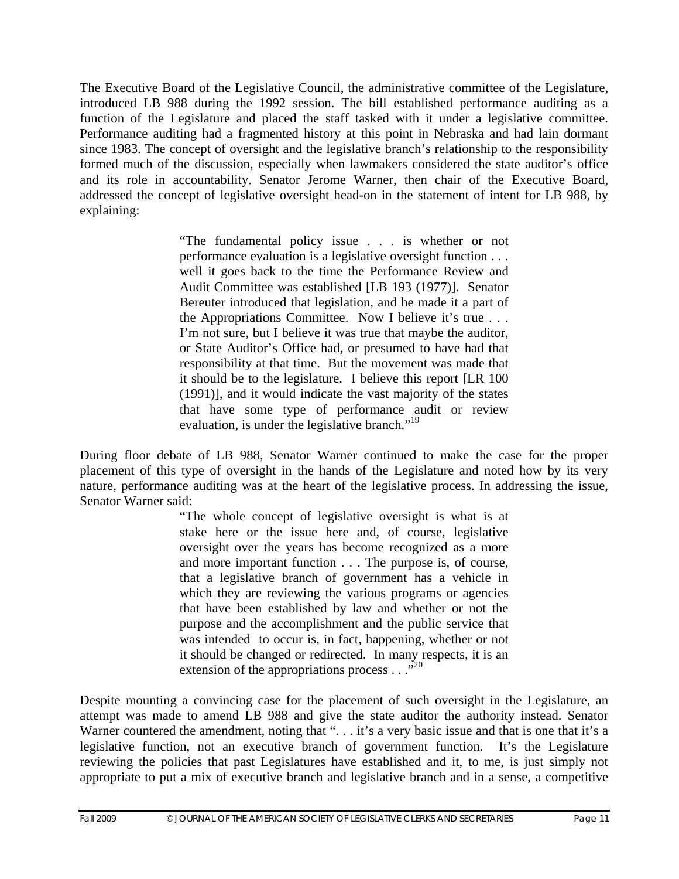The Executive Board of the Legislative Council, the administrative committee of the Legislature, introduced LB 988 during the 1992 session. The bill established performance auditing as a function of the Legislature and placed the staff tasked with it under a legislative committee. Performance auditing had a fragmented history at this point in Nebraska and had lain dormant since 1983. The concept of oversight and the legislative branch's relationship to the responsibility formed much of the discussion, especially when lawmakers considered the state auditor's office and its role in accountability. Senator Jerome Warner, then chair of the Executive Board, addressed the concept of legislative oversight head-on in the statement of intent for LB 988, by explaining:

> "The fundamental policy issue . . . is whether or not performance evaluation is a legislative oversight function . . . well it goes back to the time the Performance Review and Audit Committee was established [LB 193 (1977)]. Senator Bereuter introduced that legislation, and he made it a part of the Appropriations Committee. Now I believe it's true . . . I'm not sure, but I believe it was true that maybe the auditor, or State Auditor's Office had, or presumed to have had that responsibility at that time. But the movement was made that it should be to the legislature. I believe this report [LR 100 (1991)], and it would indicate the vast majority of the states that have some type of performance audit or review evaluation, is under the legislative branch."[19]

During floor debate of LB 988, Senator Warner continued to make the case for the proper placement of this type of oversight in the hands of the Legislature and noted how by its very nature, performance auditing was at the heart of the legislative process. In addressing the issue, Senator Warner said:

> "The whole concept of legislative oversight is what is at stake here or the issue here and, of course, legislative oversight over the years has become recognized as a more and more important function . . . The purpose is, of course, that a legislative branch of government has a vehicle in which they are reviewing the various programs or agencies that have been established by law and whether or not the purpose and the accomplishment and the public service that was intended to occur is, in fact, happening, whether or not it should be changed or redirected. In many respects, it is an extension of the appropriations process . . ."[20]

Despite mounting a convincing case for the placement of such oversight in the Legislature, an attempt was made to amend LB 988 and give the state auditor the authority instead. Senator Warner countered the amendment, noting that ". . . it's a very basic issue and that is one that it's a legislative function, not an executive branch of government function. It's the Legislature reviewing the policies that past Legislatures have established and it, to me, is just simply not appropriate to put a mix of executive branch and legislative branch and in a sense, a competitive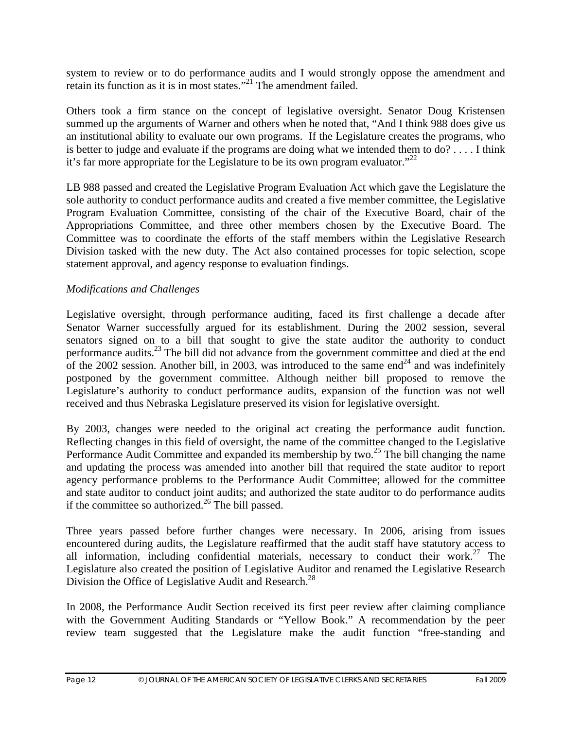system to review or to do performance audits and I would strongly oppose the amendment and retain its function as it is in most states."[21] The amendment failed.

Others took a firm stance on the concept of legislative oversight. Senator Doug Kristensen summed up the arguments of Warner and others when he noted that, "And I think 988 does give us an institutional ability to evaluate our own programs. If the Legislature creates the programs, who is better to judge and evaluate if the programs are doing what we intended them to do? . . . . I think it's far more appropriate for the Legislature to be its own program evaluator."[22]

LB 988 passed and created the Legislative Program Evaluation Act which gave the Legislature the sole authority to conduct performance audits and created a five member committee, the Legislative Program Evaluation Committee, consisting of the chair of the Executive Board, chair of the Appropriations Committee, and three other members chosen by the Executive Board. The Committee was to coordinate the efforts of the staff members within the Legislative Research Division tasked with the new duty. The Act also contained processes for topic selection, scope statement approval, and agency response to evaluation findings.

*Modifications and Challenges*

Legislative oversight, through performance auditing, faced its first challenge a decade after Senator Warner successfully argued for its establishment. During the 2002 session, several senators signed on to a bill that sought to give the state auditor the authority to conduct performance audits.[23] The bill did not advance from the government committee and died at the end of the 2002 session. Another bill, in 2003, was introduced to the same end[24] and was indefinitely postponed by the government committee. Although neither bill proposed to remove the Legislature's authority to conduct performance audits, expansion of the function was not well received and thus Nebraska Legislature preserved its vision for legislative oversight.

By 2003, changes were needed to the original act creating the performance audit function. Reflecting changes in this field of oversight, the name of the committee changed to the Legislative Performance Audit Committee and expanded its membership by two.[25] The bill changing the name and updating the process was amended into another bill that required the state auditor to report agency performance problems to the Performance Audit Committee; allowed for the committee and state auditor to conduct joint audits; and authorized the state auditor to do performance audits if the committee so authorized.[26] The bill passed.

Three years passed before further changes were necessary. In 2006, arising from issues encountered during audits, the Legislature reaffirmed that the audit staff have statutory access to all information, including confidential materials, necessary to conduct their work.[27] The Legislature also created the position of Legislative Auditor and renamed the Legislative Research Division the Office of Legislative Audit and Research.[28]

In 2008, the Performance Audit Section received its first peer review after claiming compliance with the Government Auditing Standards or "Yellow Book." A recommendation by the peer review team suggested that the Legislature make the audit function "free-standing and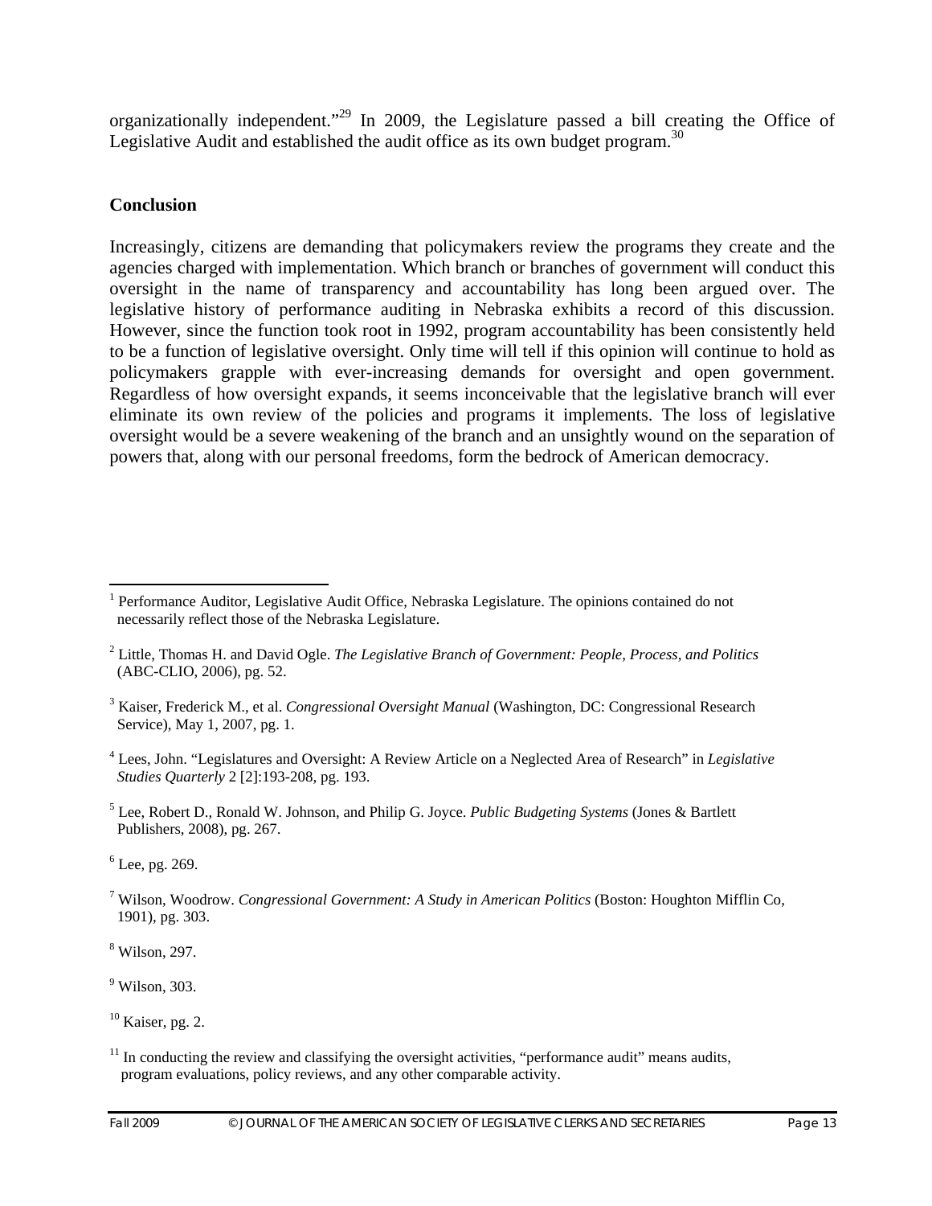organizationally independent."[29] In 2009, the Legislature passed a bill creating the Office of Legislative Audit and established the audit office as its own budget program.[30]

## Conclusion

Increasingly, citizens are demanding that policymakers review the programs they create and the agencies charged with implementation. Which branch or branches of government will conduct this oversight in the name of transparency and accountability has long been argued over. The legislative history of performance auditing in Nebraska exhibits a record of this discussion. However, since the function took root in 1992, program accountability has been consistently held to be a function of legislative oversight. Only time will tell if this opinion will continue to hold as policymakers grapple with ever-increasing demands for oversight and open government. Regardless of how oversight expands, it seems inconceivable that the legislative branch will ever eliminate its own review of the policies and programs it implements. The loss of legislative oversight would be a severe weakening of the branch and an unsightly wound on the separation of powers that, along with our personal freedoms, form the bedrock of American democracy.

---

[1] Performance Auditor, Legislative Audit Office, Nebraska Legislature. The opinions contained do not necessarily reflect those of the Nebraska Legislature.

[2] Little, Thomas H. and David Ogle. *The Legislative Branch of Government: People, Process, and Politics* (ABC-CLIO, 2006), pg. 52.

[3] Kaiser, Frederick M., et al. *Congressional Oversight Manual* (Washington, DC: Congressional Research Service), May 1, 2007, pg. 1.

[4] Lees, John. "Legislatures and Oversight: A Review Article on a Neglected Area of Research" in *Legislative Studies Quarterly* 2 [2]:193-208, pg. 193.

[5] Lee, Robert D., Ronald W. Johnson, and Philip G. Joyce. *Public Budgeting Systems* (Jones & Bartlett Publishers, 2008), pg. 267.

[6] Lee, pg. 269.

[7] Wilson, Woodrow. *Congressional Government: A Study in American Politics* (Boston: Houghton Mifflin Co, 1901), pg. 303.

[8] Wilson, 297.

[9] Wilson, 303.

[10] Kaiser, pg. 2.

[11] In conducting the review and classifying the oversight activities, "performance audit" means audits, program evaluations, policy reviews, and any other comparable activity.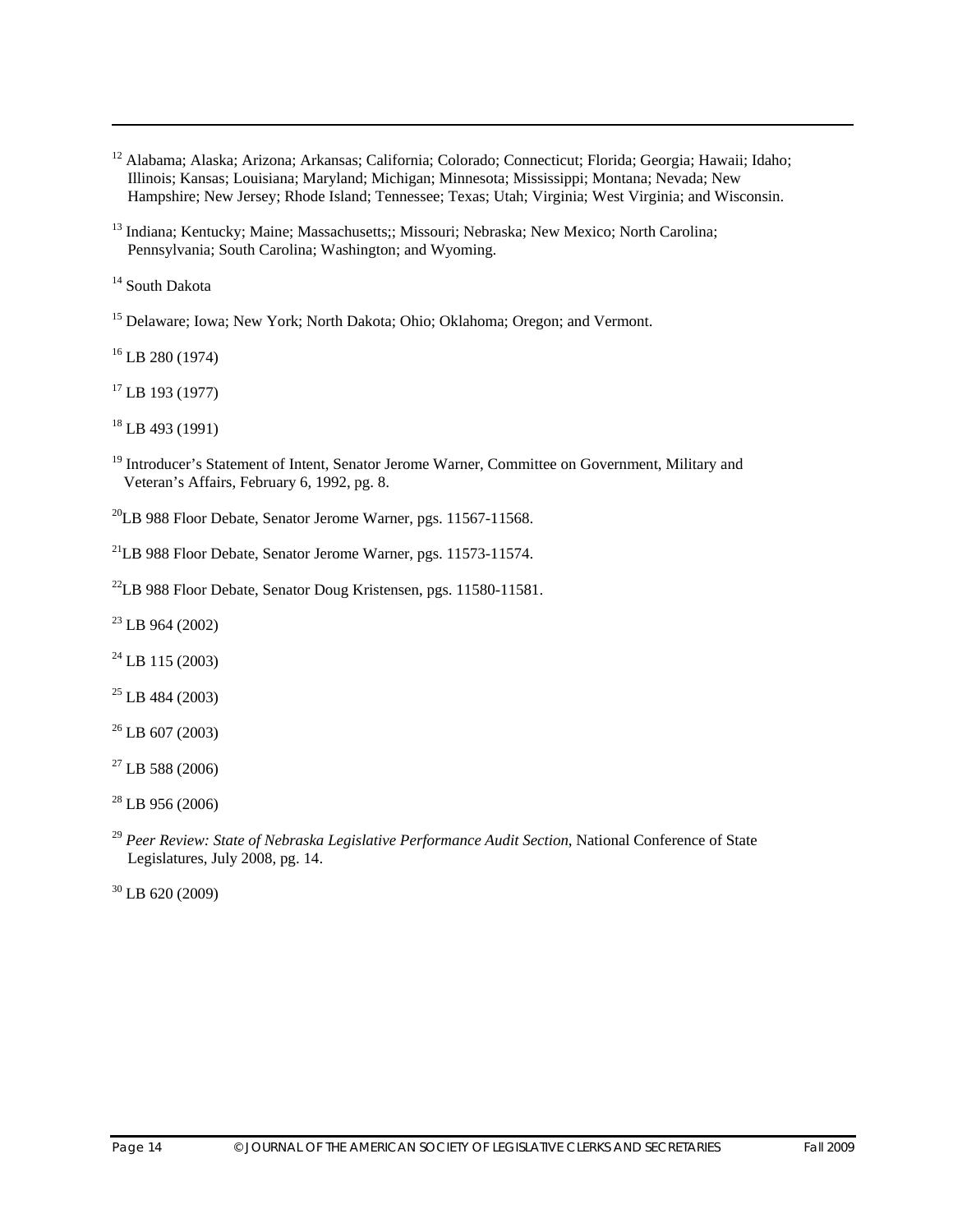[12] Alabama; Alaska; Arizona; Arkansas; California; Colorado; Connecticut; Florida; Georgia; Hawaii; Idaho; Illinois; Kansas; Louisiana; Maryland; Michigan; Minnesota; Mississippi; Montana; Nevada; New Hampshire; New Jersey; Rhode Island; Tennessee; Texas; Utah; Virginia; West Virginia; and Wisconsin.

[13] Indiana; Kentucky; Maine; Massachusetts;; Missouri; Nebraska; New Mexico; North Carolina; Pennsylvania; South Carolina; Washington; and Wyoming.

[14] South Dakota

[15] Delaware; Iowa; New York; North Dakota; Ohio; Oklahoma; Oregon; and Vermont.

[16] LB 280 (1974)

[17] LB 193 (1977)

[18] LB 493 (1991)

[19] Introducer's Statement of Intent, Senator Jerome Warner, Committee on Government, Military and Veteran's Affairs, February 6, 1992, pg. 8.

[20] LB 988 Floor Debate, Senator Jerome Warner, pgs. 11567-11568.

[21] LB 988 Floor Debate, Senator Jerome Warner, pgs. 11573-11574.

[22] LB 988 Floor Debate, Senator Doug Kristensen, pgs. 11580-11581.

[23] LB 964 (2002)

[24] LB 115 (2003)

[25] LB 484 (2003)

[26] LB 607 (2003)

[27] LB 588 (2006)

[28] LB 956 (2006)

[29] *Peer Review: State of Nebraska Legislative Performance Audit Section*, National Conference of State Legislatures, July 2008, pg. 14.

[30] LB 620 (2009)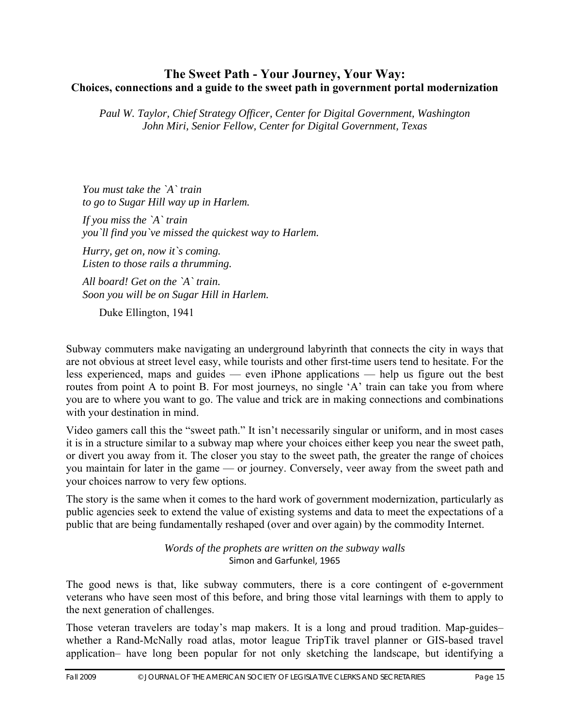## The Sweet Path - Your Journey, Your Way:
### Choices, connections and a guide to the sweet path in government portal modernization

*Paul W. Taylor, Chief Strategy Officer, Center for Digital Government, Washington*
*John Miri, Senior Fellow, Center for Digital Government, Texas*

*You must take the `A` train*
*to go to Sugar Hill way up in Harlem.*

*If you miss the `A` train*
*you`ll find you`ve missed the quickest way to Harlem.*

*Hurry, get on, now it`s coming.*
*Listen to those rails a thrumming.*

*All board! Get on the `A` train.*
*Soon you will be on Sugar Hill in Harlem.*

Duke Ellington, 1941

Subway commuters make navigating an underground labyrinth that connects the city in ways that are not obvious at street level easy, while tourists and other first-time users tend to hesitate. For the less experienced, maps and guides — even iPhone applications — help us figure out the best routes from point A to point B. For most journeys, no single 'A' train can take you from where you are to where you want to go. The value and trick are in making connections and combinations with your destination in mind.

Video gamers call this the "sweet path." It isn't necessarily singular or uniform, and in most cases it is in a structure similar to a subway map where your choices either keep you near the sweet path, or divert you away from it. The closer you stay to the sweet path, the greater the range of choices you maintain for later in the game — or journey. Conversely, veer away from the sweet path and your choices narrow to very few options.

The story is the same when it comes to the hard work of government modernization, particularly as public agencies seek to extend the value of existing systems and data to meet the expectations of a public that are being fundamentally reshaped (over and over again) by the commodity Internet.

*Words of the prophets are written on the subway walls*
Simon and Garfunkel, 1965

The good news is that, like subway commuters, there is a core contingent of e-government veterans who have seen most of this before, and bring those vital learnings with them to apply to the next generation of challenges.

Those veteran travelers are today's map makers. It is a long and proud tradition. Map-guides– whether a Rand-McNally road atlas, motor league TripTik travel planner or GIS-based travel application– have long been popular for not only sketching the landscape, but identifying a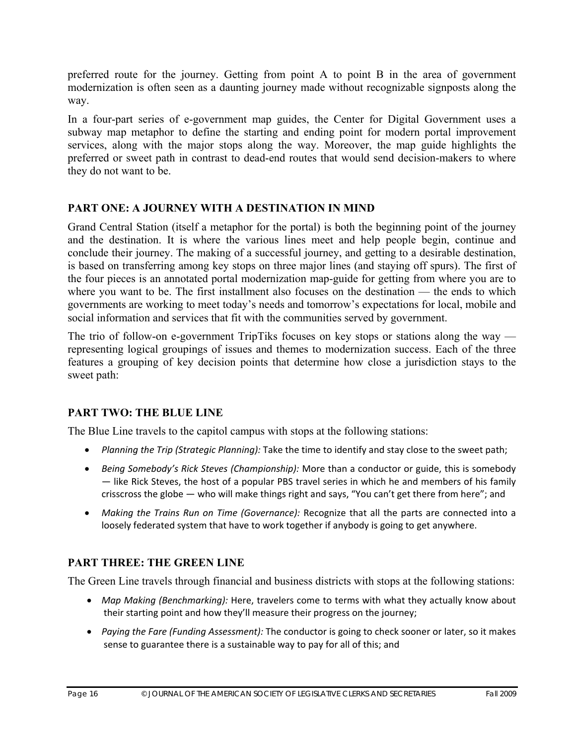preferred route for the journey. Getting from point A to point B in the area of government modernization is often seen as a daunting journey made without recognizable signposts along the way.

In a four-part series of e-government map guides, the Center for Digital Government uses a subway map metaphor to define the starting and ending point for modern portal improvement services, along with the major stops along the way. Moreover, the map guide highlights the preferred or sweet path in contrast to dead-end routes that would send decision-makers to where they do not want to be.

## PART ONE: A JOURNEY WITH A DESTINATION IN MIND

Grand Central Station (itself a metaphor for the portal) is both the beginning point of the journey and the destination. It is where the various lines meet and help people begin, continue and conclude their journey. The making of a successful journey, and getting to a desirable destination, is based on transferring among key stops on three major lines (and staying off spurs). The first of the four pieces is an annotated portal modernization map-guide for getting from where you are to where you want to be. The first installment also focuses on the destination — the ends to which governments are working to meet today's needs and tomorrow's expectations for local, mobile and social information and services that fit with the communities served by government.

The trio of follow-on e-government TripTiks focuses on key stops or stations along the way — representing logical groupings of issues and themes to modernization success. Each of the three features a grouping of key decision points that determine how close a jurisdiction stays to the sweet path:

## PART TWO: THE BLUE LINE

The Blue Line travels to the capitol campus with stops at the following stations:

- *Planning the Trip (Strategic Planning):* Take the time to identify and stay close to the sweet path;
- *Being Somebody's Rick Steves (Championship):* More than a conductor or guide, this is somebody — like Rick Steves, the host of a popular PBS travel series in which he and members of his family crisscross the globe — who will make things right and says, "You can't get there from here"; and
- *Making the Trains Run on Time (Governance):* Recognize that all the parts are connected into a loosely federated system that have to work together if anybody is going to get anywhere.

## PART THREE: THE GREEN LINE

The Green Line travels through financial and business districts with stops at the following stations:

- *Map Making (Benchmarking):* Here, travelers come to terms with what they actually know about their starting point and how they'll measure their progress on the journey;
- *Paying the Fare (Funding Assessment):* The conductor is going to check sooner or later, so it makes sense to guarantee there is a sustainable way to pay for all of this; and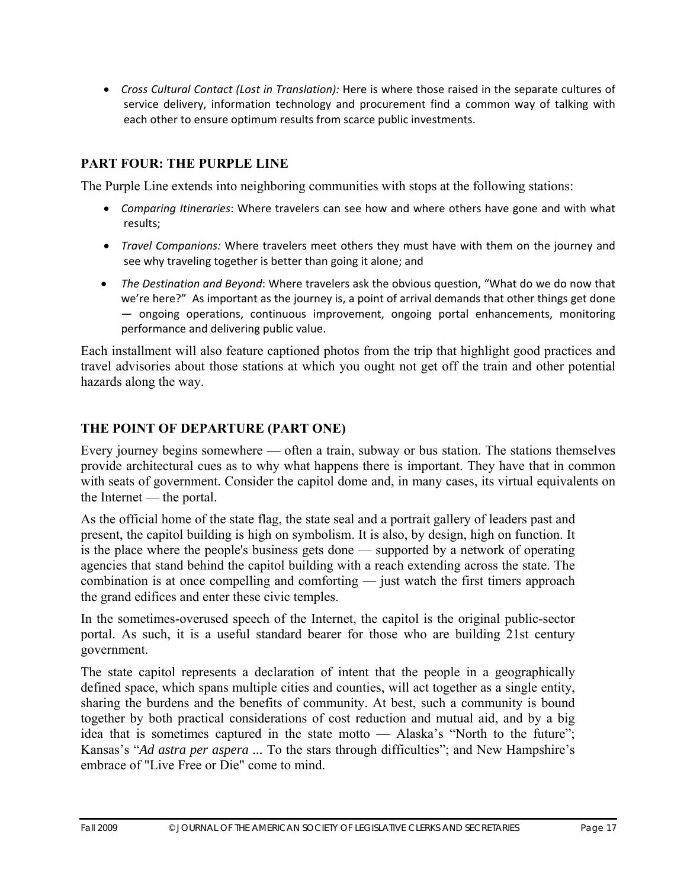- *Cross Cultural Contact (Lost in Translation):* Here is where those raised in the separate cultures of service delivery, information technology and procurement find a common way of talking with each other to ensure optimum results from scarce public investments.

## PART FOUR: THE PURPLE LINE

The Purple Line extends into neighboring communities with stops at the following stations:

- *Comparing Itineraries*: Where travelers can see how and where others have gone and with what results;
- *Travel Companions:* Where travelers meet others they must have with them on the journey and see why traveling together is better than going it alone; and
- *The Destination and Beyond*: Where travelers ask the obvious question, "What do we do now that we're here?" As important as the journey is, a point of arrival demands that other things get done — ongoing operations, continuous improvement, ongoing portal enhancements, monitoring performance and delivering public value.

Each installment will also feature captioned photos from the trip that highlight good practices and travel advisories about those stations at which you ought not get off the train and other potential hazards along the way.

## THE POINT OF DEPARTURE (PART ONE)

Every journey begins somewhere — often a train, subway or bus station. The stations themselves provide architectural cues as to why what happens there is important. They have that in common with seats of government. Consider the capitol dome and, in many cases, its virtual equivalents on the Internet — the portal.

As the official home of the state flag, the state seal and a portrait gallery of leaders past and present, the capitol building is high on symbolism. It is also, by design, high on function. It is the place where the people's business gets done — supported by a network of operating agencies that stand behind the capitol building with a reach extending across the state. The combination is at once compelling and comforting — just watch the first timers approach the grand edifices and enter these civic temples.

In the sometimes-overused speech of the Internet, the capitol is the original public-sector portal. As such, it is a useful standard bearer for those who are building 21st century government.

The state capitol represents a declaration of intent that the people in a geographically defined space, which spans multiple cities and counties, will act together as a single entity, sharing the burdens and the benefits of community. At best, such a community is bound together by both practical considerations of cost reduction and mutual aid, and by a big idea that is sometimes captured in the state motto — Alaska's "North to the future"; Kansas's "*Ad astra per aspera* ... To the stars through difficulties"; and New Hampshire's embrace of "Live Free or Die" come to mind.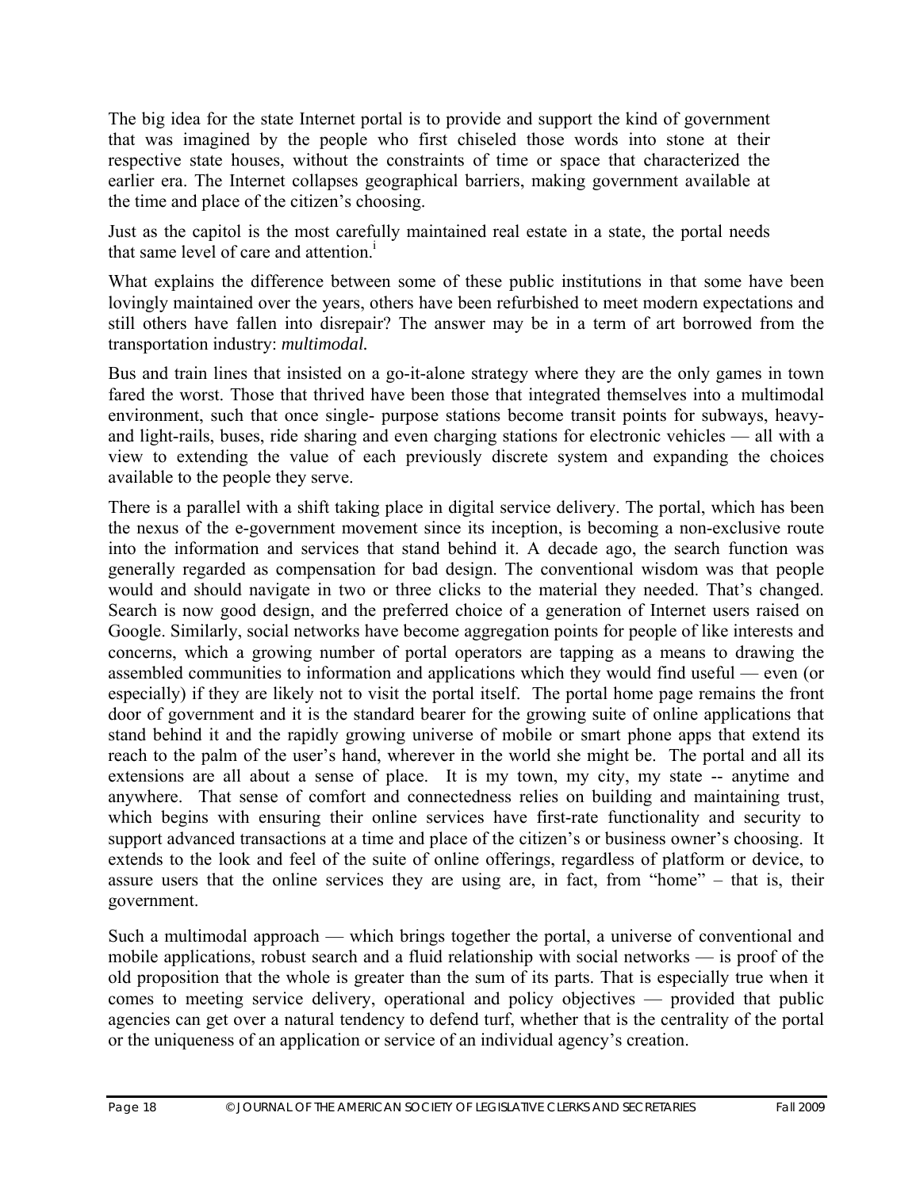The big idea for the state Internet portal is to provide and support the kind of government that was imagined by the people who first chiseled those words into stone at their respective state houses, without the constraints of time or space that characterized the earlier era. The Internet collapses geographical barriers, making government available at the time and place of the citizen's choosing.

Just as the capitol is the most carefully maintained real estate in a state, the portal needs that same level of care and attention.[i]

What explains the difference between some of these public institutions in that some have been lovingly maintained over the years, others have been refurbished to meet modern expectations and still others have fallen into disrepair? The answer may be in a term of art borrowed from the transportation industry: *multimodal.*

Bus and train lines that insisted on a go-it-alone strategy where they are the only games in town fared the worst. Those that thrived have been those that integrated themselves into a multimodal environment, such that once single- purpose stations become transit points for subways, heavy- and light-rails, buses, ride sharing and even charging stations for electronic vehicles — all with a view to extending the value of each previously discrete system and expanding the choices available to the people they serve.

There is a parallel with a shift taking place in digital service delivery. The portal, which has been the nexus of the e-government movement since its inception, is becoming a non-exclusive route into the information and services that stand behind it. A decade ago, the search function was generally regarded as compensation for bad design. The conventional wisdom was that people would and should navigate in two or three clicks to the material they needed. That's changed. Search is now good design, and the preferred choice of a generation of Internet users raised on Google. Similarly, social networks have become aggregation points for people of like interests and concerns, which a growing number of portal operators are tapping as a means to drawing the assembled communities to information and applications which they would find useful — even (or especially) if they are likely not to visit the portal itself. The portal home page remains the front door of government and it is the standard bearer for the growing suite of online applications that stand behind it and the rapidly growing universe of mobile or smart phone apps that extend its reach to the palm of the user's hand, wherever in the world she might be. The portal and all its extensions are all about a sense of place. It is my town, my city, my state -- anytime and anywhere. That sense of comfort and connectedness relies on building and maintaining trust, which begins with ensuring their online services have first-rate functionality and security to support advanced transactions at a time and place of the citizen's or business owner's choosing. It extends to the look and feel of the suite of online offerings, regardless of platform or device, to assure users that the online services they are using are, in fact, from "home" – that is, their government.

Such a multimodal approach — which brings together the portal, a universe of conventional and mobile applications, robust search and a fluid relationship with social networks — is proof of the old proposition that the whole is greater than the sum of its parts. That is especially true when it comes to meeting service delivery, operational and policy objectives — provided that public agencies can get over a natural tendency to defend turf, whether that is the centrality of the portal or the uniqueness of an application or service of an individual agency's creation.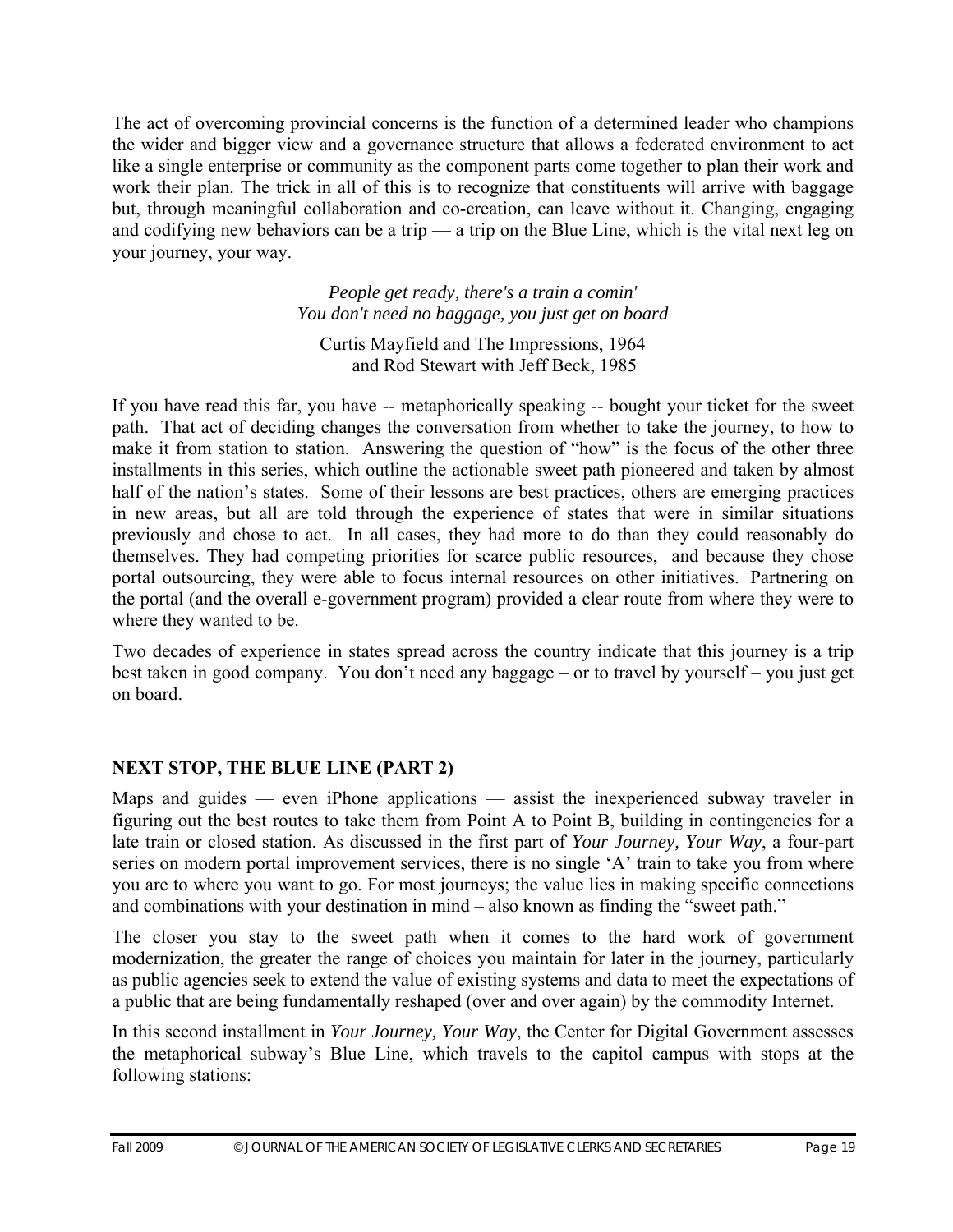The act of overcoming provincial concerns is the function of a determined leader who champions the wider and bigger view and a governance structure that allows a federated environment to act like a single enterprise or community as the component parts come together to plan their work and work their plan. The trick in all of this is to recognize that constituents will arrive with baggage but, through meaningful collaboration and co-creation, can leave without it. Changing, engaging and codifying new behaviors can be a trip — a trip on the Blue Line, which is the vital next leg on your journey, your way.

*People get ready, there's a train a comin'*
*You don't need no baggage, you just get on board*

Curtis Mayfield and The Impressions, 1964
and Rod Stewart with Jeff Beck, 1985

If you have read this far, you have -- metaphorically speaking -- bought your ticket for the sweet path. That act of deciding changes the conversation from whether to take the journey, to how to make it from station to station. Answering the question of "how" is the focus of the other three installments in this series, which outline the actionable sweet path pioneered and taken by almost half of the nation's states. Some of their lessons are best practices, others are emerging practices in new areas, but all are told through the experience of states that were in similar situations previously and chose to act. In all cases, they had more to do than they could reasonably do themselves. They had competing priorities for scarce public resources, and because they chose portal outsourcing, they were able to focus internal resources on other initiatives. Partnering on the portal (and the overall e-government program) provided a clear route from where they were to where they wanted to be.

Two decades of experience in states spread across the country indicate that this journey is a trip best taken in good company. You don't need any baggage – or to travel by yourself – you just get on board.

## NEXT STOP, THE BLUE LINE (PART 2)

Maps and guides — even iPhone applications — assist the inexperienced subway traveler in figuring out the best routes to take them from Point A to Point B, building in contingencies for a late train or closed station. As discussed in the first part of *Your Journey, Your Way*, a four-part series on modern portal improvement services, there is no single 'A' train to take you from where you are to where you want to go. For most journeys; the value lies in making specific connections and combinations with your destination in mind – also known as finding the "sweet path."

The closer you stay to the sweet path when it comes to the hard work of government modernization, the greater the range of choices you maintain for later in the journey, particularly as public agencies seek to extend the value of existing systems and data to meet the expectations of a public that are being fundamentally reshaped (over and over again) by the commodity Internet.

In this second installment in *Your Journey, Your Way*, the Center for Digital Government assesses the metaphorical subway's Blue Line, which travels to the capitol campus with stops at the following stations: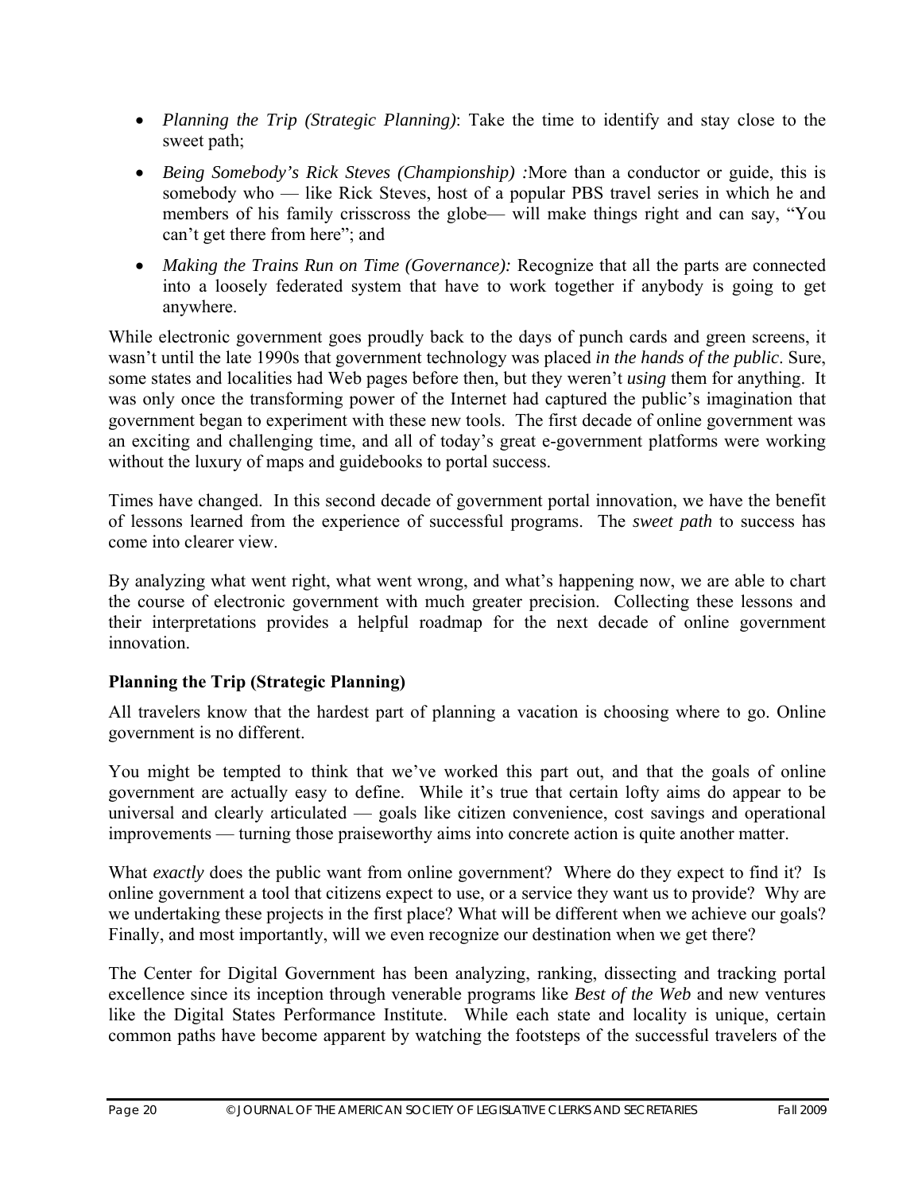- *Planning the Trip (Strategic Planning)*: Take the time to identify and stay close to the sweet path;
- *Being Somebody's Rick Steves (Championship) :*More than a conductor or guide, this is somebody who — like Rick Steves, host of a popular PBS travel series in which he and members of his family crisscross the globe— will make things right and can say, "You can't get there from here"; and
- *Making the Trains Run on Time (Governance):* Recognize that all the parts are connected into a loosely federated system that have to work together if anybody is going to get anywhere.

While electronic government goes proudly back to the days of punch cards and green screens, it wasn't until the late 1990s that government technology was placed *in the hands of the public*. Sure, some states and localities had Web pages before then, but they weren't *using* them for anything. It was only once the transforming power of the Internet had captured the public's imagination that government began to experiment with these new tools. The first decade of online government was an exciting and challenging time, and all of today's great e-government platforms were working without the luxury of maps and guidebooks to portal success.

Times have changed. In this second decade of government portal innovation, we have the benefit of lessons learned from the experience of successful programs. The *sweet path* to success has come into clearer view.

By analyzing what went right, what went wrong, and what's happening now, we are able to chart the course of electronic government with much greater precision. Collecting these lessons and their interpretations provides a helpful roadmap for the next decade of online government innovation.

**Planning the Trip (Strategic Planning)**

All travelers know that the hardest part of planning a vacation is choosing where to go. Online government is no different.

You might be tempted to think that we've worked this part out, and that the goals of online government are actually easy to define. While it's true that certain lofty aims do appear to be universal and clearly articulated — goals like citizen convenience, cost savings and operational improvements — turning those praiseworthy aims into concrete action is quite another matter.

What *exactly* does the public want from online government? Where do they expect to find it? Is online government a tool that citizens expect to use, or a service they want us to provide? Why are we undertaking these projects in the first place? What will be different when we achieve our goals? Finally, and most importantly, will we even recognize our destination when we get there?

The Center for Digital Government has been analyzing, ranking, dissecting and tracking portal excellence since its inception through venerable programs like *Best of the Web* and new ventures like the Digital States Performance Institute. While each state and locality is unique, certain common paths have become apparent by watching the footsteps of the successful travelers of the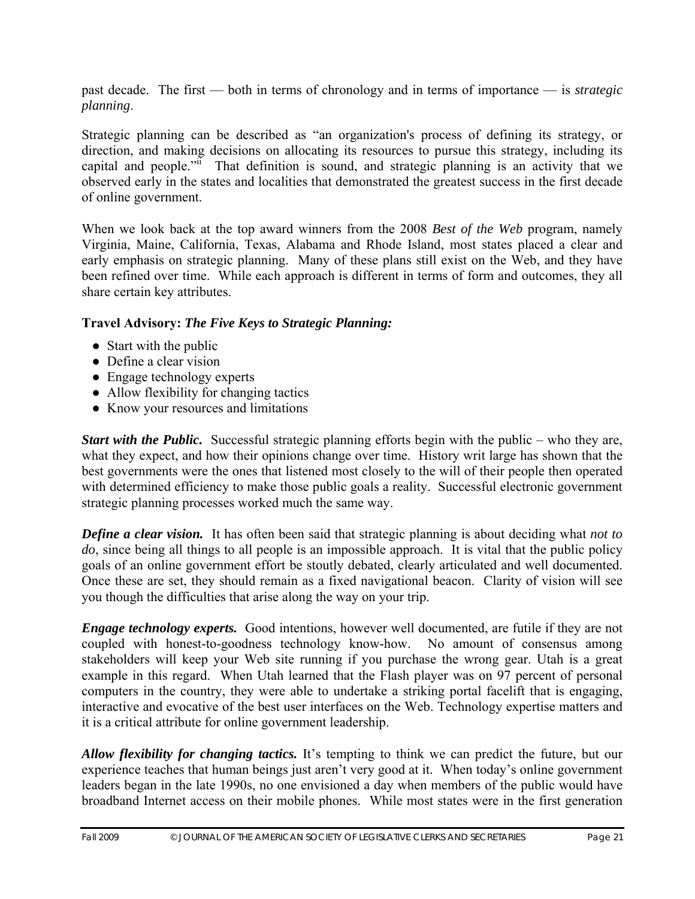past decade. The first — both in terms of chronology and in terms of importance — is *strategic planning*.

Strategic planning can be described as "an organization's process of defining its strategy, or direction, and making decisions on allocating its resources to pursue this strategy, including its capital and people."[ii] That definition is sound, and strategic planning is an activity that we observed early in the states and localities that demonstrated the greatest success in the first decade of online government.

When we look back at the top award winners from the 2008 *Best of the Web* program, namely Virginia, Maine, California, Texas, Alabama and Rhode Island, most states placed a clear and early emphasis on strategic planning. Many of these plans still exist on the Web, and they have been refined over time. While each approach is different in terms of form and outcomes, they all share certain key attributes.

**Travel Advisory:** ***The Five Keys to Strategic Planning:***

- Start with the public
- Define a clear vision
- Engage technology experts
- Allow flexibility for changing tactics
- Know your resources and limitations

***Start with the Public.*** Successful strategic planning efforts begin with the public – who they are, what they expect, and how their opinions change over time. History writ large has shown that the best governments were the ones that listened most closely to the will of their people then operated with determined efficiency to make those public goals a reality. Successful electronic government strategic planning processes worked much the same way.

***Define a clear vision.*** It has often been said that strategic planning is about deciding what *not to do*, since being all things to all people is an impossible approach. It is vital that the public policy goals of an online government effort be stoutly debated, clearly articulated and well documented. Once these are set, they should remain as a fixed navigational beacon. Clarity of vision will see you though the difficulties that arise along the way on your trip.

***Engage technology experts.*** Good intentions, however well documented, are futile if they are not coupled with honest-to-goodness technology know-how. No amount of consensus among stakeholders will keep your Web site running if you purchase the wrong gear. Utah is a great example in this regard. When Utah learned that the Flash player was on 97 percent of personal computers in the country, they were able to undertake a striking portal facelift that is engaging, interactive and evocative of the best user interfaces on the Web. Technology expertise matters and it is a critical attribute for online government leadership.

***Allow flexibility for changing tactics.*** It's tempting to think we can predict the future, but our experience teaches that human beings just aren't very good at it. When today's online government leaders began in the late 1990s, no one envisioned a day when members of the public would have broadband Internet access on their mobile phones. While most states were in the first generation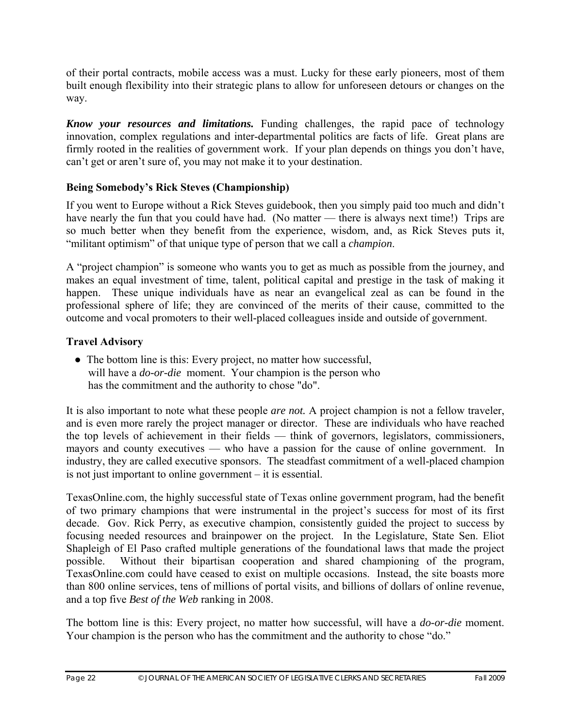of their portal contracts, mobile access was a must. Lucky for these early pioneers, most of them built enough flexibility into their strategic plans to allow for unforeseen detours or changes on the way.

***Know your resources and limitations.*** Funding challenges, the rapid pace of technology innovation, complex regulations and inter-departmental politics are facts of life. Great plans are firmly rooted in the realities of government work. If your plan depends on things you don't have, can't get or aren't sure of, you may not make it to your destination.

### Being Somebody's Rick Steves (Championship)

If you went to Europe without a Rick Steves guidebook, then you simply paid too much and didn't have nearly the fun that you could have had. (No matter — there is always next time!) Trips are so much better when they benefit from the experience, wisdom, and, as Rick Steves puts it, "militant optimism" of that unique type of person that we call a *champion*.

A "project champion" is someone who wants you to get as much as possible from the journey, and makes an equal investment of time, talent, political capital and prestige in the task of making it happen. These unique individuals have as near an evangelical zeal as can be found in the professional sphere of life; they are convinced of the merits of their cause, committed to the outcome and vocal promoters to their well-placed colleagues inside and outside of government.

### Travel Advisory

- The bottom line is this: Every project, no matter how successful, will have a *do-or-die* moment. Your champion is the person who has the commitment and the authority to chose "do".

It is also important to note what these people *are not.* A project champion is not a fellow traveler, and is even more rarely the project manager or director. These are individuals who have reached the top levels of achievement in their fields — think of governors, legislators, commissioners, mayors and county executives — who have a passion for the cause of online government. In industry, they are called executive sponsors. The steadfast commitment of a well-placed champion is not just important to online government – it is essential.

TexasOnline.com, the highly successful state of Texas online government program, had the benefit of two primary champions that were instrumental in the project's success for most of its first decade. Gov. Rick Perry, as executive champion, consistently guided the project to success by focusing needed resources and brainpower on the project. In the Legislature, State Sen. Eliot Shapleigh of El Paso crafted multiple generations of the foundational laws that made the project possible. Without their bipartisan cooperation and shared championing of the program, TexasOnline.com could have ceased to exist on multiple occasions. Instead, the site boasts more than 800 online services, tens of millions of portal visits, and billions of dollars of online revenue, and a top five *Best of the Web* ranking in 2008.

The bottom line is this: Every project, no matter how successful, will have a *do-or-die* moment. Your champion is the person who has the commitment and the authority to chose "do."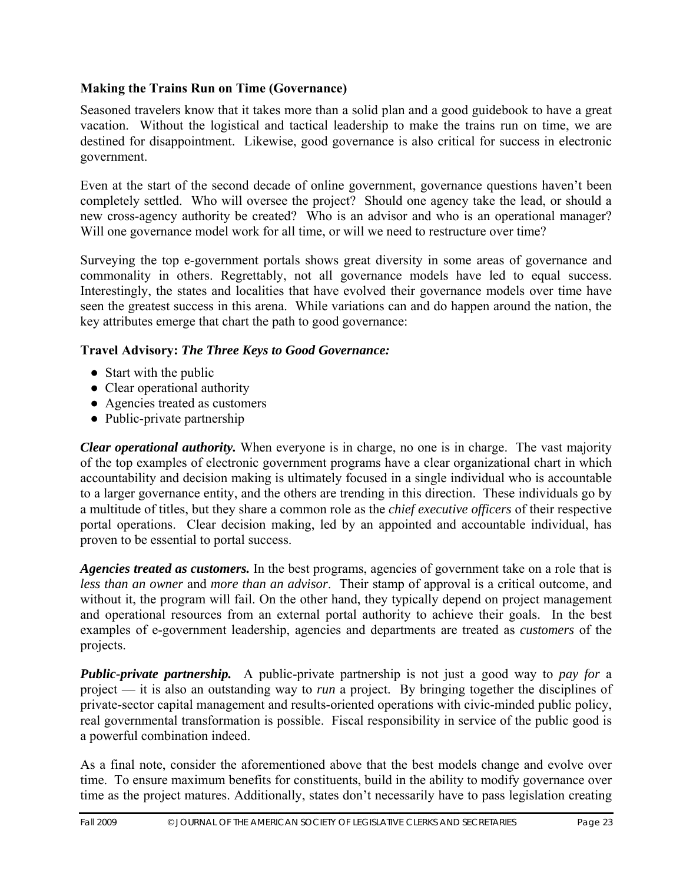**Making the Trains Run on Time (Governance)**

Seasoned travelers know that it takes more than a solid plan and a good guidebook to have a great vacation. Without the logistical and tactical leadership to make the trains run on time, we are destined for disappointment. Likewise, good governance is also critical for success in electronic government.

Even at the start of the second decade of online government, governance questions haven't been completely settled. Who will oversee the project? Should one agency take the lead, or should a new cross-agency authority be created? Who is an advisor and who is an operational manager? Will one governance model work for all time, or will we need to restructure over time?

Surveying the top e-government portals shows great diversity in some areas of governance and commonality in others. Regrettably, not all governance models have led to equal success. Interestingly, the states and localities that have evolved their governance models over time have seen the greatest success in this arena. While variations can and do happen around the nation, the key attributes emerge that chart the path to good governance:

**Travel Advisory:** ***The Three Keys to Good Governance:***

- Start with the public
- Clear operational authority
- Agencies treated as customers
- Public-private partnership

***Clear operational authority.*** When everyone is in charge, no one is in charge. The vast majority of the top examples of electronic government programs have a clear organizational chart in which accountability and decision making is ultimately focused in a single individual who is accountable to a larger governance entity, and the others are trending in this direction. These individuals go by a multitude of titles, but they share a common role as the *chief executive officers* of their respective portal operations. Clear decision making, led by an appointed and accountable individual, has proven to be essential to portal success.

***Agencies treated as customers.*** In the best programs, agencies of government take on a role that is *less than an owner* and *more than an advisor*. Their stamp of approval is a critical outcome, and without it, the program will fail. On the other hand, they typically depend on project management and operational resources from an external portal authority to achieve their goals. In the best examples of e-government leadership, agencies and departments are treated as *customers* of the projects.

***Public-private partnership.*** A public-private partnership is not just a good way to *pay for* a project — it is also an outstanding way to *run* a project. By bringing together the disciplines of private-sector capital management and results-oriented operations with civic-minded public policy, real governmental transformation is possible. Fiscal responsibility in service of the public good is a powerful combination indeed.

As a final note, consider the aforementioned above that the best models change and evolve over time. To ensure maximum benefits for constituents, build in the ability to modify governance over time as the project matures. Additionally, states don't necessarily have to pass legislation creating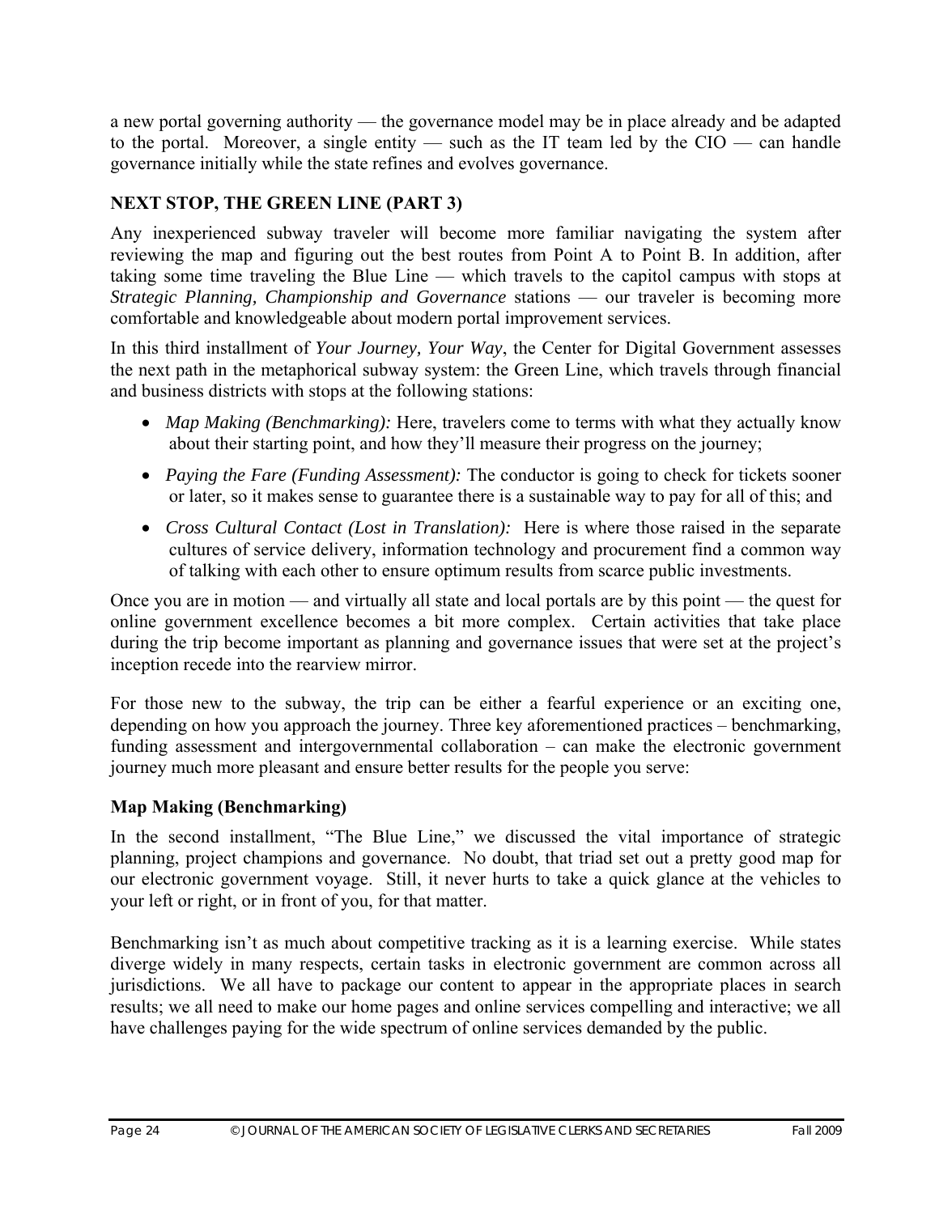a new portal governing authority — the governance model may be in place already and be adapted to the portal. Moreover, a single entity — such as the IT team led by the CIO — can handle governance initially while the state refines and evolves governance.

### NEXT STOP, THE GREEN LINE (PART 3)

Any inexperienced subway traveler will become more familiar navigating the system after reviewing the map and figuring out the best routes from Point A to Point B. In addition, after taking some time traveling the Blue Line — which travels to the capitol campus with stops at *Strategic Planning, Championship and Governance* stations — our traveler is becoming more comfortable and knowledgeable about modern portal improvement services.

In this third installment of *Your Journey, Your Way*, the Center for Digital Government assesses the next path in the metaphorical subway system: the Green Line, which travels through financial and business districts with stops at the following stations:

- *Map Making (Benchmarking):* Here, travelers come to terms with what they actually know about their starting point, and how they'll measure their progress on the journey;
- *Paying the Fare (Funding Assessment):* The conductor is going to check for tickets sooner or later, so it makes sense to guarantee there is a sustainable way to pay for all of this; and
- *Cross Cultural Contact (Lost in Translation):* Here is where those raised in the separate cultures of service delivery, information technology and procurement find a common way of talking with each other to ensure optimum results from scarce public investments.

Once you are in motion — and virtually all state and local portals are by this point — the quest for online government excellence becomes a bit more complex. Certain activities that take place during the trip become important as planning and governance issues that were set at the project's inception recede into the rearview mirror.

For those new to the subway, the trip can be either a fearful experience or an exciting one, depending on how you approach the journey. Three key aforementioned practices – benchmarking, funding assessment and intergovernmental collaboration – can make the electronic government journey much more pleasant and ensure better results for the people you serve:

### Map Making (Benchmarking)

In the second installment, "The Blue Line," we discussed the vital importance of strategic planning, project champions and governance. No doubt, that triad set out a pretty good map for our electronic government voyage. Still, it never hurts to take a quick glance at the vehicles to your left or right, or in front of you, for that matter.

Benchmarking isn't as much about competitive tracking as it is a learning exercise. While states diverge widely in many respects, certain tasks in electronic government are common across all jurisdictions. We all have to package our content to appear in the appropriate places in search results; we all need to make our home pages and online services compelling and interactive; we all have challenges paying for the wide spectrum of online services demanded by the public.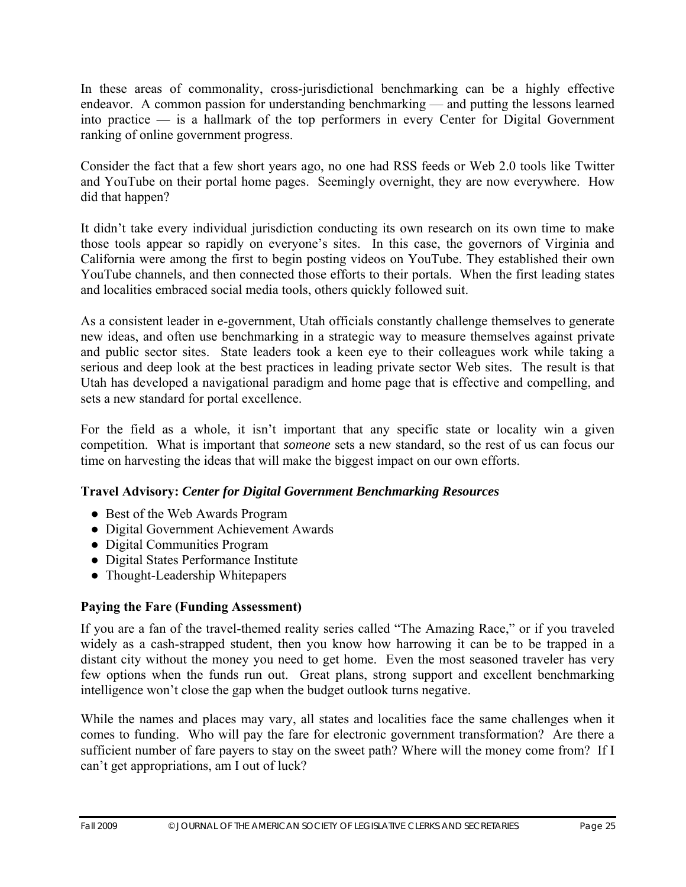In these areas of commonality, cross-jurisdictional benchmarking can be a highly effective endeavor. A common passion for understanding benchmarking — and putting the lessons learned into practice — is a hallmark of the top performers in every Center for Digital Government ranking of online government progress.

Consider the fact that a few short years ago, no one had RSS feeds or Web 2.0 tools like Twitter and YouTube on their portal home pages. Seemingly overnight, they are now everywhere. How did that happen?

It didn't take every individual jurisdiction conducting its own research on its own time to make those tools appear so rapidly on everyone's sites. In this case, the governors of Virginia and California were among the first to begin posting videos on YouTube. They established their own YouTube channels, and then connected those efforts to their portals. When the first leading states and localities embraced social media tools, others quickly followed suit.

As a consistent leader in e-government, Utah officials constantly challenge themselves to generate new ideas, and often use benchmarking in a strategic way to measure themselves against private and public sector sites. State leaders took a keen eye to their colleagues work while taking a serious and deep look at the best practices in leading private sector Web sites. The result is that Utah has developed a navigational paradigm and home page that is effective and compelling, and sets a new standard for portal excellence.

For the field as a whole, it isn't important that any specific state or locality win a given competition. What is important that *someone* sets a new standard, so the rest of us can focus our time on harvesting the ideas that will make the biggest impact on our own efforts.

**Travel Advisory:** ***Center for Digital Government Benchmarking Resources***

- Best of the Web Awards Program
- Digital Government Achievement Awards
- Digital Communities Program
- Digital States Performance Institute
- Thought-Leadership Whitepapers

**Paying the Fare (Funding Assessment)**

If you are a fan of the travel-themed reality series called "The Amazing Race," or if you traveled widely as a cash-strapped student, then you know how harrowing it can be to be trapped in a distant city without the money you need to get home. Even the most seasoned traveler has very few options when the funds run out. Great plans, strong support and excellent benchmarking intelligence won't close the gap when the budget outlook turns negative.

While the names and places may vary, all states and localities face the same challenges when it comes to funding. Who will pay the fare for electronic government transformation? Are there a sufficient number of fare payers to stay on the sweet path? Where will the money come from? If I can't get appropriations, am I out of luck?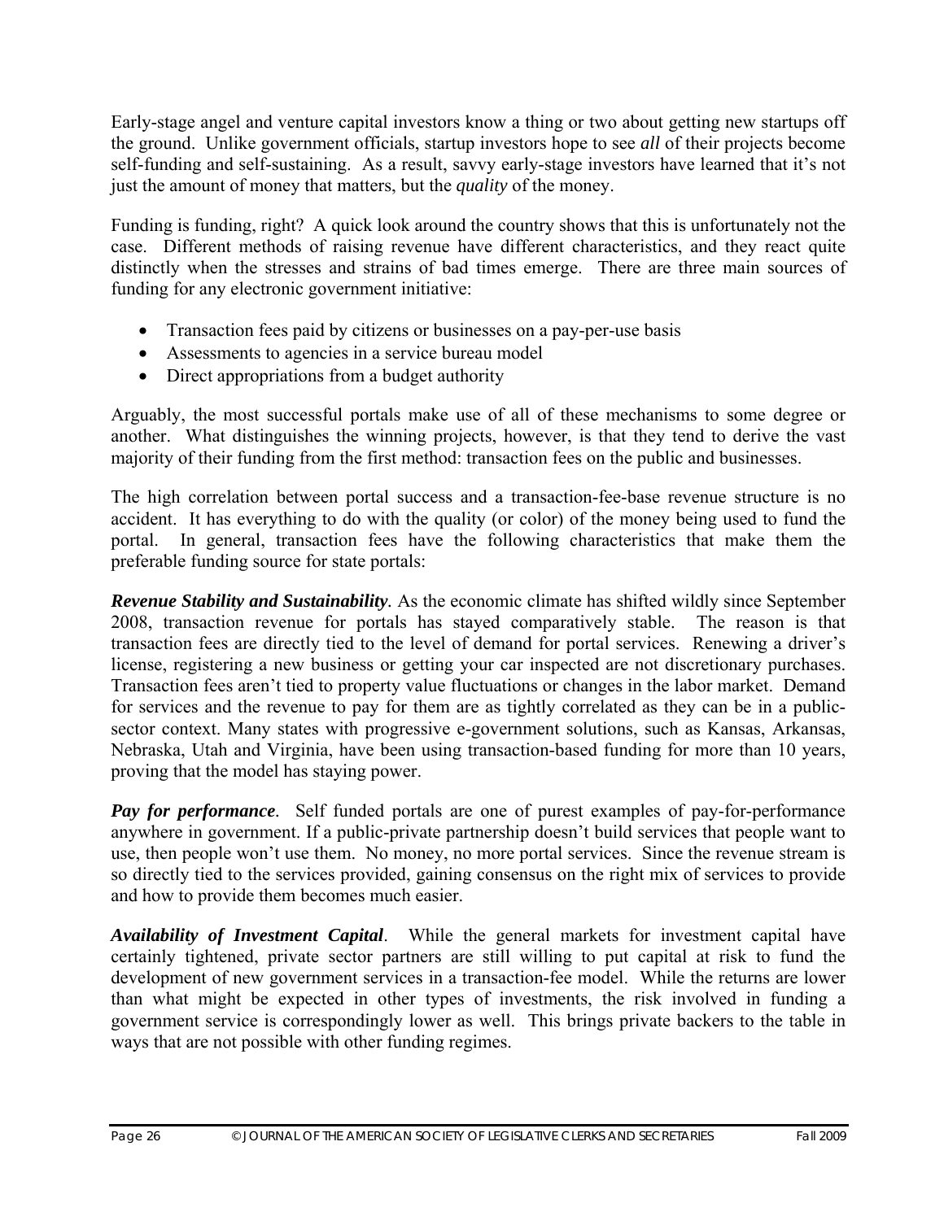Early-stage angel and venture capital investors know a thing or two about getting new startups off the ground. Unlike government officials, startup investors hope to see *all* of their projects become self-funding and self-sustaining. As a result, savvy early-stage investors have learned that it's not just the amount of money that matters, but the *quality* of the money.

Funding is funding, right? A quick look around the country shows that this is unfortunately not the case. Different methods of raising revenue have different characteristics, and they react quite distinctly when the stresses and strains of bad times emerge. There are three main sources of funding for any electronic government initiative:

- Transaction fees paid by citizens or businesses on a pay-per-use basis
- Assessments to agencies in a service bureau model
- Direct appropriations from a budget authority

Arguably, the most successful portals make use of all of these mechanisms to some degree or another. What distinguishes the winning projects, however, is that they tend to derive the vast majority of their funding from the first method: transaction fees on the public and businesses.

The high correlation between portal success and a transaction-fee-base revenue structure is no accident. It has everything to do with the quality (or color) of the money being used to fund the portal. In general, transaction fees have the following characteristics that make them the preferable funding source for state portals:

***Revenue Stability and Sustainability.*** As the economic climate has shifted wildly since September 2008, transaction revenue for portals has stayed comparatively stable. The reason is that transaction fees are directly tied to the level of demand for portal services. Renewing a driver's license, registering a new business or getting your car inspected are not discretionary purchases. Transaction fees aren't tied to property value fluctuations or changes in the labor market. Demand for services and the revenue to pay for them are as tightly correlated as they can be in a public-sector context. Many states with progressive e-government solutions, such as Kansas, Arkansas, Nebraska, Utah and Virginia, have been using transaction-based funding for more than 10 years, proving that the model has staying power.

***Pay for performance*.** Self funded portals are one of purest examples of pay-for-performance anywhere in government. If a public-private partnership doesn't build services that people want to use, then people won't use them. No money, no more portal services. Since the revenue stream is so directly tied to the services provided, gaining consensus on the right mix of services to provide and how to provide them becomes much easier.

***Availability of Investment Capital*.** While the general markets for investment capital have certainly tightened, private sector partners are still willing to put capital at risk to fund the development of new government services in a transaction-fee model. While the returns are lower than what might be expected in other types of investments, the risk involved in funding a government service is correspondingly lower as well. This brings private backers to the table in ways that are not possible with other funding regimes.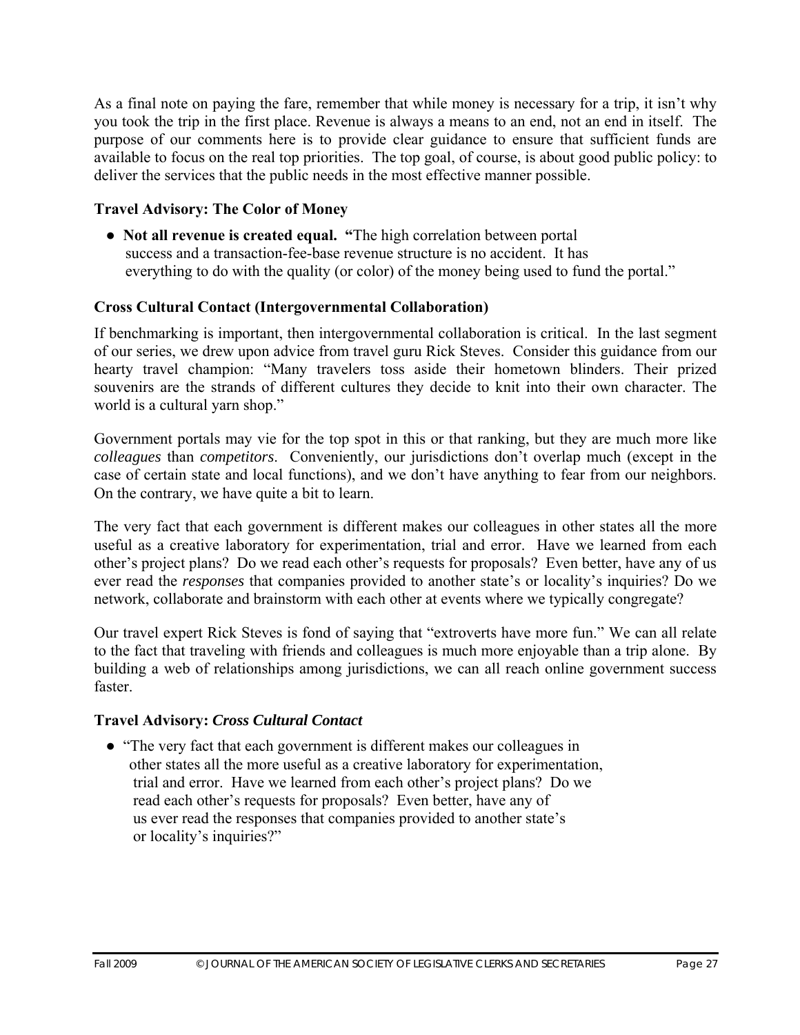As a final note on paying the fare, remember that while money is necessary for a trip, it isn't why you took the trip in the first place. Revenue is always a means to an end, not an end in itself. The purpose of our comments here is to provide clear guidance to ensure that sufficient funds are available to focus on the real top priorities. The top goal, of course, is about good public policy: to deliver the services that the public needs in the most effective manner possible.

### Travel Advisory: The Color of Money

- **Not all revenue is created equal.** "The high correlation between portal success and a transaction-fee-base revenue structure is no accident. It has everything to do with the quality (or color) of the money being used to fund the portal."

### Cross Cultural Contact (Intergovernmental Collaboration)

If benchmarking is important, then intergovernmental collaboration is critical. In the last segment of our series, we drew upon advice from travel guru Rick Steves. Consider this guidance from our hearty travel champion: "Many travelers toss aside their hometown blinders. Their prized souvenirs are the strands of different cultures they decide to knit into their own character. The world is a cultural yarn shop."

Government portals may vie for the top spot in this or that ranking, but they are much more like *colleagues* than *competitors*. Conveniently, our jurisdictions don't overlap much (except in the case of certain state and local functions), and we don't have anything to fear from our neighbors. On the contrary, we have quite a bit to learn.

The very fact that each government is different makes our colleagues in other states all the more useful as a creative laboratory for experimentation, trial and error. Have we learned from each other's project plans? Do we read each other's requests for proposals? Even better, have any of us ever read the *responses* that companies provided to another state's or locality's inquiries? Do we network, collaborate and brainstorm with each other at events where we typically congregate?

Our travel expert Rick Steves is fond of saying that "extroverts have more fun." We can all relate to the fact that traveling with friends and colleagues is much more enjoyable than a trip alone. By building a web of relationships among jurisdictions, we can all reach online government success faster.

### Travel Advisory: *Cross Cultural Contact*

- "The very fact that each government is different makes our colleagues in other states all the more useful as a creative laboratory for experimentation, trial and error. Have we learned from each other's project plans? Do we read each other's requests for proposals? Even better, have any of us ever read the responses that companies provided to another state's or locality's inquiries?"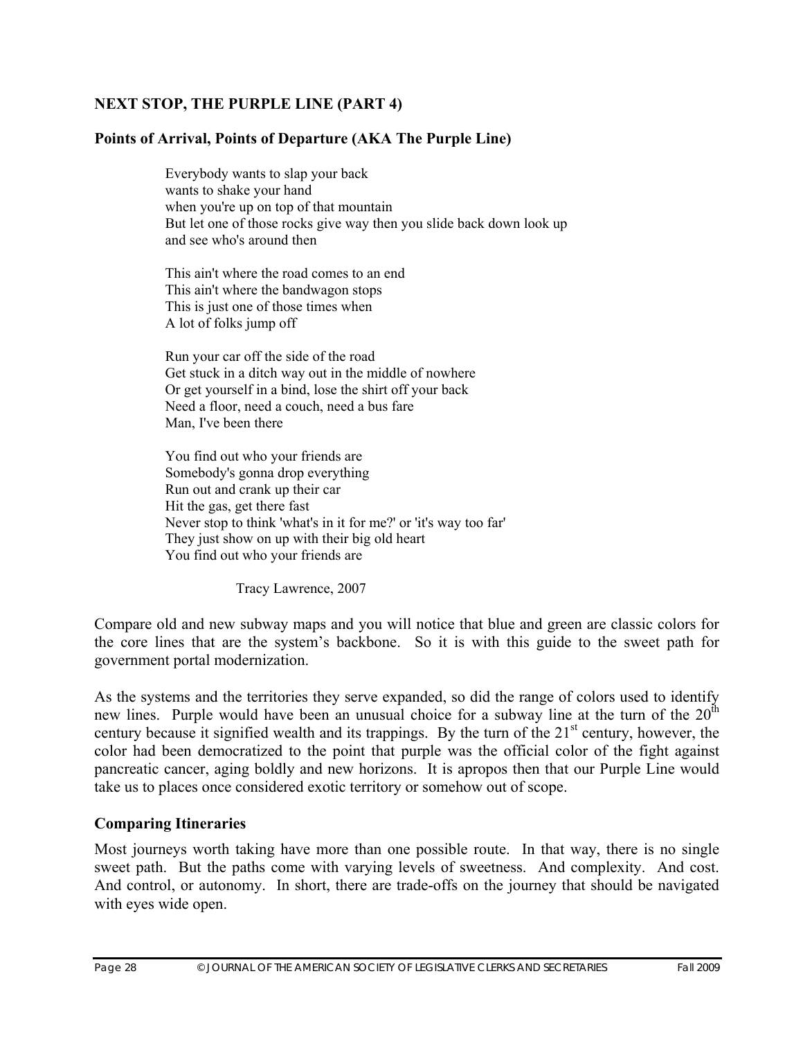### NEXT STOP, THE PURPLE LINE (PART 4)

### Points of Arrival, Points of Departure (AKA The Purple Line)

> Everybody wants to slap your back
> wants to shake your hand
> when you're up on top of that mountain
> But let one of those rocks give way then you slide back down look up
> and see who's around then
>
> This ain't where the road comes to an end
> This ain't where the bandwagon stops
> This is just one of those times when
> A lot of folks jump off
>
> Run your car off the side of the road
> Get stuck in a ditch way out in the middle of nowhere
> Or get yourself in a bind, lose the shirt off your back
> Need a floor, need a couch, need a bus fare
> Man, I've been there
>
> You find out who your friends are
> Somebody's gonna drop everything
> Run out and crank up their car
> Hit the gas, get there fast
> Never stop to think 'what's in it for me?' or 'it's way too far'
> They just show on up with their big old heart
> You find out who your friends are
>
> Tracy Lawrence, 2007

Compare old and new subway maps and you will notice that blue and green are classic colors for the core lines that are the system's backbone. So it is with this guide to the sweet path for government portal modernization.

As the systems and the territories they serve expanded, so did the range of colors used to identify new lines. Purple would have been an unusual choice for a subway line at the turn of the 20th century because it signified wealth and its trappings. By the turn of the 21st century, however, the color had been democratized to the point that purple was the official color of the fight against pancreatic cancer, aging boldly and new horizons. It is apropos then that our Purple Line would take us to places once considered exotic territory or somehow out of scope.

### Comparing Itineraries

Most journeys worth taking have more than one possible route. In that way, there is no single sweet path. But the paths come with varying levels of sweetness. And complexity. And cost. And control, or autonomy. In short, there are trade-offs on the journey that should be navigated with eyes wide open.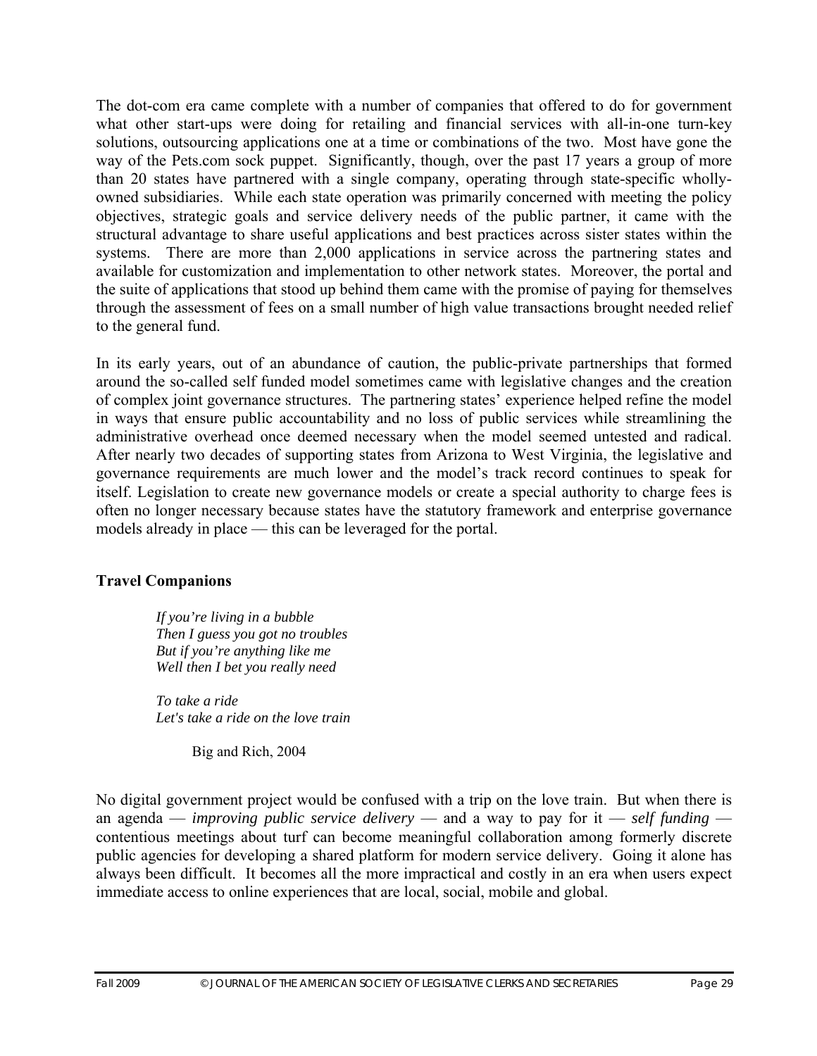The dot-com era came complete with a number of companies that offered to do for government what other start-ups were doing for retailing and financial services with all-in-one turn-key solutions, outsourcing applications one at a time or combinations of the two. Most have gone the way of the Pets.com sock puppet. Significantly, though, over the past 17 years a group of more than 20 states have partnered with a single company, operating through state-specific wholly-owned subsidiaries. While each state operation was primarily concerned with meeting the policy objectives, strategic goals and service delivery needs of the public partner, it came with the structural advantage to share useful applications and best practices across sister states within the systems. There are more than 2,000 applications in service across the partnering states and available for customization and implementation to other network states. Moreover, the portal and the suite of applications that stood up behind them came with the promise of paying for themselves through the assessment of fees on a small number of high value transactions brought needed relief to the general fund.

In its early years, out of an abundance of caution, the public-private partnerships that formed around the so-called self funded model sometimes came with legislative changes and the creation of complex joint governance structures. The partnering states' experience helped refine the model in ways that ensure public accountability and no loss of public services while streamlining the administrative overhead once deemed necessary when the model seemed untested and radical. After nearly two decades of supporting states from Arizona to West Virginia, the legislative and governance requirements are much lower and the model's track record continues to speak for itself. Legislation to create new governance models or create a special authority to charge fees is often no longer necessary because states have the statutory framework and enterprise governance models already in place — this can be leveraged for the portal.

## Travel Companions

> *If you're living in a bubble*
> *Then I guess you got no troubles*
> *But if you're anything like me*
> *Well then I bet you really need*
>
> *To take a ride*
> *Let's take a ride on the love train*
>
> Big and Rich, 2004

No digital government project would be confused with a trip on the love train. But when there is an agenda — *improving public service delivery* — and a way to pay for it — *self funding* — contentious meetings about turf can become meaningful collaboration among formerly discrete public agencies for developing a shared platform for modern service delivery. Going it alone has always been difficult. It becomes all the more impractical and costly in an era when users expect immediate access to online experiences that are local, social, mobile and global.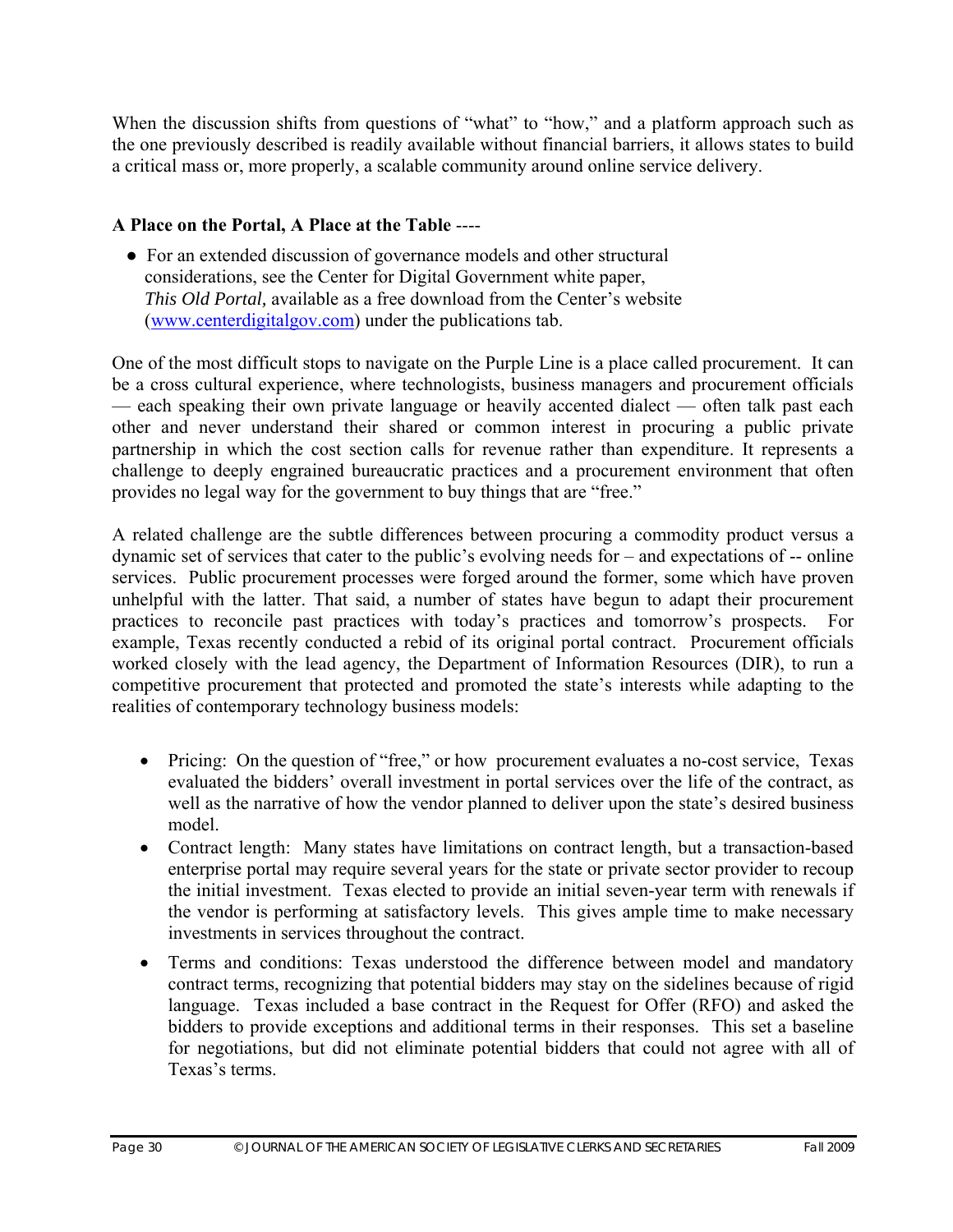When the discussion shifts from questions of "what" to "how," and a platform approach such as the one previously described is readily available without financial barriers, it allows states to build a critical mass or, more properly, a scalable community around online service delivery.

**A Place on the Portal, A Place at the Table** ----

- For an extended discussion of governance models and other structural considerations, see the Center for Digital Government white paper, *This Old Portal,* available as a free download from the Center's website (www.centerdigitalgov.com) under the publications tab.

One of the most difficult stops to navigate on the Purple Line is a place called procurement. It can be a cross cultural experience, where technologists, business managers and procurement officials — each speaking their own private language or heavily accented dialect — often talk past each other and never understand their shared or common interest in procuring a public private partnership in which the cost section calls for revenue rather than expenditure. It represents a challenge to deeply engrained bureaucratic practices and a procurement environment that often provides no legal way for the government to buy things that are "free."

A related challenge are the subtle differences between procuring a commodity product versus a dynamic set of services that cater to the public's evolving needs for – and expectations of -- online services. Public procurement processes were forged around the former, some which have proven unhelpful with the latter. That said, a number of states have begun to adapt their procurement practices to reconcile past practices with today's practices and tomorrow's prospects. For example, Texas recently conducted a rebid of its original portal contract. Procurement officials worked closely with the lead agency, the Department of Information Resources (DIR), to run a competitive procurement that protected and promoted the state's interests while adapting to the realities of contemporary technology business models:

- Pricing: On the question of "free," or how procurement evaluates a no-cost service, Texas evaluated the bidders' overall investment in portal services over the life of the contract, as well as the narrative of how the vendor planned to deliver upon the state's desired business model.
- Contract length: Many states have limitations on contract length, but a transaction-based enterprise portal may require several years for the state or private sector provider to recoup the initial investment. Texas elected to provide an initial seven-year term with renewals if the vendor is performing at satisfactory levels. This gives ample time to make necessary investments in services throughout the contract.
- Terms and conditions: Texas understood the difference between model and mandatory contract terms, recognizing that potential bidders may stay on the sidelines because of rigid language. Texas included a base contract in the Request for Offer (RFO) and asked the bidders to provide exceptions and additional terms in their responses. This set a baseline for negotiations, but did not eliminate potential bidders that could not agree with all of Texas's terms.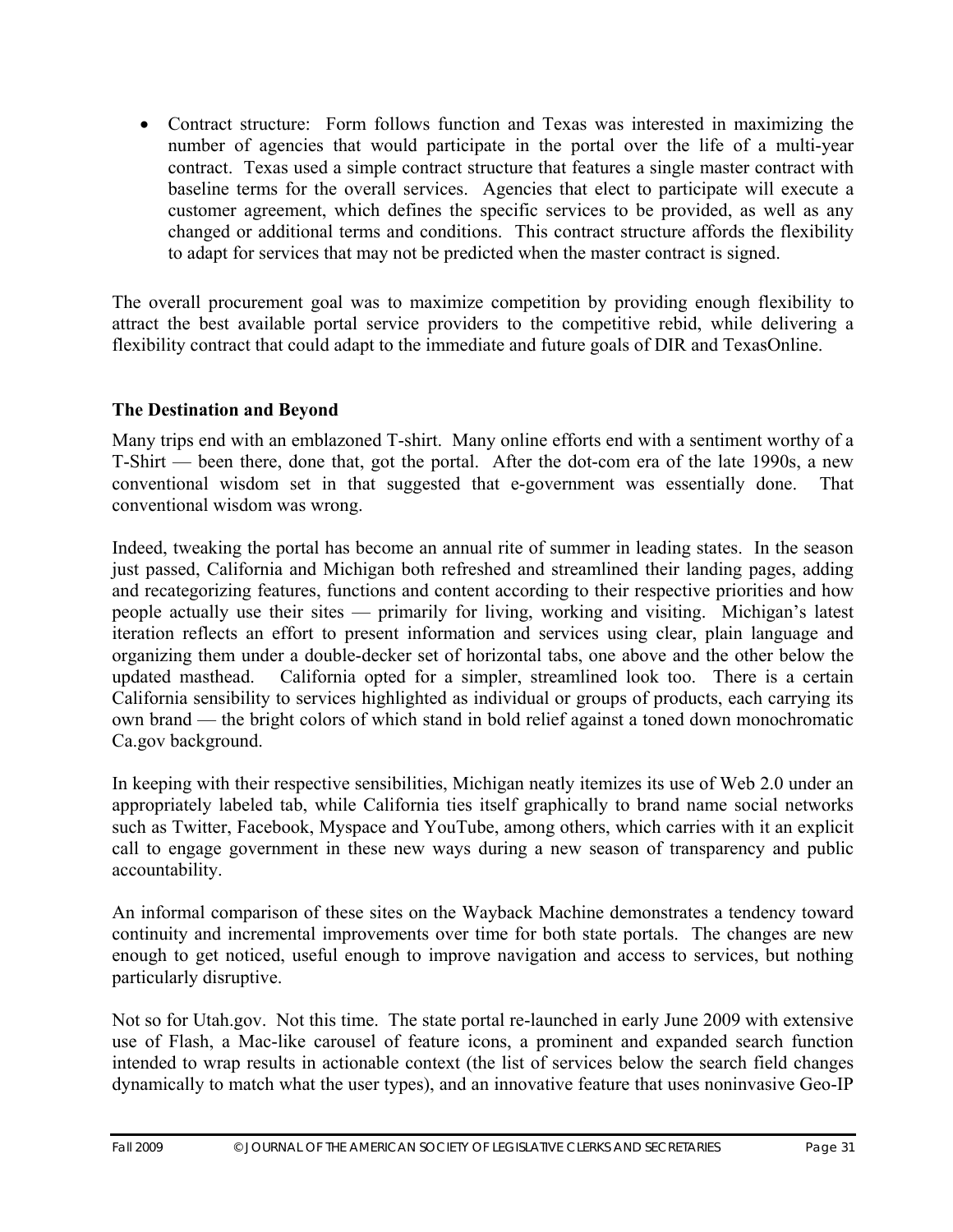- Contract structure: Form follows function and Texas was interested in maximizing the number of agencies that would participate in the portal over the life of a multi-year contract. Texas used a simple contract structure that features a single master contract with baseline terms for the overall services. Agencies that elect to participate will execute a customer agreement, which defines the specific services to be provided, as well as any changed or additional terms and conditions. This contract structure affords the flexibility to adapt for services that may not be predicted when the master contract is signed.

The overall procurement goal was to maximize competition by providing enough flexibility to attract the best available portal service providers to the competitive rebid, while delivering a flexibility contract that could adapt to the immediate and future goals of DIR and TexasOnline.

**The Destination and Beyond**

Many trips end with an emblazoned T-shirt. Many online efforts end with a sentiment worthy of a T-Shirt — been there, done that, got the portal. After the dot-com era of the late 1990s, a new conventional wisdom set in that suggested that e-government was essentially done. That conventional wisdom was wrong.

Indeed, tweaking the portal has become an annual rite of summer in leading states. In the season just passed, California and Michigan both refreshed and streamlined their landing pages, adding and recategorizing features, functions and content according to their respective priorities and how people actually use their sites — primarily for living, working and visiting. Michigan's latest iteration reflects an effort to present information and services using clear, plain language and organizing them under a double-decker set of horizontal tabs, one above and the other below the updated masthead. California opted for a simpler, streamlined look too. There is a certain California sensibility to services highlighted as individual or groups of products, each carrying its own brand — the bright colors of which stand in bold relief against a toned down monochromatic Ca.gov background.

In keeping with their respective sensibilities, Michigan neatly itemizes its use of Web 2.0 under an appropriately labeled tab, while California ties itself graphically to brand name social networks such as Twitter, Facebook, Myspace and YouTube, among others, which carries with it an explicit call to engage government in these new ways during a new season of transparency and public accountability.

An informal comparison of these sites on the Wayback Machine demonstrates a tendency toward continuity and incremental improvements over time for both state portals. The changes are new enough to get noticed, useful enough to improve navigation and access to services, but nothing particularly disruptive.

Not so for Utah.gov. Not this time. The state portal re-launched in early June 2009 with extensive use of Flash, a Mac-like carousel of feature icons, a prominent and expanded search function intended to wrap results in actionable context (the list of services below the search field changes dynamically to match what the user types), and an innovative feature that uses noninvasive Geo-IP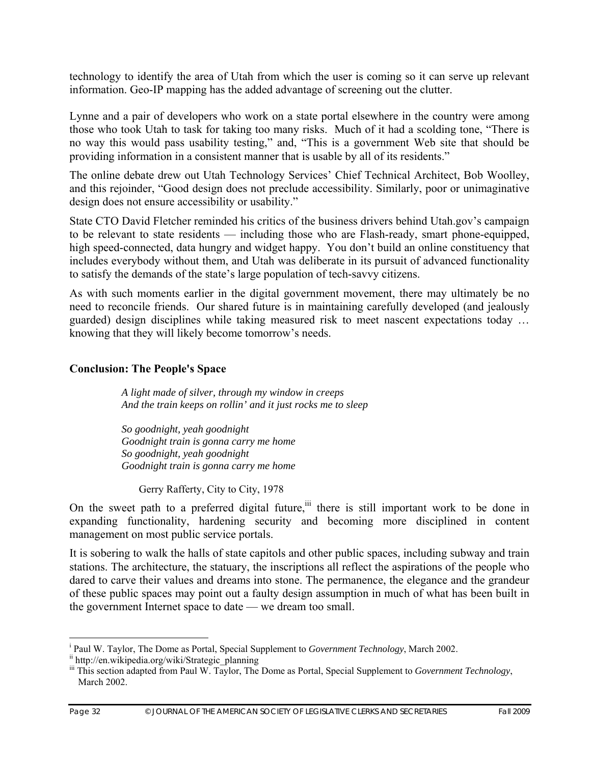technology to identify the area of Utah from which the user is coming so it can serve up relevant information. Geo-IP mapping has the added advantage of screening out the clutter.

Lynne and a pair of developers who work on a state portal elsewhere in the country were among those who took Utah to task for taking too many risks. Much of it had a scolding tone, "There is no way this would pass usability testing," and, "This is a government Web site that should be providing information in a consistent manner that is usable by all of its residents."

The online debate drew out Utah Technology Services' Chief Technical Architect, Bob Woolley, and this rejoinder, "Good design does not preclude accessibility. Similarly, poor or unimaginative design does not ensure accessibility or usability."

State CTO David Fletcher reminded his critics of the business drivers behind Utah.gov's campaign to be relevant to state residents — including those who are Flash-ready, smart phone-equipped, high speed-connected, data hungry and widget happy. You don't build an online constituency that includes everybody without them, and Utah was deliberate in its pursuit of advanced functionality to satisfy the demands of the state's large population of tech-savvy citizens.

As with such moments earlier in the digital government movement, there may ultimately be no need to reconcile friends. Our shared future is in maintaining carefully developed (and jealously guarded) design disciplines while taking measured risk to meet nascent expectations today … knowing that they will likely become tomorrow's needs.

### Conclusion: The People's Space

> *A light made of silver, through my window in creeps*
> *And the train keeps on rollin' and it just rocks me to sleep*
>
> *So goodnight, yeah goodnight*
> *Goodnight train is gonna carry me home*
> *So goodnight, yeah goodnight*
> *Goodnight train is gonna carry me home*
>
> Gerry Rafferty, City to City, 1978

On the sweet path to a preferred digital future,[iii] there is still important work to be done in expanding functionality, hardening security and becoming more disciplined in content management on most public service portals.

It is sobering to walk the halls of state capitols and other public spaces, including subway and train stations. The architecture, the statuary, the inscriptions all reflect the aspirations of the people who dared to carve their values and dreams into stone. The permanence, the elegance and the grandeur of these public spaces may point out a faulty design assumption in much of what has been built in the government Internet space to date — we dream too small.

---

[i] Paul W. Taylor, The Dome as Portal, Special Supplement to *Government Technology*, March 2002.

[ii] http://en.wikipedia.org/wiki/Strategic_planning

[iii] This section adapted from Paul W. Taylor, The Dome as Portal, Special Supplement to *Government Technology*, March 2002.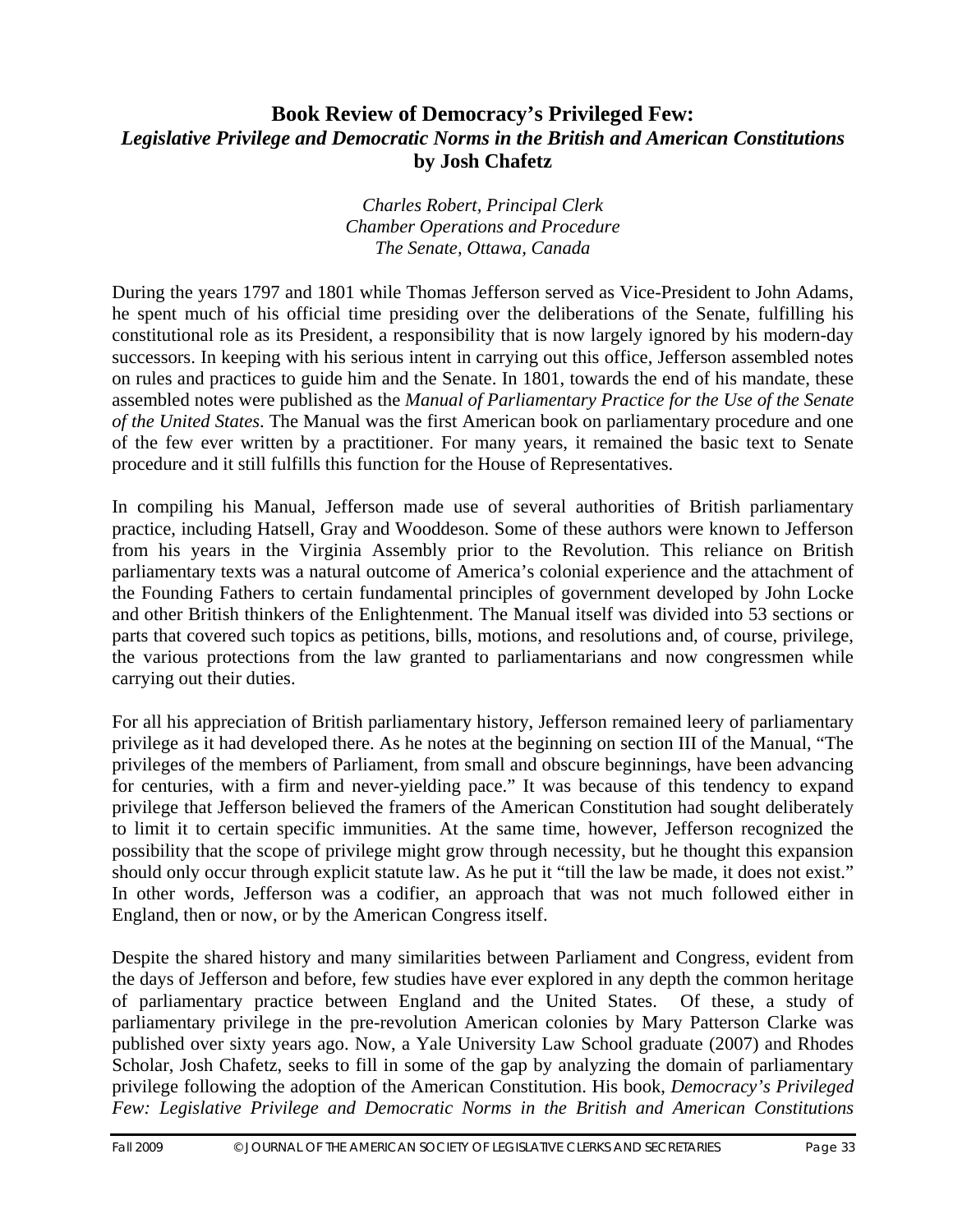## Book Review of Democracy's Privileged Few: *Legislative Privilege and Democratic Norms in the British and American Constitutions* by Josh Chafetz

*Charles Robert, Principal Clerk*
*Chamber Operations and Procedure*
*The Senate, Ottawa, Canada*

During the years 1797 and 1801 while Thomas Jefferson served as Vice-President to John Adams, he spent much of his official time presiding over the deliberations of the Senate, fulfilling his constitutional role as its President, a responsibility that is now largely ignored by his modern-day successors. In keeping with his serious intent in carrying out this office, Jefferson assembled notes on rules and practices to guide him and the Senate. In 1801, towards the end of his mandate, these assembled notes were published as the *Manual of Parliamentary Practice for the Use of the Senate of the United States*. The Manual was the first American book on parliamentary procedure and one of the few ever written by a practitioner. For many years, it remained the basic text to Senate procedure and it still fulfills this function for the House of Representatives.

In compiling his Manual, Jefferson made use of several authorities of British parliamentary practice, including Hatsell, Gray and Wooddeson. Some of these authors were known to Jefferson from his years in the Virginia Assembly prior to the Revolution. This reliance on British parliamentary texts was a natural outcome of America's colonial experience and the attachment of the Founding Fathers to certain fundamental principles of government developed by John Locke and other British thinkers of the Enlightenment. The Manual itself was divided into 53 sections or parts that covered such topics as petitions, bills, motions, and resolutions and, of course, privilege, the various protections from the law granted to parliamentarians and now congressmen while carrying out their duties.

For all his appreciation of British parliamentary history, Jefferson remained leery of parliamentary privilege as it had developed there. As he notes at the beginning on section III of the Manual, "The privileges of the members of Parliament, from small and obscure beginnings, have been advancing for centuries, with a firm and never-yielding pace." It was because of this tendency to expand privilege that Jefferson believed the framers of the American Constitution had sought deliberately to limit it to certain specific immunities. At the same time, however, Jefferson recognized the possibility that the scope of privilege might grow through necessity, but he thought this expansion should only occur through explicit statute law. As he put it "till the law be made, it does not exist." In other words, Jefferson was a codifier, an approach that was not much followed either in England, then or now, or by the American Congress itself.

Despite the shared history and many similarities between Parliament and Congress, evident from the days of Jefferson and before, few studies have ever explored in any depth the common heritage of parliamentary practice between England and the United States. Of these, a study of parliamentary privilege in the pre-revolution American colonies by Mary Patterson Clarke was published over sixty years ago. Now, a Yale University Law School graduate (2007) and Rhodes Scholar, Josh Chafetz, seeks to fill in some of the gap by analyzing the domain of parliamentary privilege following the adoption of the American Constitution. His book, *Democracy's Privileged Few: Legislative Privilege and Democratic Norms in the British and American Constitutions*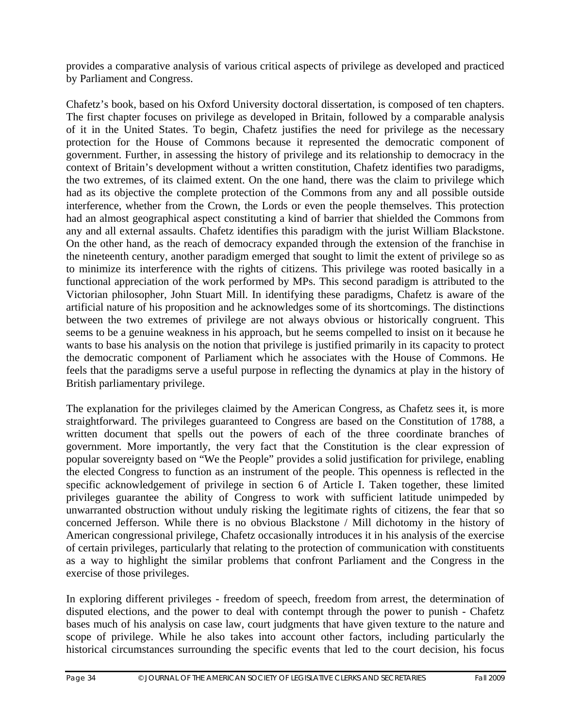provides a comparative analysis of various critical aspects of privilege as developed and practiced by Parliament and Congress.

Chafetz's book, based on his Oxford University doctoral dissertation, is composed of ten chapters. The first chapter focuses on privilege as developed in Britain, followed by a comparable analysis of it in the United States. To begin, Chafetz justifies the need for privilege as the necessary protection for the House of Commons because it represented the democratic component of government. Further, in assessing the history of privilege and its relationship to democracy in the context of Britain's development without a written constitution, Chafetz identifies two paradigms, the two extremes, of its claimed extent. On the one hand, there was the claim to privilege which had as its objective the complete protection of the Commons from any and all possible outside interference, whether from the Crown, the Lords or even the people themselves. This protection had an almost geographical aspect constituting a kind of barrier that shielded the Commons from any and all external assaults. Chafetz identifies this paradigm with the jurist William Blackstone. On the other hand, as the reach of democracy expanded through the extension of the franchise in the nineteenth century, another paradigm emerged that sought to limit the extent of privilege so as to minimize its interference with the rights of citizens. This privilege was rooted basically in a functional appreciation of the work performed by MPs. This second paradigm is attributed to the Victorian philosopher, John Stuart Mill. In identifying these paradigms, Chafetz is aware of the artificial nature of his proposition and he acknowledges some of its shortcomings. The distinctions between the two extremes of privilege are not always obvious or historically congruent. This seems to be a genuine weakness in his approach, but he seems compelled to insist on it because he wants to base his analysis on the notion that privilege is justified primarily in its capacity to protect the democratic component of Parliament which he associates with the House of Commons. He feels that the paradigms serve a useful purpose in reflecting the dynamics at play in the history of British parliamentary privilege.

The explanation for the privileges claimed by the American Congress, as Chafetz sees it, is more straightforward. The privileges guaranteed to Congress are based on the Constitution of 1788, a written document that spells out the powers of each of the three coordinate branches of government. More importantly, the very fact that the Constitution is the clear expression of popular sovereignty based on "We the People" provides a solid justification for privilege, enabling the elected Congress to function as an instrument of the people. This openness is reflected in the specific acknowledgement of privilege in section 6 of Article I. Taken together, these limited privileges guarantee the ability of Congress to work with sufficient latitude unimpeded by unwarranted obstruction without unduly risking the legitimate rights of citizens, the fear that so concerned Jefferson. While there is no obvious Blackstone / Mill dichotomy in the history of American congressional privilege, Chafetz occasionally introduces it in his analysis of the exercise of certain privileges, particularly that relating to the protection of communication with constituents as a way to highlight the similar problems that confront Parliament and the Congress in the exercise of those privileges.

In exploring different privileges - freedom of speech, freedom from arrest, the determination of disputed elections, and the power to deal with contempt through the power to punish - Chafetz bases much of his analysis on case law, court judgments that have given texture to the nature and scope of privilege. While he also takes into account other factors, including particularly the historical circumstances surrounding the specific events that led to the court decision, his focus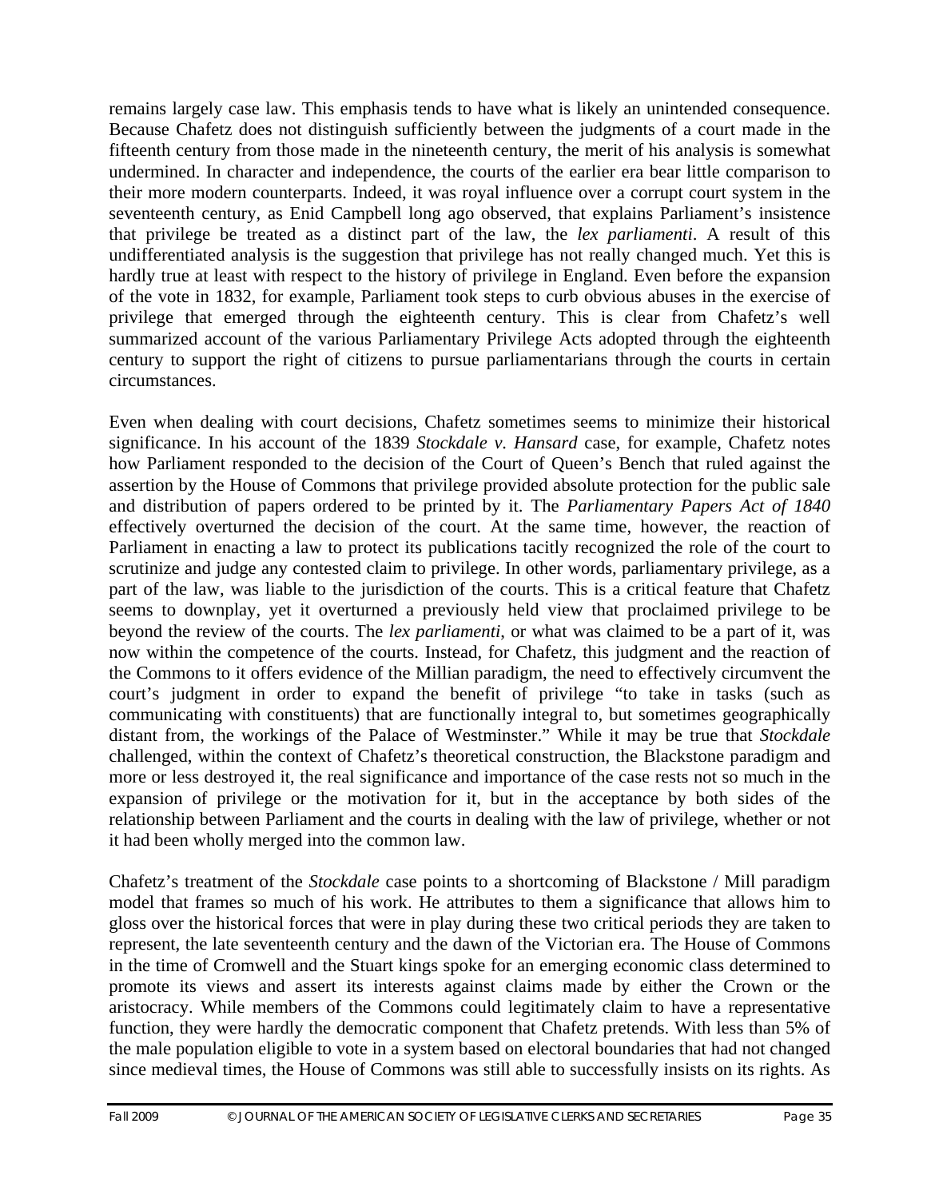remains largely case law. This emphasis tends to have what is likely an unintended consequence. Because Chafetz does not distinguish sufficiently between the judgments of a court made in the fifteenth century from those made in the nineteenth century, the merit of his analysis is somewhat undermined. In character and independence, the courts of the earlier era bear little comparison to their more modern counterparts. Indeed, it was royal influence over a corrupt court system in the seventeenth century, as Enid Campbell long ago observed, that explains Parliament's insistence that privilege be treated as a distinct part of the law, the *lex parliamenti*. A result of this undifferentiated analysis is the suggestion that privilege has not really changed much. Yet this is hardly true at least with respect to the history of privilege in England. Even before the expansion of the vote in 1832, for example, Parliament took steps to curb obvious abuses in the exercise of privilege that emerged through the eighteenth century. This is clear from Chafetz's well summarized account of the various Parliamentary Privilege Acts adopted through the eighteenth century to support the right of citizens to pursue parliamentarians through the courts in certain circumstances.

Even when dealing with court decisions, Chafetz sometimes seems to minimize their historical significance. In his account of the 1839 *Stockdale v. Hansard* case, for example, Chafetz notes how Parliament responded to the decision of the Court of Queen's Bench that ruled against the assertion by the House of Commons that privilege provided absolute protection for the public sale and distribution of papers ordered to be printed by it. The *Parliamentary Papers Act of 1840* effectively overturned the decision of the court. At the same time, however, the reaction of Parliament in enacting a law to protect its publications tacitly recognized the role of the court to scrutinize and judge any contested claim to privilege. In other words, parliamentary privilege, as a part of the law, was liable to the jurisdiction of the courts. This is a critical feature that Chafetz seems to downplay, yet it overturned a previously held view that proclaimed privilege to be beyond the review of the courts. The *lex parliamenti*, or what was claimed to be a part of it, was now within the competence of the courts. Instead, for Chafetz, this judgment and the reaction of the Commons to it offers evidence of the Millian paradigm, the need to effectively circumvent the court's judgment in order to expand the benefit of privilege "to take in tasks (such as communicating with constituents) that are functionally integral to, but sometimes geographically distant from, the workings of the Palace of Westminster." While it may be true that *Stockdale* challenged, within the context of Chafetz's theoretical construction, the Blackstone paradigm and more or less destroyed it, the real significance and importance of the case rests not so much in the expansion of privilege or the motivation for it, but in the acceptance by both sides of the relationship between Parliament and the courts in dealing with the law of privilege, whether or not it had been wholly merged into the common law.

Chafetz's treatment of the *Stockdale* case points to a shortcoming of Blackstone / Mill paradigm model that frames so much of his work. He attributes to them a significance that allows him to gloss over the historical forces that were in play during these two critical periods they are taken to represent, the late seventeenth century and the dawn of the Victorian era. The House of Commons in the time of Cromwell and the Stuart kings spoke for an emerging economic class determined to promote its views and assert its interests against claims made by either the Crown or the aristocracy. While members of the Commons could legitimately claim to have a representative function, they were hardly the democratic component that Chafetz pretends. With less than 5% of the male population eligible to vote in a system based on electoral boundaries that had not changed since medieval times, the House of Commons was still able to successfully insists on its rights. As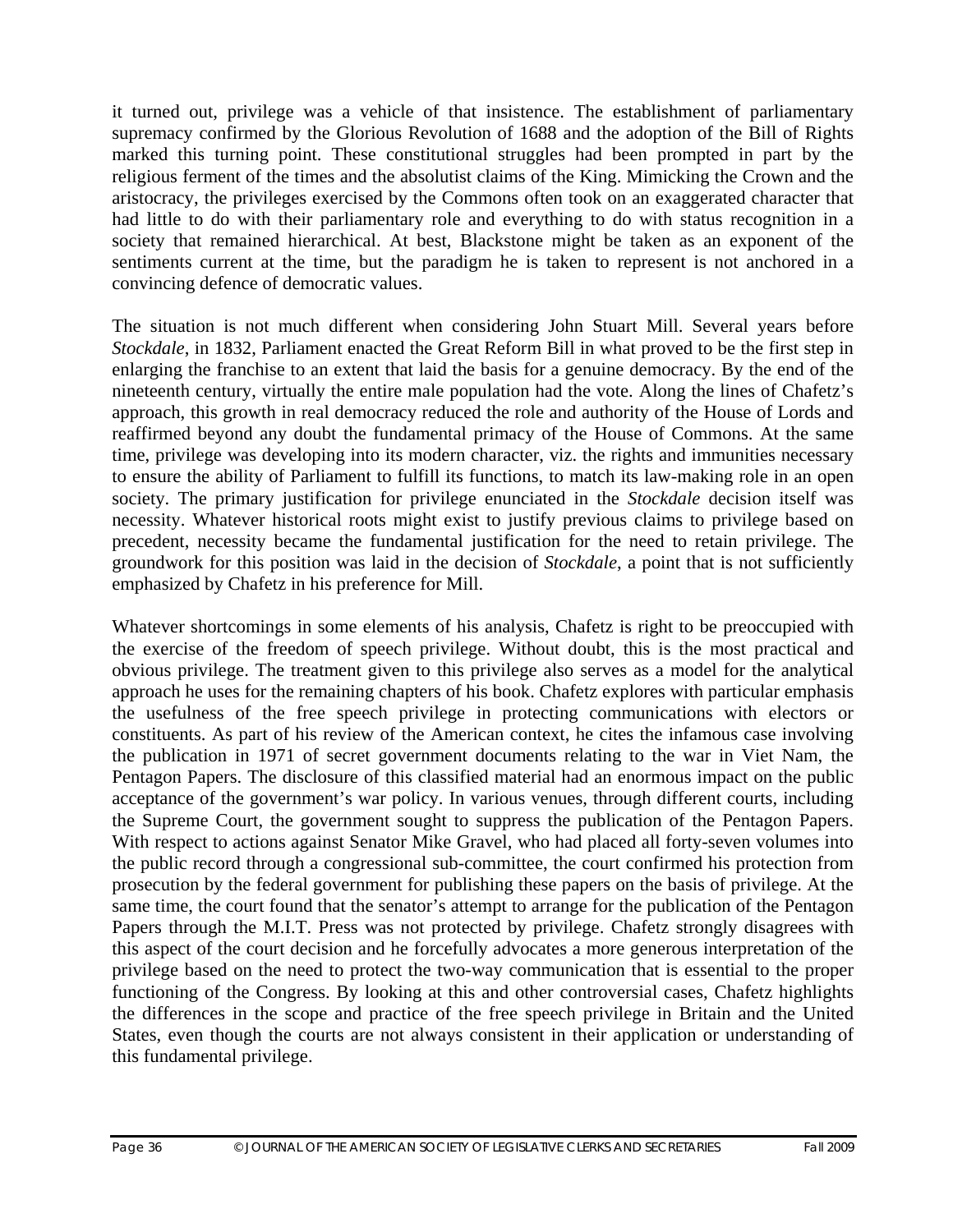it turned out, privilege was a vehicle of that insistence. The establishment of parliamentary supremacy confirmed by the Glorious Revolution of 1688 and the adoption of the Bill of Rights marked this turning point. These constitutional struggles had been prompted in part by the religious ferment of the times and the absolutist claims of the King. Mimicking the Crown and the aristocracy, the privileges exercised by the Commons often took on an exaggerated character that had little to do with their parliamentary role and everything to do with status recognition in a society that remained hierarchical. At best, Blackstone might be taken as an exponent of the sentiments current at the time, but the paradigm he is taken to represent is not anchored in a convincing defence of democratic values.

The situation is not much different when considering John Stuart Mill. Several years before *Stockdale*, in 1832, Parliament enacted the Great Reform Bill in what proved to be the first step in enlarging the franchise to an extent that laid the basis for a genuine democracy. By the end of the nineteenth century, virtually the entire male population had the vote. Along the lines of Chafetz's approach, this growth in real democracy reduced the role and authority of the House of Lords and reaffirmed beyond any doubt the fundamental primacy of the House of Commons. At the same time, privilege was developing into its modern character, viz. the rights and immunities necessary to ensure the ability of Parliament to fulfill its functions, to match its law-making role in an open society. The primary justification for privilege enunciated in the *Stockdale* decision itself was necessity. Whatever historical roots might exist to justify previous claims to privilege based on precedent, necessity became the fundamental justification for the need to retain privilege. The groundwork for this position was laid in the decision of *Stockdale*, a point that is not sufficiently emphasized by Chafetz in his preference for Mill.

Whatever shortcomings in some elements of his analysis, Chafetz is right to be preoccupied with the exercise of the freedom of speech privilege. Without doubt, this is the most practical and obvious privilege. The treatment given to this privilege also serves as a model for the analytical approach he uses for the remaining chapters of his book. Chafetz explores with particular emphasis the usefulness of the free speech privilege in protecting communications with electors or constituents. As part of his review of the American context, he cites the infamous case involving the publication in 1971 of secret government documents relating to the war in Viet Nam, the Pentagon Papers. The disclosure of this classified material had an enormous impact on the public acceptance of the government's war policy. In various venues, through different courts, including the Supreme Court, the government sought to suppress the publication of the Pentagon Papers. With respect to actions against Senator Mike Gravel, who had placed all forty-seven volumes into the public record through a congressional sub-committee, the court confirmed his protection from prosecution by the federal government for publishing these papers on the basis of privilege. At the same time, the court found that the senator's attempt to arrange for the publication of the Pentagon Papers through the M.I.T. Press was not protected by privilege. Chafetz strongly disagrees with this aspect of the court decision and he forcefully advocates a more generous interpretation of the privilege based on the need to protect the two-way communication that is essential to the proper functioning of the Congress. By looking at this and other controversial cases, Chafetz highlights the differences in the scope and practice of the free speech privilege in Britain and the United States, even though the courts are not always consistent in their application or understanding of this fundamental privilege.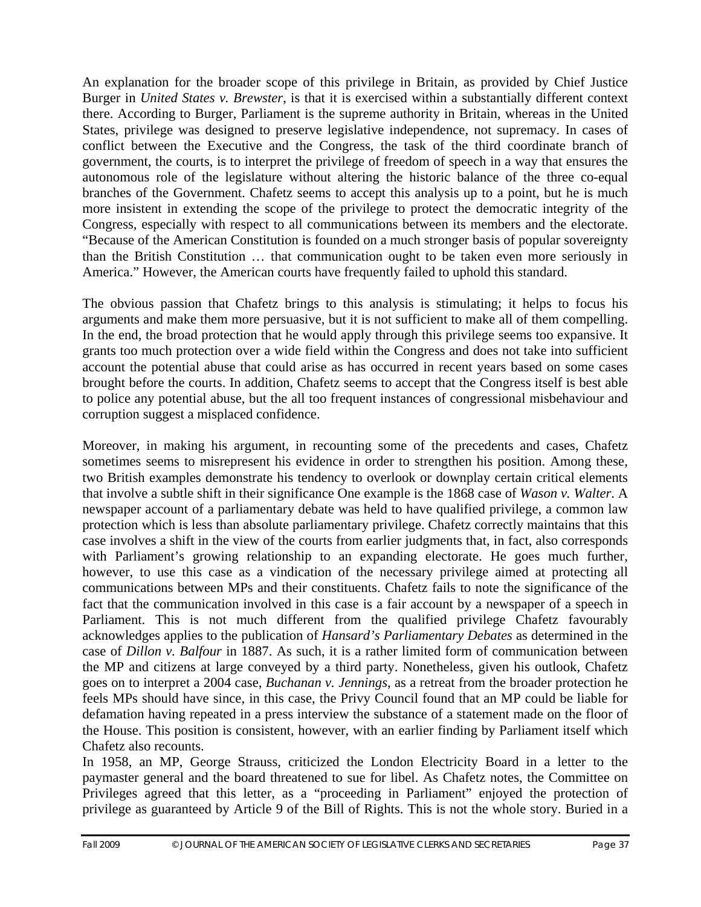An explanation for the broader scope of this privilege in Britain, as provided by Chief Justice Burger in *United States v. Brewster*, is that it is exercised within a substantially different context there. According to Burger, Parliament is the supreme authority in Britain, whereas in the United States, privilege was designed to preserve legislative independence, not supremacy. In cases of conflict between the Executive and the Congress, the task of the third coordinate branch of government, the courts, is to interpret the privilege of freedom of speech in a way that ensures the autonomous role of the legislature without altering the historic balance of the three co-equal branches of the Government. Chafetz seems to accept this analysis up to a point, but he is much more insistent in extending the scope of the privilege to protect the democratic integrity of the Congress, especially with respect to all communications between its members and the electorate. "Because of the American Constitution is founded on a much stronger basis of popular sovereignty than the British Constitution … that communication ought to be taken even more seriously in America." However, the American courts have frequently failed to uphold this standard.

The obvious passion that Chafetz brings to this analysis is stimulating; it helps to focus his arguments and make them more persuasive, but it is not sufficient to make all of them compelling. In the end, the broad protection that he would apply through this privilege seems too expansive. It grants too much protection over a wide field within the Congress and does not take into sufficient account the potential abuse that could arise as has occurred in recent years based on some cases brought before the courts. In addition, Chafetz seems to accept that the Congress itself is best able to police any potential abuse, but the all too frequent instances of congressional misbehaviour and corruption suggest a misplaced confidence.

Moreover, in making his argument, in recounting some of the precedents and cases, Chafetz sometimes seems to misrepresent his evidence in order to strengthen his position. Among these, two British examples demonstrate his tendency to overlook or downplay certain critical elements that involve a subtle shift in their significance One example is the 1868 case of *Wason v. Walter*. A newspaper account of a parliamentary debate was held to have qualified privilege, a common law protection which is less than absolute parliamentary privilege. Chafetz correctly maintains that this case involves a shift in the view of the courts from earlier judgments that, in fact, also corresponds with Parliament's growing relationship to an expanding electorate. He goes much further, however, to use this case as a vindication of the necessary privilege aimed at protecting all communications between MPs and their constituents. Chafetz fails to note the significance of the fact that the communication involved in this case is a fair account by a newspaper of a speech in Parliament. This is not much different from the qualified privilege Chafetz favourably acknowledges applies to the publication of *Hansard's Parliamentary Debates* as determined in the case of *Dillon v. Balfour* in 1887. As such, it is a rather limited form of communication between the MP and citizens at large conveyed by a third party. Nonetheless, given his outlook, Chafetz goes on to interpret a 2004 case, *Buchanan v. Jennings*, as a retreat from the broader protection he feels MPs should have since, in this case, the Privy Council found that an MP could be liable for defamation having repeated in a press interview the substance of a statement made on the floor of the House. This position is consistent, however, with an earlier finding by Parliament itself which Chafetz also recounts.

In 1958, an MP, George Strauss, criticized the London Electricity Board in a letter to the paymaster general and the board threatened to sue for libel. As Chafetz notes, the Committee on Privileges agreed that this letter, as a "proceeding in Parliament" enjoyed the protection of privilege as guaranteed by Article 9 of the Bill of Rights. This is not the whole story. Buried in a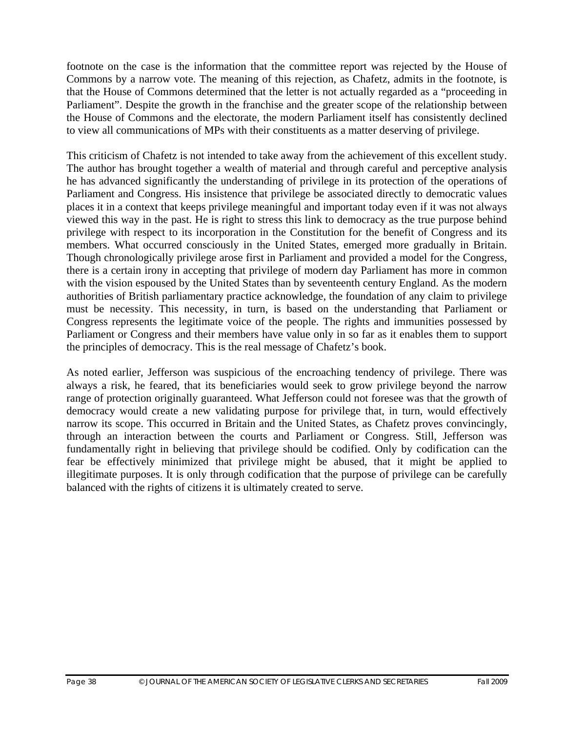footnote on the case is the information that the committee report was rejected by the House of Commons by a narrow vote. The meaning of this rejection, as Chafetz, admits in the footnote, is that the House of Commons determined that the letter is not actually regarded as a "proceeding in Parliament". Despite the growth in the franchise and the greater scope of the relationship between the House of Commons and the electorate, the modern Parliament itself has consistently declined to view all communications of MPs with their constituents as a matter deserving of privilege.

This criticism of Chafetz is not intended to take away from the achievement of this excellent study. The author has brought together a wealth of material and through careful and perceptive analysis he has advanced significantly the understanding of privilege in its protection of the operations of Parliament and Congress. His insistence that privilege be associated directly to democratic values places it in a context that keeps privilege meaningful and important today even if it was not always viewed this way in the past. He is right to stress this link to democracy as the true purpose behind privilege with respect to its incorporation in the Constitution for the benefit of Congress and its members. What occurred consciously in the United States, emerged more gradually in Britain. Though chronologically privilege arose first in Parliament and provided a model for the Congress, there is a certain irony in accepting that privilege of modern day Parliament has more in common with the vision espoused by the United States than by seventeenth century England. As the modern authorities of British parliamentary practice acknowledge, the foundation of any claim to privilege must be necessity. This necessity, in turn, is based on the understanding that Parliament or Congress represents the legitimate voice of the people. The rights and immunities possessed by Parliament or Congress and their members have value only in so far as it enables them to support the principles of democracy. This is the real message of Chafetz's book.

As noted earlier, Jefferson was suspicious of the encroaching tendency of privilege. There was always a risk, he feared, that its beneficiaries would seek to grow privilege beyond the narrow range of protection originally guaranteed. What Jefferson could not foresee was that the growth of democracy would create a new validating purpose for privilege that, in turn, would effectively narrow its scope. This occurred in Britain and the United States, as Chafetz proves convincingly, through an interaction between the courts and Parliament or Congress. Still, Jefferson was fundamentally right in believing that privilege should be codified. Only by codification can the fear be effectively minimized that privilege might be abused, that it might be applied to illegitimate purposes. It is only through codification that the purpose of privilege can be carefully balanced with the rights of citizens it is ultimately created to serve.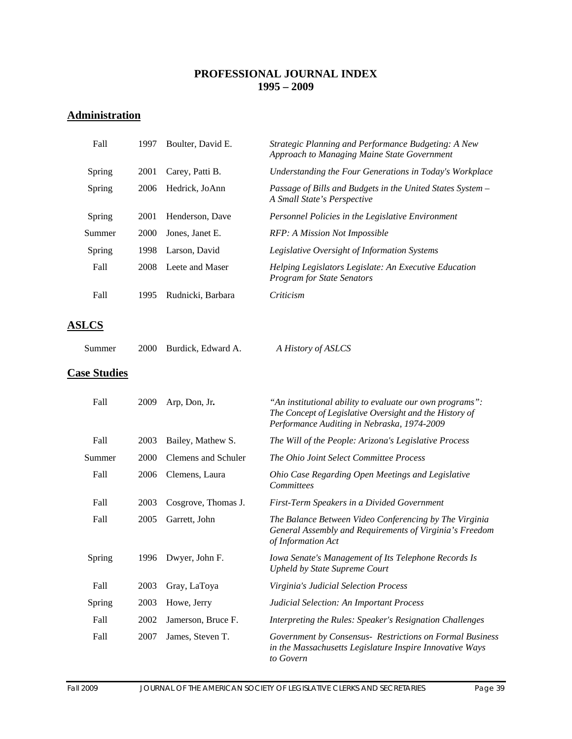# PROFESSIONAL JOURNAL INDEX
# 1995 – 2009

## Administration

| | | | |
|---|---|---|---|
| Fall | 1997 | Boulter, David E. | *Strategic Planning and Performance Budgeting: A New Approach to Managing Maine State Government* |
| Spring | 2001 | Carey, Patti B. | *Understanding the Four Generations in Today's Workplace* |
| Spring | 2006 | Hedrick, JoAnn | *Passage of Bills and Budgets in the United States System – A Small State's Perspective* |
| Spring | 2001 | Henderson, Dave | *Personnel Policies in the Legislative Environment* |
| Summer | 2000 | Jones, Janet E. | *RFP: A Mission Not Impossible* |
| Spring | 1998 | Larson, David | *Legislative Oversight of Information Systems* |
| Fall | 2008 | Leete and Maser | *Helping Legislators Legislate: An Executive Education Program for State Senators* |
| Fall | 1995 | Rudnicki, Barbara | *Criticism* |

## ASLCS

| | | | |
|---|---|---|---|
| Summer | 2000 | Burdick, Edward A. | *A History of ASLCS* |

## Case Studies

| | | | |
|---|---|---|---|
| Fall | 2009 | Arp, Don, Jr. | *"An institutional ability to evaluate our own programs": The Concept of Legislative Oversight and the History of Performance Auditing in Nebraska, 1974-2009* |
| Fall | 2003 | Bailey, Mathew S. | *The Will of the People: Arizona's Legislative Process* |
| Summer | 2000 | Clemens and Schuler | *The Ohio Joint Select Committee Process* |
| Fall | 2006 | Clemens, Laura | *Ohio Case Regarding Open Meetings and Legislative Committees* |
| Fall | 2003 | Cosgrove, Thomas J. | *First-Term Speakers in a Divided Government* |
| Fall | 2005 | Garrett, John | *The Balance Between Video Conferencing by The Virginia General Assembly and Requirements of Virginia's Freedom of Information Act* |
| Spring | 1996 | Dwyer, John F. | *Iowa Senate's Management of Its Telephone Records Is Upheld by State Supreme Court* |
| Fall | 2003 | Gray, LaToya | *Virginia's Judicial Selection Process* |
| Spring | 2003 | Howe, Jerry | *Judicial Selection: An Important Process* |
| Fall | 2002 | Jamerson, Bruce F. | *Interpreting the Rules: Speaker's Resignation Challenges* |
| Fall | 2007 | James, Steven T. | *Government by Consensus- Restrictions on Formal Business in the Massachusetts Legislature Inspire Innovative Ways to Govern* |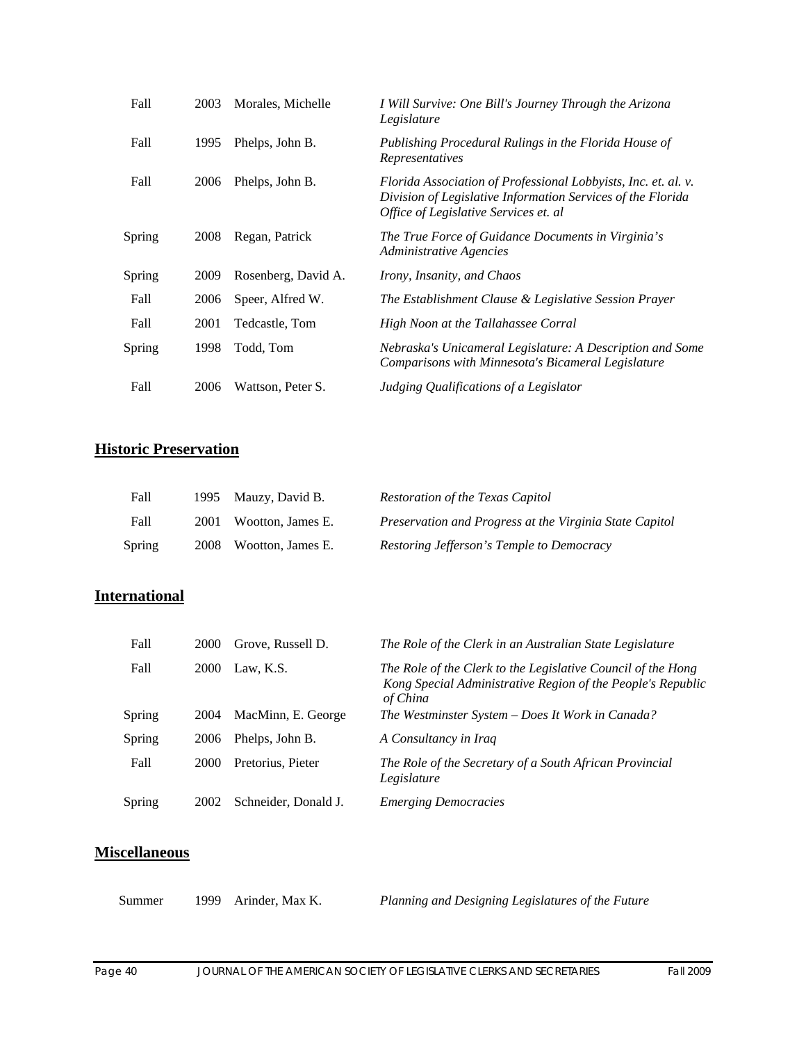| | | | |
|---|---|---|---|
| Fall | 2003 | Morales, Michelle | *I Will Survive: One Bill's Journey Through the Arizona Legislature* |
| Fall | 1995 | Phelps, John B. | *Publishing Procedural Rulings in the Florida House of Representatives* |
| Fall | 2006 | Phelps, John B. | *Florida Association of Professional Lobbyists, Inc. et. al. v. Division of Legislative Information Services of the Florida Office of Legislative Services et. al* |
| Spring | 2008 | Regan, Patrick | *The True Force of Guidance Documents in Virginia's Administrative Agencies* |
| Spring | 2009 | Rosenberg, David A. | *Irony, Insanity, and Chaos* |
| Fall | 2006 | Speer, Alfred W. | *The Establishment Clause & Legislative Session Prayer* |
| Fall | 2001 | Tedcastle, Tom | *High Noon at the Tallahassee Corral* |
| Spring | 1998 | Todd, Tom | *Nebraska's Unicameral Legislature: A Description and Some Comparisons with Minnesota's Bicameral Legislature* |
| Fall | 2006 | Wattson, Peter S. | *Judging Qualifications of a Legislator* |

## **Historic Preservation**

| | | | |
|---|---|---|---|
| Fall | 1995 | Mauzy, David B. | *Restoration of the Texas Capitol* |
| Fall | 2001 | Wootton, James E. | *Preservation and Progress at the Virginia State Capitol* |
| Spring | 2008 | Wootton, James E. | *Restoring Jefferson's Temple to Democracy* |

## **International**

| | | | |
|---|---|---|---|
| Fall | 2000 | Grove, Russell D. | *The Role of the Clerk in an Australian State Legislature* |
| Fall | 2000 | Law, K.S. | *The Role of the Clerk to the Legislative Council of the Hong Kong Special Administrative Region of the People's Republic of China* |
| Spring | 2004 | MacMinn, E. George | *The Westminster System – Does It Work in Canada?* |
| Spring | 2006 | Phelps, John B. | *A Consultancy in Iraq* |
| Fall | 2000 | Pretorius, Pieter | *The Role of the Secretary of a South African Provincial Legislature* |
| Spring | 2002 | Schneider, Donald J. | *Emerging Democracies* |

## **Miscellaneous**

| | | | |
|---|---|---|---|
| Summer | 1999 | Arinder, Max K. | *Planning and Designing Legislatures of the Future* |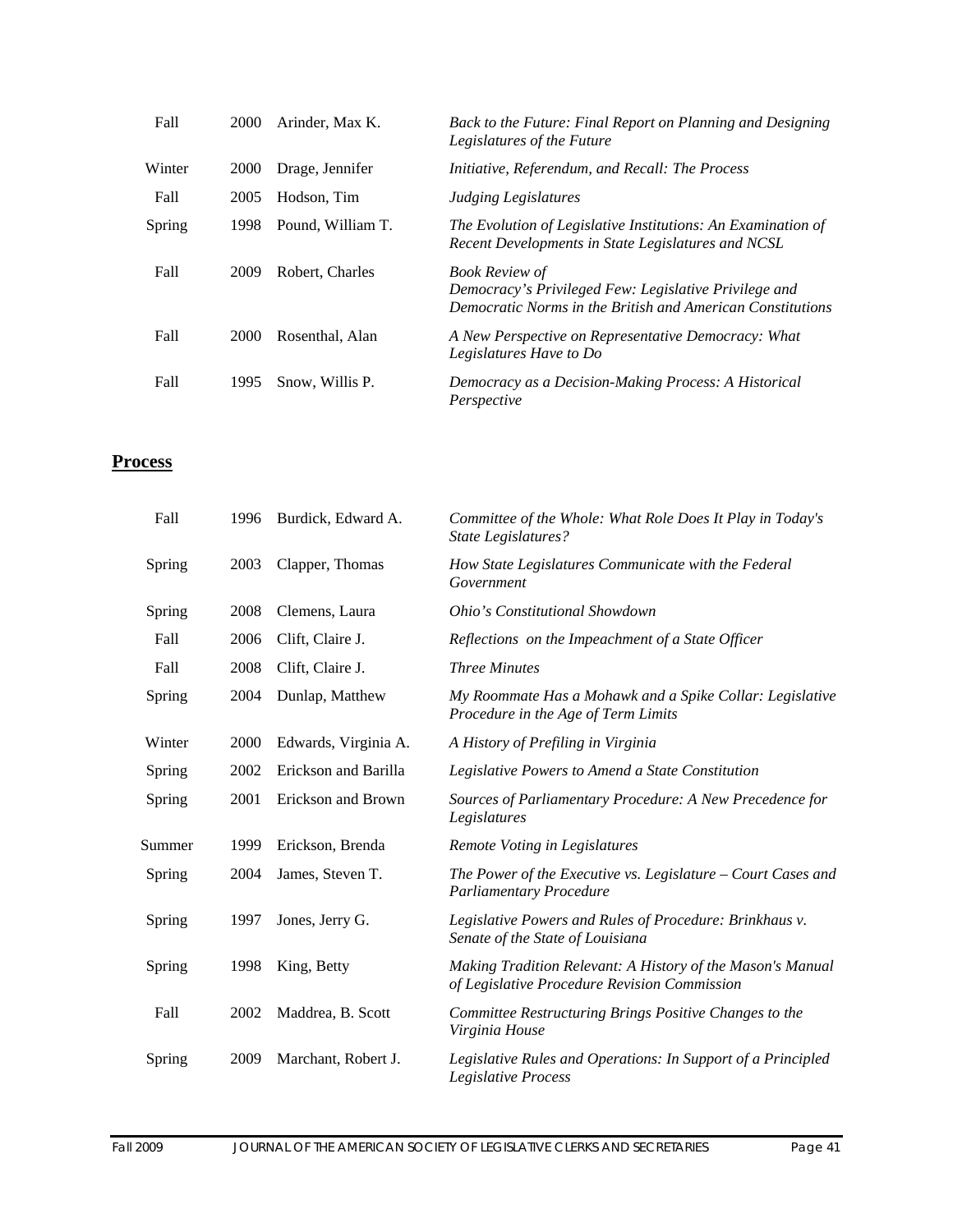| | | | |
|---|---|---|---|
| Fall | 2000 | Arinder, Max K. | *Back to the Future: Final Report on Planning and Designing Legislatures of the Future* |
| Winter | 2000 | Drage, Jennifer | *Initiative, Referendum, and Recall: The Process* |
| Fall | 2005 | Hodson, Tim | *Judging Legislatures* |
| Spring | 1998 | Pound, William T. | *The Evolution of Legislative Institutions: An Examination of Recent Developments in State Legislatures and NCSL* |
| Fall | 2009 | Robert, Charles | *Book Review of Democracy's Privileged Few: Legislative Privilege and Democratic Norms in the British and American Constitutions* |
| Fall | 2000 | Rosenthal, Alan | *A New Perspective on Representative Democracy: What Legislatures Have to Do* |
| Fall | 1995 | Snow, Willis P. | *Democracy as a Decision-Making Process: A Historical Perspective* |

## **Process**

| | | | |
|---|---|---|---|
| Fall | 1996 | Burdick, Edward A. | *Committee of the Whole: What Role Does It Play in Today's State Legislatures?* |
| Spring | 2003 | Clapper, Thomas | *How State Legislatures Communicate with the Federal Government* |
| Spring | 2008 | Clemens, Laura | *Ohio's Constitutional Showdown* |
| Fall | 2006 | Clift, Claire J. | *Reflections on the Impeachment of a State Officer* |
| Fall | 2008 | Clift, Claire J. | *Three Minutes* |
| Spring | 2004 | Dunlap, Matthew | *My Roommate Has a Mohawk and a Spike Collar: Legislative Procedure in the Age of Term Limits* |
| Winter | 2000 | Edwards, Virginia A. | *A History of Prefiling in Virginia* |
| Spring | 2002 | Erickson and Barilla | *Legislative Powers to Amend a State Constitution* |
| Spring | 2001 | Erickson and Brown | *Sources of Parliamentary Procedure: A New Precedence for Legislatures* |
| Summer | 1999 | Erickson, Brenda | *Remote Voting in Legislatures* |
| Spring | 2004 | James, Steven T. | *The Power of the Executive vs. Legislature – Court Cases and Parliamentary Procedure* |
| Spring | 1997 | Jones, Jerry G. | *Legislative Powers and Rules of Procedure: Brinkhaus v. Senate of the State of Louisiana* |
| Spring | 1998 | King, Betty | *Making Tradition Relevant: A History of the Mason's Manual of Legislative Procedure Revision Commission* |
| Fall | 2002 | Maddrea, B. Scott | *Committee Restructuring Brings Positive Changes to the Virginia House* |
| Spring | 2009 | Marchant, Robert J. | *Legislative Rules and Operations: In Support of a Principled Legislative Process* |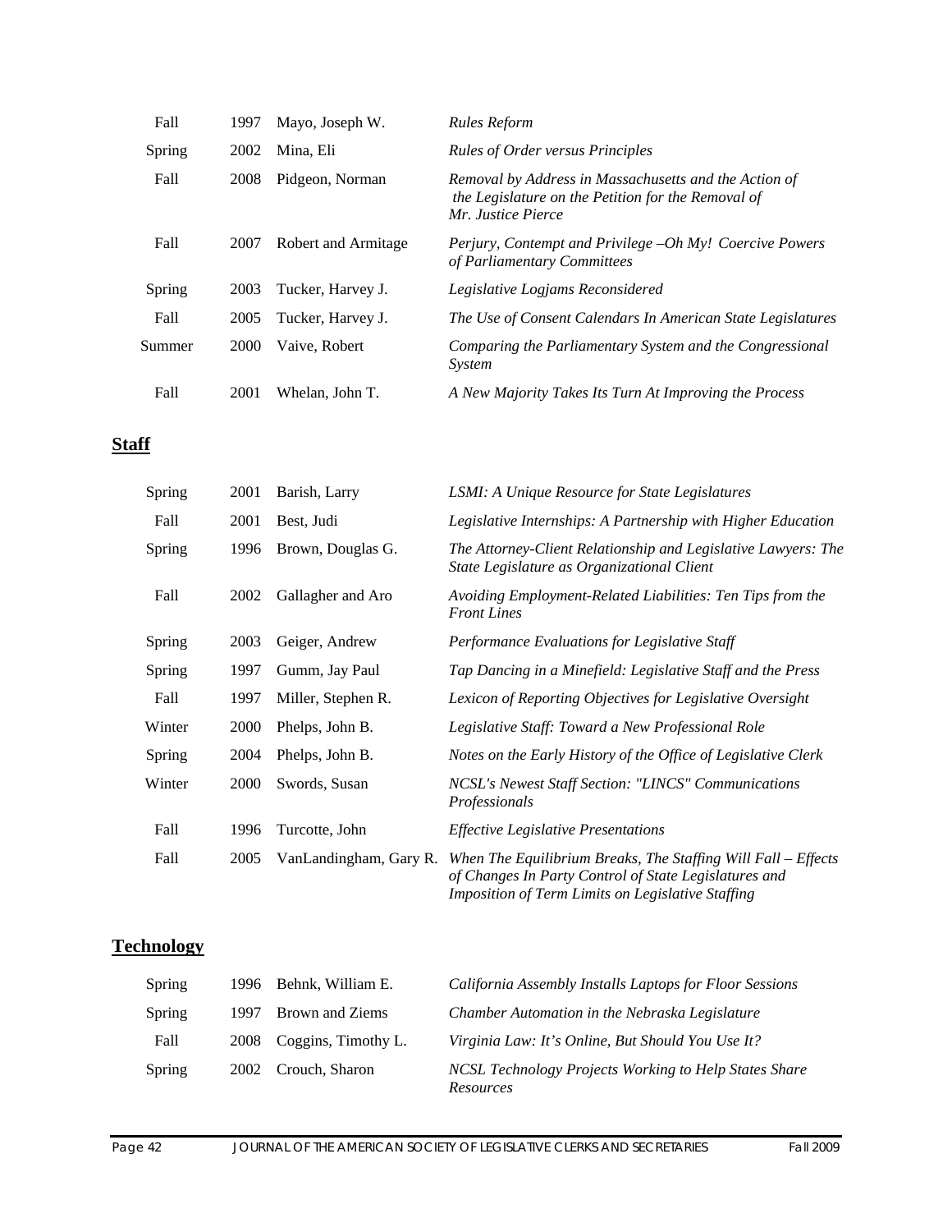| | | | |
|---|---|---|---|
| Fall | 1997 | Mayo, Joseph W. | *Rules Reform* |
| Spring | 2002 | Mina, Eli | *Rules of Order versus Principles* |
| Fall | 2008 | Pidgeon, Norman | *Removal by Address in Massachusetts and the Action of the Legislature on the Petition for the Removal of Mr. Justice Pierce* |
| Fall | 2007 | Robert and Armitage | *Perjury, Contempt and Privilege –Oh My! Coercive Powers of Parliamentary Committees* |
| Spring | 2003 | Tucker, Harvey J. | *Legislative Logjams Reconsidered* |
| Fall | 2005 | Tucker, Harvey J. | *The Use of Consent Calendars In American State Legislatures* |
| Summer | 2000 | Vaive, Robert | *Comparing the Parliamentary System and the Congressional System* |
| Fall | 2001 | Whelan, John T. | *A New Majority Takes Its Turn At Improving the Process* |

## **Staff**

| | | | |
|---|---|---|---|
| Spring | 2001 | Barish, Larry | *LSMI: A Unique Resource for State Legislatures* |
| Fall | 2001 | Best, Judi | *Legislative Internships: A Partnership with Higher Education* |
| Spring | 1996 | Brown, Douglas G. | *The Attorney-Client Relationship and Legislative Lawyers: The State Legislature as Organizational Client* |
| Fall | 2002 | Gallagher and Aro | *Avoiding Employment-Related Liabilities: Ten Tips from the Front Lines* |
| Spring | 2003 | Geiger, Andrew | *Performance Evaluations for Legislative Staff* |
| Spring | 1997 | Gumm, Jay Paul | *Tap Dancing in a Minefield: Legislative Staff and the Press* |
| Fall | 1997 | Miller, Stephen R. | *Lexicon of Reporting Objectives for Legislative Oversight* |
| Winter | 2000 | Phelps, John B. | *Legislative Staff: Toward a New Professional Role* |
| Spring | 2004 | Phelps, John B. | *Notes on the Early History of the Office of Legislative Clerk* |
| Winter | 2000 | Swords, Susan | *NCSL's Newest Staff Section: "LINCS" Communications Professionals* |
| Fall | 1996 | Turcotte, John | *Effective Legislative Presentations* |
| Fall | 2005 | VanLandingham, Gary R. | *When The Equilibrium Breaks, The Staffing Will Fall – Effects of Changes In Party Control of State Legislatures and Imposition of Term Limits on Legislative Staffing* |

## **Technology**

| | | | |
|---|---|---|---|
| Spring | 1996 | Behnk, William E. | *California Assembly Installs Laptops for Floor Sessions* |
| Spring | 1997 | Brown and Ziems | *Chamber Automation in the Nebraska Legislature* |
| Fall | 2008 | Coggins, Timothy L. | *Virginia Law: It's Online, But Should You Use It?* |
| Spring | 2002 | Crouch, Sharon | *NCSL Technology Projects Working to Help States Share Resources* |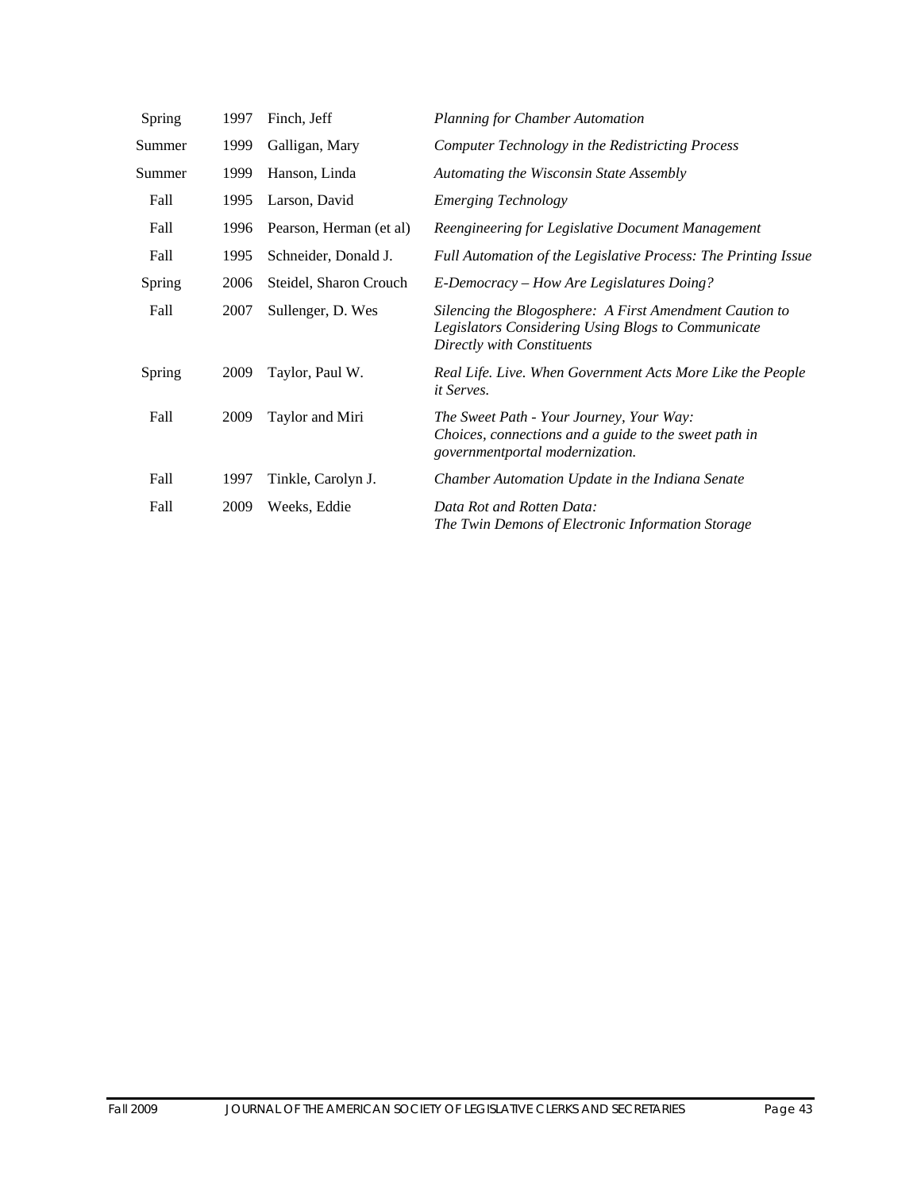| | | | |
|---|---|---|---|
| Spring | 1997 | Finch, Jeff | *Planning for Chamber Automation* |
| Summer | 1999 | Galligan, Mary | *Computer Technology in the Redistricting Process* |
| Summer | 1999 | Hanson, Linda | *Automating the Wisconsin State Assembly* |
| Fall | 1995 | Larson, David | *Emerging Technology* |
| Fall | 1996 | Pearson, Herman (et al) | *Reengineering for Legislative Document Management* |
| Fall | 1995 | Schneider, Donald J. | *Full Automation of the Legislative Process: The Printing Issue* |
| Spring | 2006 | Steidel, Sharon Crouch | *E-Democracy – How Are Legislatures Doing?* |
| Fall | 2007 | Sullenger, D. Wes | *Silencing the Blogosphere: A First Amendment Caution to Legislators Considering Using Blogs to Communicate Directly with Constituents* |
| Spring | 2009 | Taylor, Paul W. | *Real Life. Live. When Government Acts More Like the People it Serves.* |
| Fall | 2009 | Taylor and Miri | *The Sweet Path - Your Journey, Your Way: Choices, connections and a guide to the sweet path in governmentportal modernization.* |
| Fall | 1997 | Tinkle, Carolyn J. | *Chamber Automation Update in the Indiana Senate* |
| Fall | 2009 | Weeks, Eddie | *Data Rot and Rotten Data: The Twin Demons of Electronic Information Storage* |